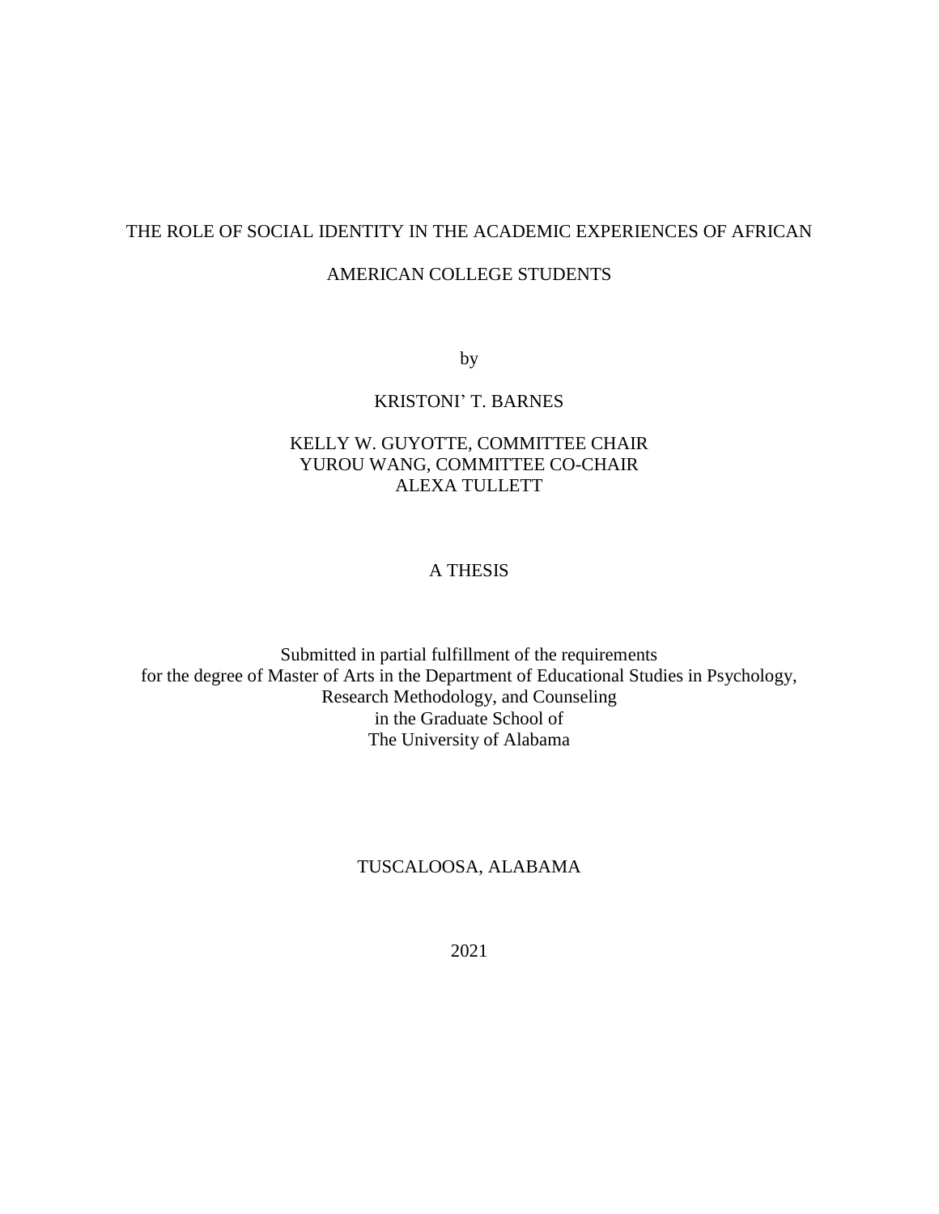# THE ROLE OF SOCIAL IDENTITY IN THE ACADEMIC EXPERIENCES OF AFRICAN AMERICAN COLLEGE STUDENTS

by

KRISTONI' T. BARNES

KELLY W. GUYOTTE, COMMITTEE CHAIR
YUROU WANG, COMMITTEE CO-CHAIR
ALEXA TULLETT

A THESIS

Submitted in partial fulfillment of the requirements
for the degree of Master of Arts in the Department of Educational Studies in Psychology,
Research Methodology, and Counseling
in the Graduate School of
The University of Alabama

TUSCALOOSA, ALABAMA

2021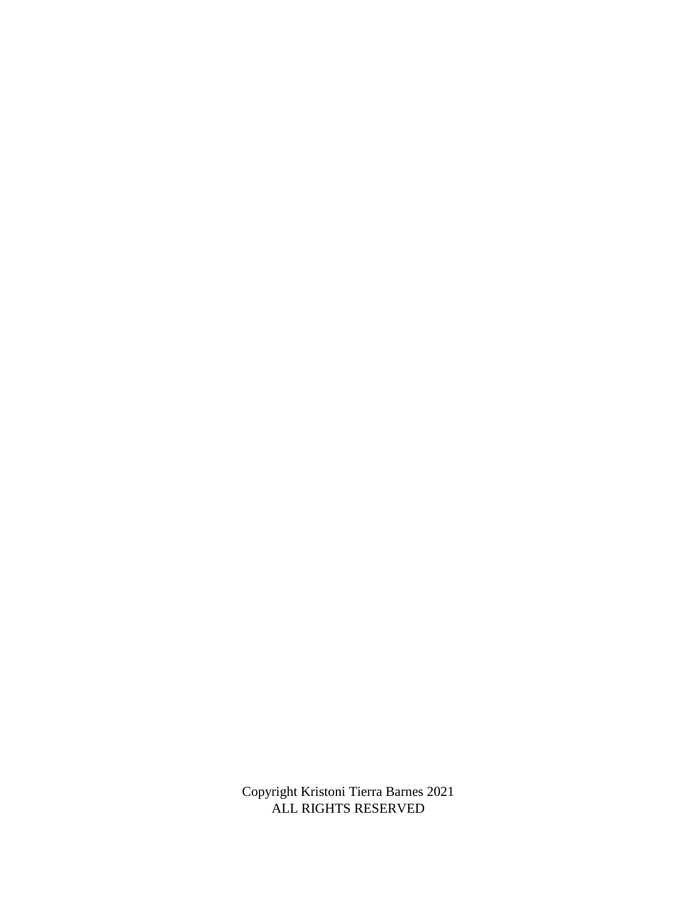Copyright Kristoni Tierra Barnes 2021
ALL RIGHTS RESERVED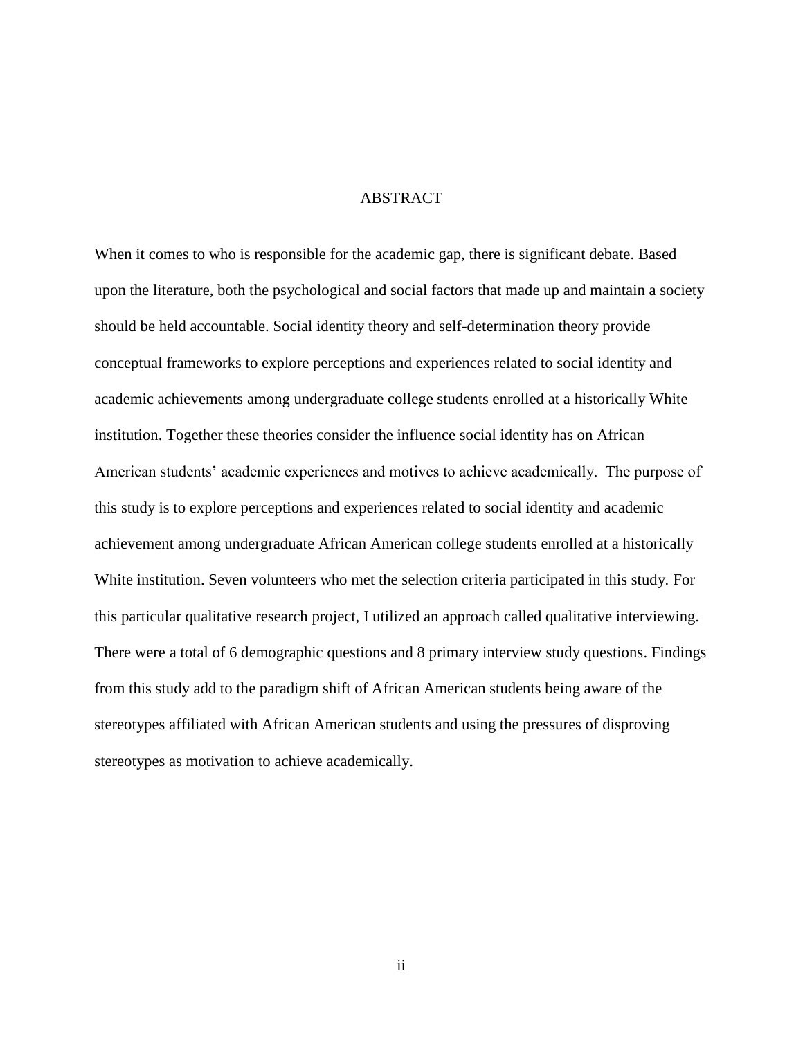# ABSTRACT

When it comes to who is responsible for the academic gap, there is significant debate. Based upon the literature, both the psychological and social factors that made up and maintain a society should be held accountable. Social identity theory and self-determination theory provide conceptual frameworks to explore perceptions and experiences related to social identity and academic achievements among undergraduate college students enrolled at a historically White institution. Together these theories consider the influence social identity has on African American students' academic experiences and motives to achieve academically. The purpose of this study is to explore perceptions and experiences related to social identity and academic achievement among undergraduate African American college students enrolled at a historically White institution. Seven volunteers who met the selection criteria participated in this study. For this particular qualitative research project, I utilized an approach called qualitative interviewing. There were a total of 6 demographic questions and 8 primary interview study questions. Findings from this study add to the paradigm shift of African American students being aware of the stereotypes affiliated with African American students and using the pressures of disproving stereotypes as motivation to achieve academically.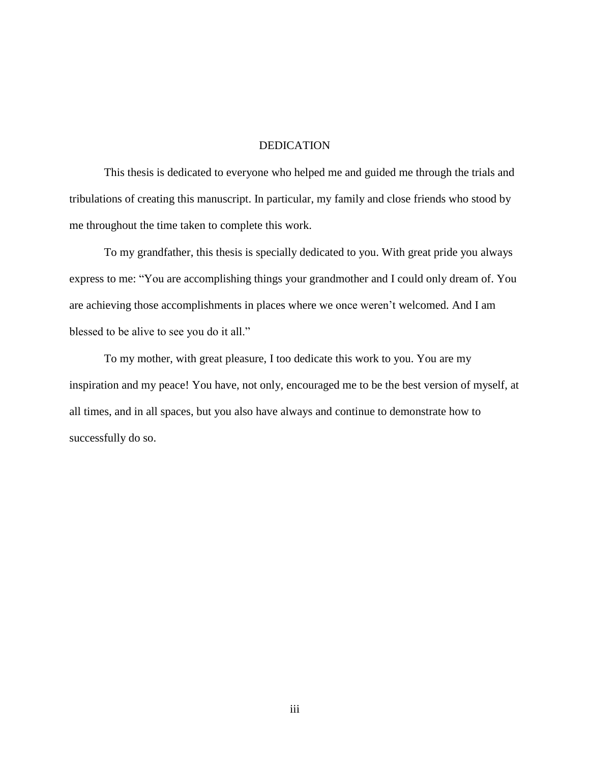# DEDICATION

This thesis is dedicated to everyone who helped me and guided me through the trials and tribulations of creating this manuscript. In particular, my family and close friends who stood by me throughout the time taken to complete this work.

To my grandfather, this thesis is specially dedicated to you. With great pride you always express to me: "You are accomplishing things your grandmother and I could only dream of. You are achieving those accomplishments in places where we once weren't welcomed. And I am blessed to be alive to see you do it all."

To my mother, with great pleasure, I too dedicate this work to you. You are my inspiration and my peace! You have, not only, encouraged me to be the best version of myself, at all times, and in all spaces, but you also have always and continue to demonstrate how to successfully do so.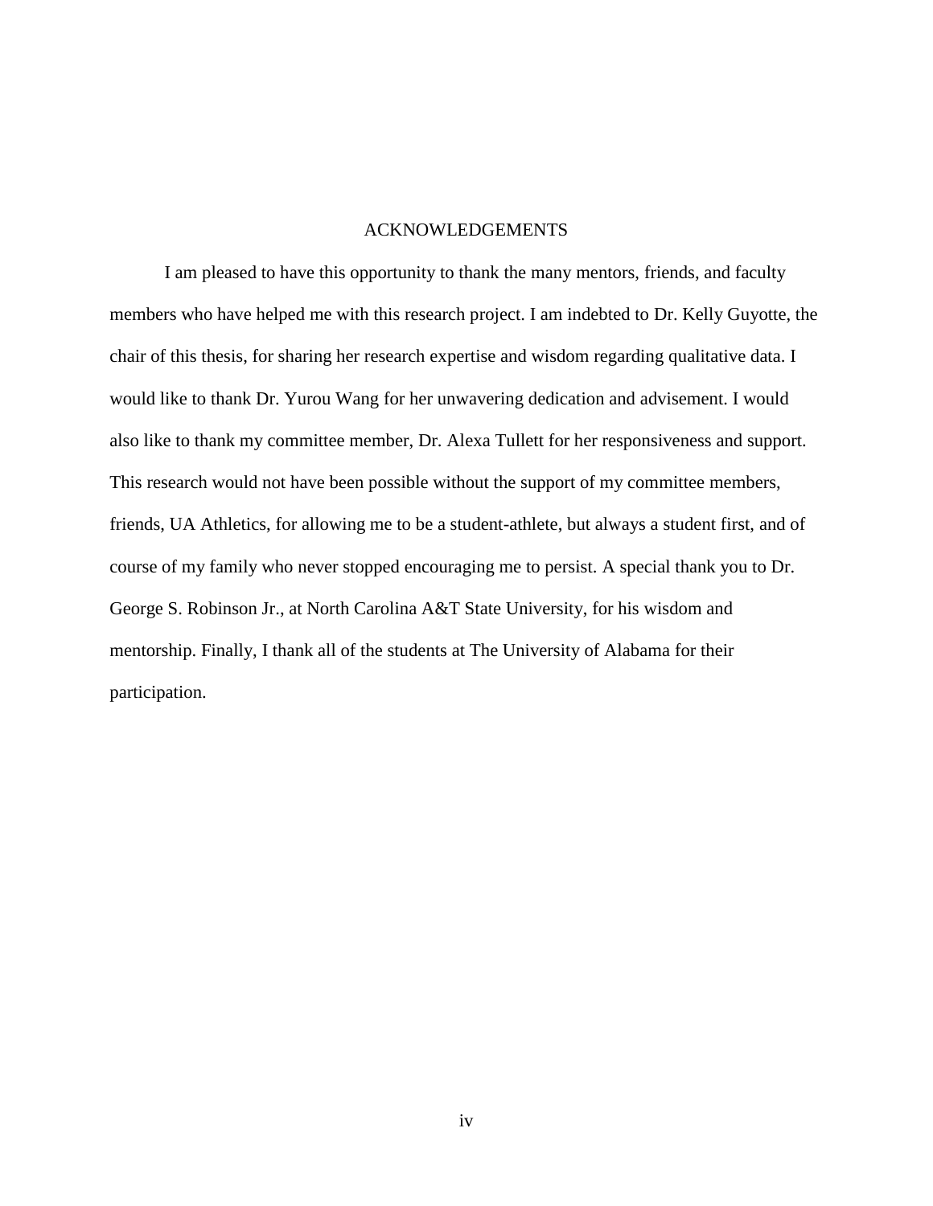# ACKNOWLEDGEMENTS

I am pleased to have this opportunity to thank the many mentors, friends, and faculty members who have helped me with this research project. I am indebted to Dr. Kelly Guyotte, the chair of this thesis, for sharing her research expertise and wisdom regarding qualitative data. I would like to thank Dr. Yurou Wang for her unwavering dedication and advisement. I would also like to thank my committee member, Dr. Alexa Tullett for her responsiveness and support. This research would not have been possible without the support of my committee members, friends, UA Athletics, for allowing me to be a student-athlete, but always a student first, and of course of my family who never stopped encouraging me to persist. A special thank you to Dr. George S. Robinson Jr., at North Carolina A&T State University, for his wisdom and mentorship. Finally, I thank all of the students at The University of Alabama for their participation.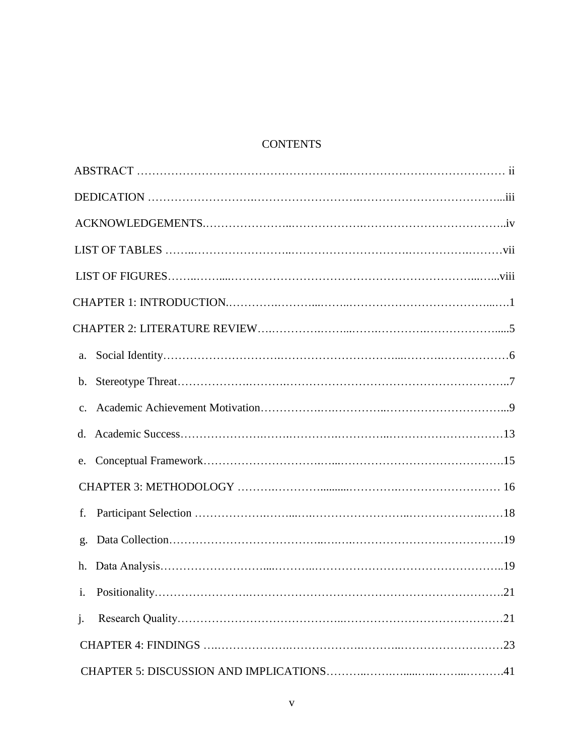# CONTENTS

ABSTRACT ………………………………………………………………………………… ii

DEDICATION ……………………………………………………………………………...iii

ACKNOWLEDGEMENTS.…………………..……………….……………………………..iv

LIST OF TABLES ……..……………………..……………………….…………….………vii

LIST OF FIGURES……..…….....………………………………………………………...…..viii

CHAPTER 1: INTRODUCTION.………….……….....……..…………………………………...…1

CHAPTER 2: LITERATURE REVIEW….……………..……...…….………….………………......5

a. Social Identity………………………….…………………………....……….………………6

b. Stereotype Threat……………….……….………………………………………………..7

c. Academic Achievement Motivation……………….…………..…………………………...9

d. Academic Success………………….…….………….………..…………………………13

e. Conceptual Framework………………………….…...…………………………………….15

CHAPTER 3: METHODOLOGY ……….………….........……….……………………… 16

f. Participant Selection ……………….……...….…………………..……………….……18

g. Data Collection…………………………………..…….……………………………………19

h. Data Analysis……………………….....………...…………….……………………….……..19

i. Positionality……………………..……………………………………………………………….21

j. Research Quality…………………………………….....……………………………………21

CHAPTER 4: FINDINGS ….………………..……………..………..………………………23

CHAPTER 5: DISCUSSION AND IMPLICATIONS………..…….….....….……...……….41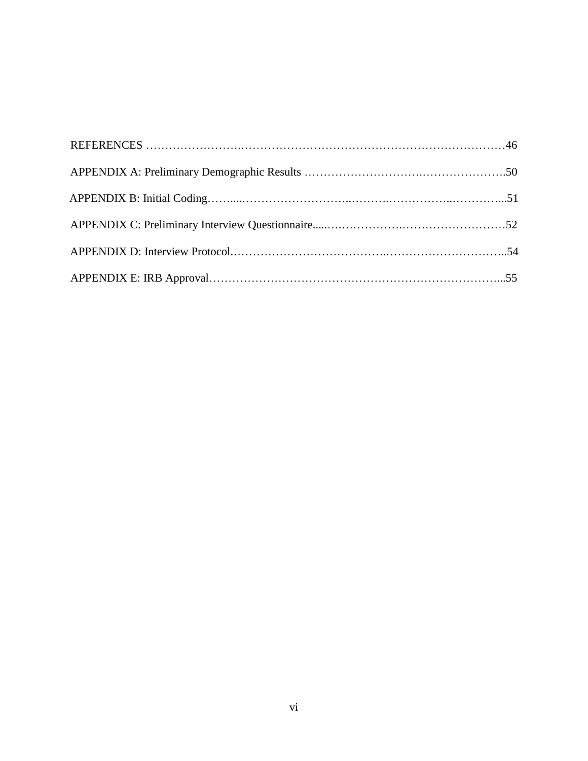REFERENCES ……………………………………………………………………………………46

APPENDIX A: Preliminary Demographic Results ……………………………………………….50

APPENDIX B: Initial Coding……...……………………..……….……………...…………...51

APPENDIX C: Preliminary Interview Questionnaire.....….…………….………………………52

APPENDIX D: Interview Protocol.……………………………….…………………………..54

APPENDIX E: IRB Approval…………………………………………………………………...55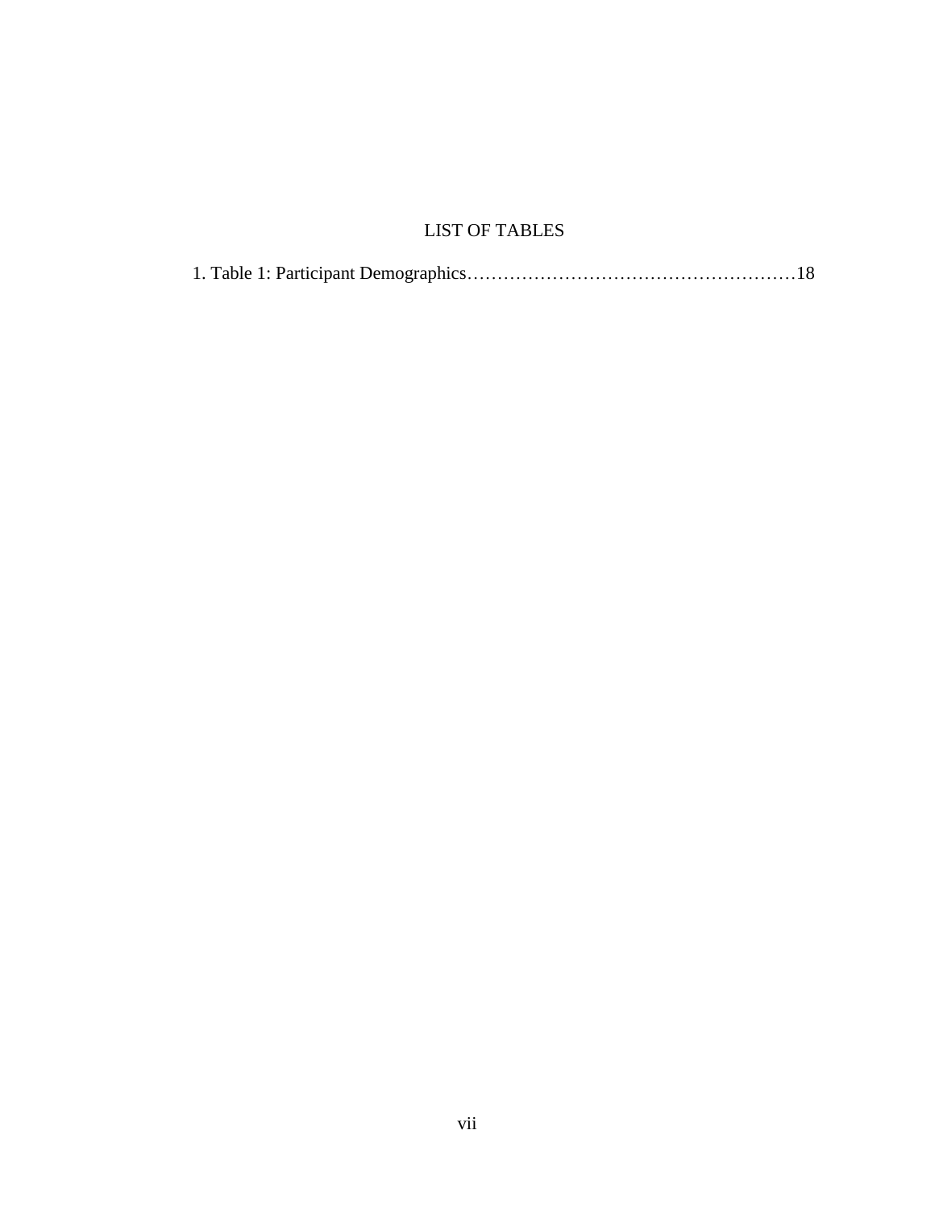# LIST OF TABLES

1. Table 1: Participant Demographics……………………………………………18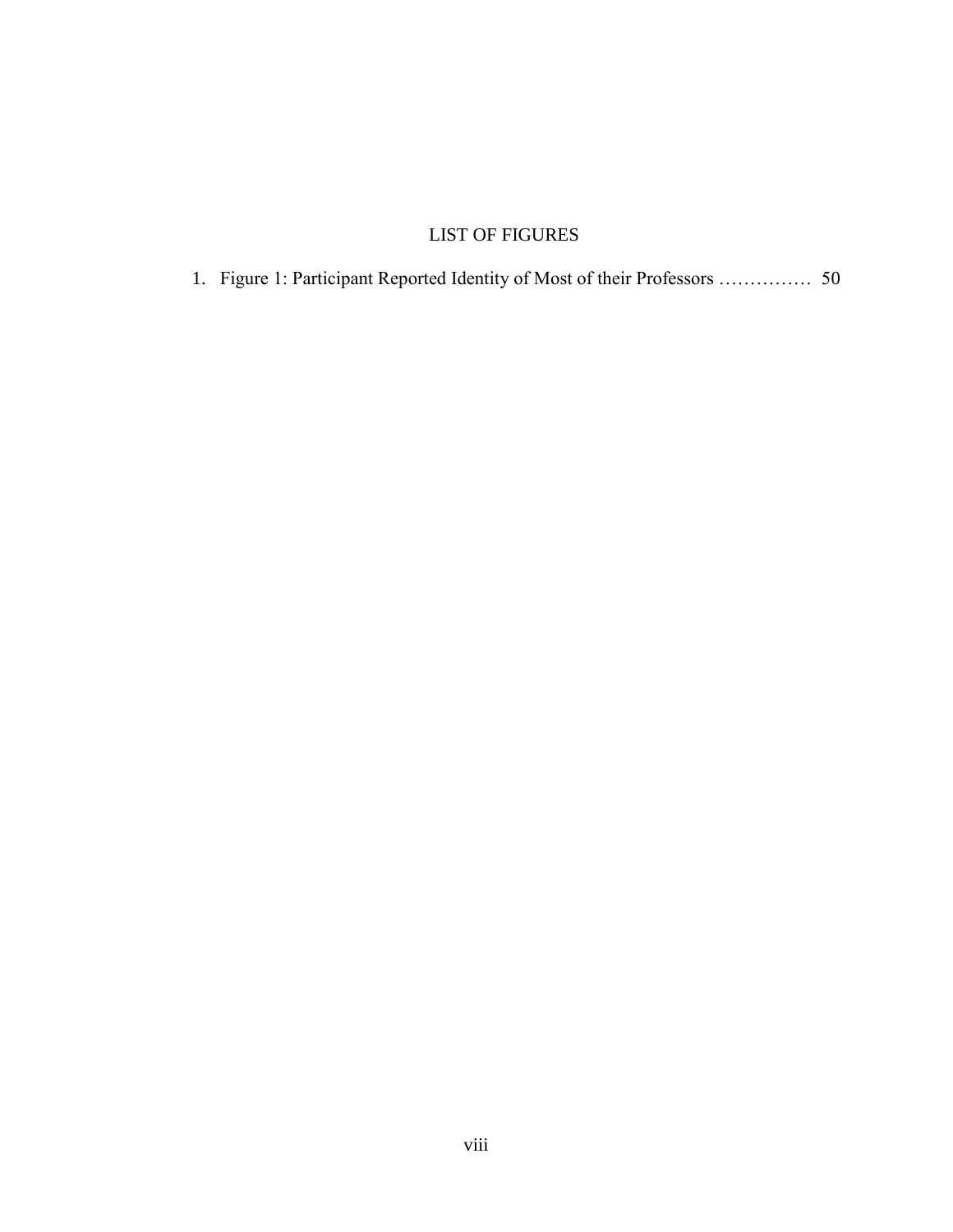# LIST OF FIGURES

1. Figure 1: Participant Reported Identity of Most of their Professors …………… 50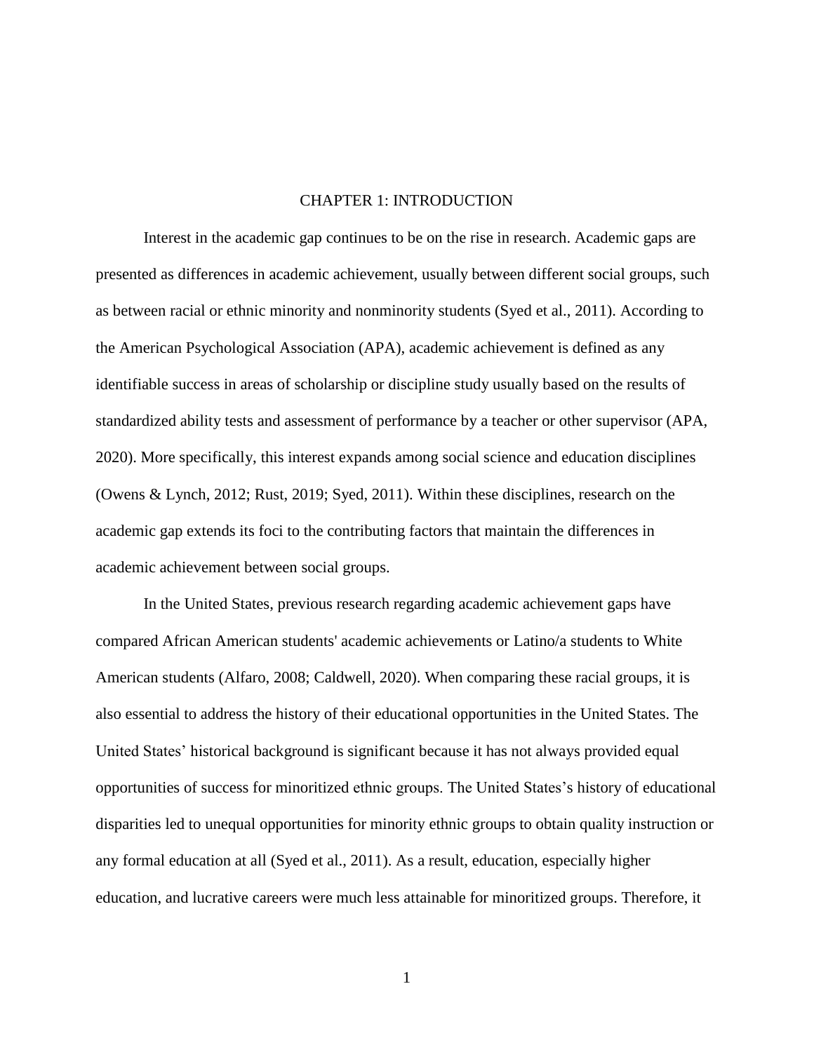# CHAPTER 1: INTRODUCTION

Interest in the academic gap continues to be on the rise in research. Academic gaps are presented as differences in academic achievement, usually between different social groups, such as between racial or ethnic minority and nonminority students (Syed et al., 2011). According to the American Psychological Association (APA), academic achievement is defined as any identifiable success in areas of scholarship or discipline study usually based on the results of standardized ability tests and assessment of performance by a teacher or other supervisor (APA, 2020). More specifically, this interest expands among social science and education disciplines (Owens & Lynch, 2012; Rust, 2019; Syed, 2011). Within these disciplines, research on the academic gap extends its foci to the contributing factors that maintain the differences in academic achievement between social groups.

In the United States, previous research regarding academic achievement gaps have compared African American students' academic achievements or Latino/a students to White American students (Alfaro, 2008; Caldwell, 2020). When comparing these racial groups, it is also essential to address the history of their educational opportunities in the United States. The United States' historical background is significant because it has not always provided equal opportunities of success for minoritized ethnic groups. The United States's history of educational disparities led to unequal opportunities for minority ethnic groups to obtain quality instruction or any formal education at all (Syed et al., 2011). As a result, education, especially higher education, and lucrative careers were much less attainable for minoritized groups. Therefore, it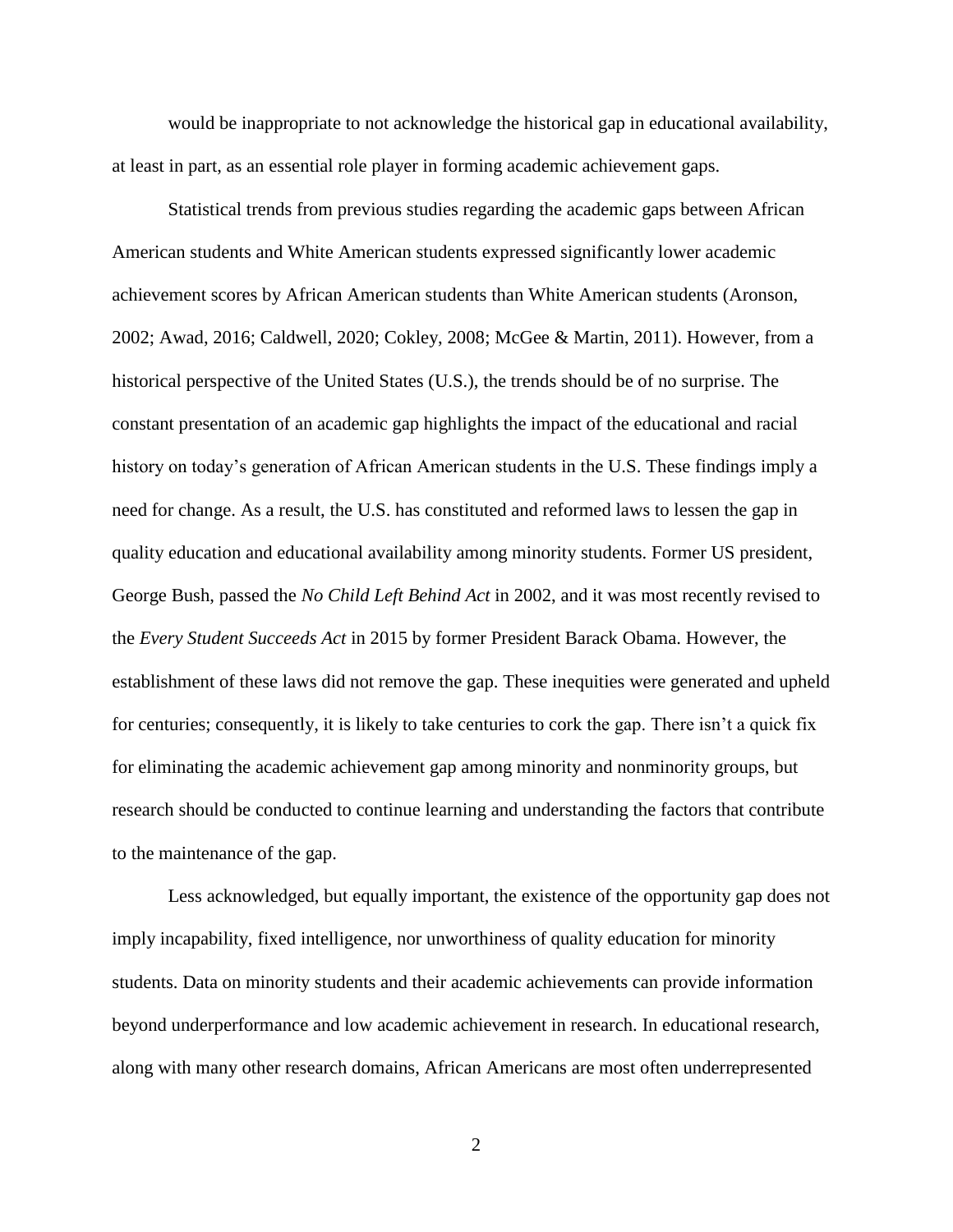would be inappropriate to not acknowledge the historical gap in educational availability, at least in part, as an essential role player in forming academic achievement gaps.

Statistical trends from previous studies regarding the academic gaps between African American students and White American students expressed significantly lower academic achievement scores by African American students than White American students (Aronson, 2002; Awad, 2016; Caldwell, 2020; Cokley, 2008; McGee & Martin, 2011). However, from a historical perspective of the United States (U.S.), the trends should be of no surprise. The constant presentation of an academic gap highlights the impact of the educational and racial history on today's generation of African American students in the U.S. These findings imply a need for change. As a result, the U.S. has constituted and reformed laws to lessen the gap in quality education and educational availability among minority students. Former US president, George Bush, passed the *No Child Left Behind Act* in 2002, and it was most recently revised to the *Every Student Succeeds Act* in 2015 by former President Barack Obama. However, the establishment of these laws did not remove the gap. These inequities were generated and upheld for centuries; consequently, it is likely to take centuries to cork the gap. There isn't a quick fix for eliminating the academic achievement gap among minority and nonminority groups, but research should be conducted to continue learning and understanding the factors that contribute to the maintenance of the gap.

Less acknowledged, but equally important, the existence of the opportunity gap does not imply incapability, fixed intelligence, nor unworthiness of quality education for minority students. Data on minority students and their academic achievements can provide information beyond underperformance and low academic achievement in research. In educational research, along with many other research domains, African Americans are most often underrepresented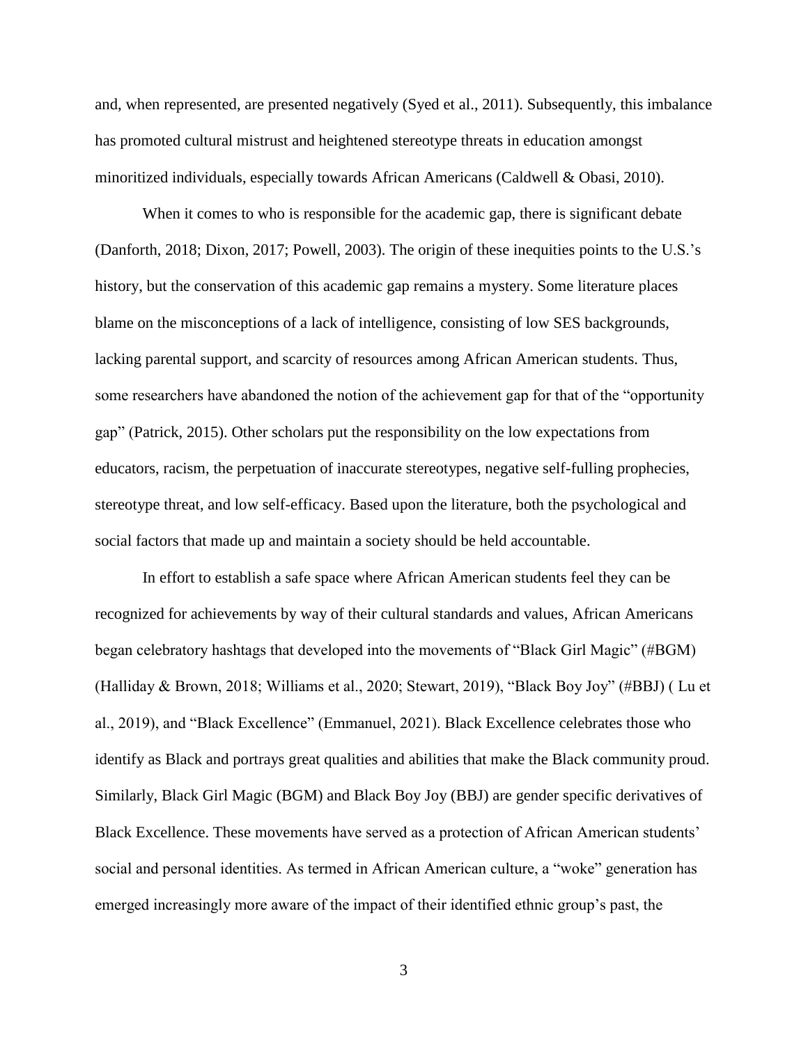and, when represented, are presented negatively (Syed et al., 2011). Subsequently, this imbalance has promoted cultural mistrust and heightened stereotype threats in education amongst minoritized individuals, especially towards African Americans (Caldwell & Obasi, 2010).

When it comes to who is responsible for the academic gap, there is significant debate (Danforth, 2018; Dixon, 2017; Powell, 2003). The origin of these inequities points to the U.S.'s history, but the conservation of this academic gap remains a mystery. Some literature places blame on the misconceptions of a lack of intelligence, consisting of low SES backgrounds, lacking parental support, and scarcity of resources among African American students. Thus, some researchers have abandoned the notion of the achievement gap for that of the "opportunity gap" (Patrick, 2015). Other scholars put the responsibility on the low expectations from educators, racism, the perpetuation of inaccurate stereotypes, negative self-fulling prophecies, stereotype threat, and low self-efficacy. Based upon the literature, both the psychological and social factors that made up and maintain a society should be held accountable.

In effort to establish a safe space where African American students feel they can be recognized for achievements by way of their cultural standards and values, African Americans began celebratory hashtags that developed into the movements of "Black Girl Magic" (#BGM) (Halliday & Brown, 2018; Williams et al., 2020; Stewart, 2019), "Black Boy Joy" (#BBJ) ( Lu et al., 2019), and "Black Excellence" (Emmanuel, 2021). Black Excellence celebrates those who identify as Black and portrays great qualities and abilities that make the Black community proud. Similarly, Black Girl Magic (BGM) and Black Boy Joy (BBJ) are gender specific derivatives of Black Excellence. These movements have served as a protection of African American students' social and personal identities. As termed in African American culture, a "woke" generation has emerged increasingly more aware of the impact of their identified ethnic group's past, the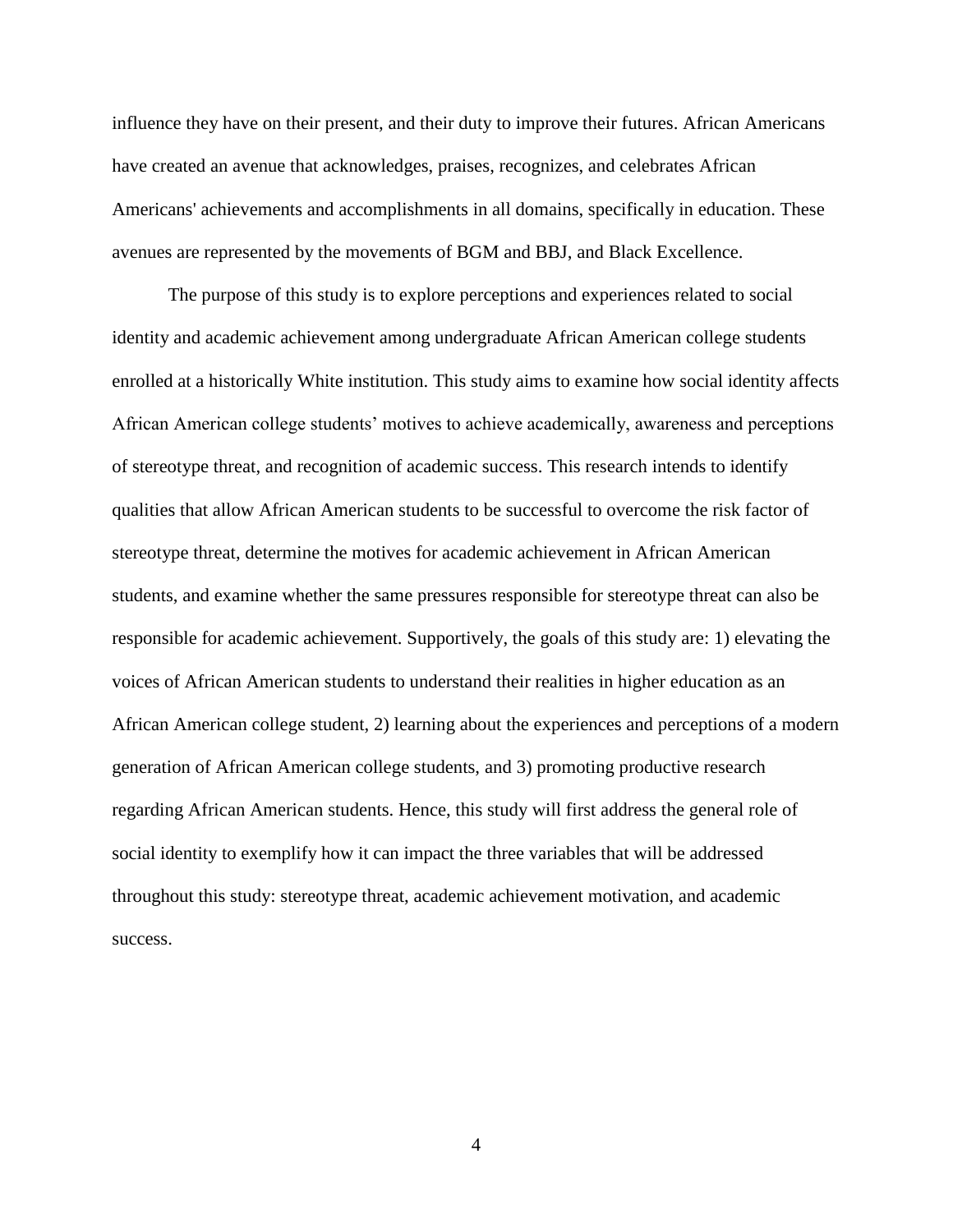influence they have on their present, and their duty to improve their futures. African Americans have created an avenue that acknowledges, praises, recognizes, and celebrates African Americans' achievements and accomplishments in all domains, specifically in education. These avenues are represented by the movements of BGM and BBJ, and Black Excellence.

The purpose of this study is to explore perceptions and experiences related to social identity and academic achievement among undergraduate African American college students enrolled at a historically White institution. This study aims to examine how social identity affects African American college students' motives to achieve academically, awareness and perceptions of stereotype threat, and recognition of academic success. This research intends to identify qualities that allow African American students to be successful to overcome the risk factor of stereotype threat, determine the motives for academic achievement in African American students, and examine whether the same pressures responsible for stereotype threat can also be responsible for academic achievement. Supportively, the goals of this study are: 1) elevating the voices of African American students to understand their realities in higher education as an African American college student, 2) learning about the experiences and perceptions of a modern generation of African American college students, and 3) promoting productive research regarding African American students. Hence, this study will first address the general role of social identity to exemplify how it can impact the three variables that will be addressed throughout this study: stereotype threat, academic achievement motivation, and academic success.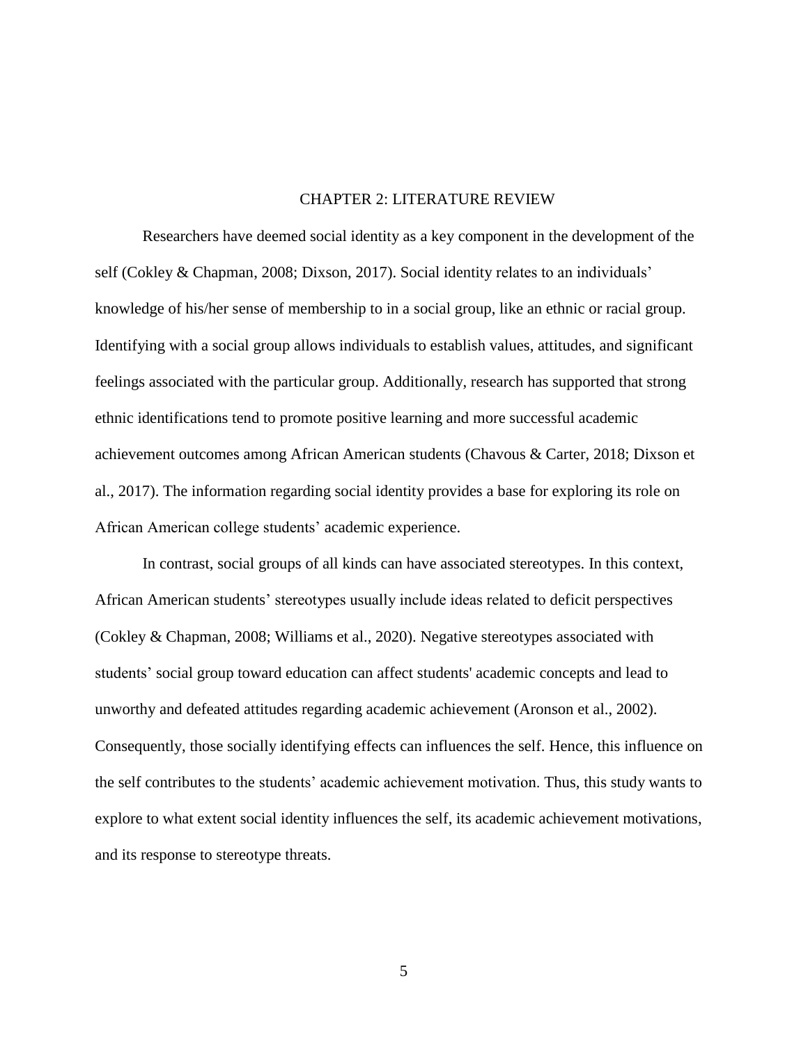# CHAPTER 2: LITERATURE REVIEW

Researchers have deemed social identity as a key component in the development of the self (Cokley & Chapman, 2008; Dixson, 2017). Social identity relates to an individuals' knowledge of his/her sense of membership to in a social group, like an ethnic or racial group. Identifying with a social group allows individuals to establish values, attitudes, and significant feelings associated with the particular group. Additionally, research has supported that strong ethnic identifications tend to promote positive learning and more successful academic achievement outcomes among African American students (Chavous & Carter, 2018; Dixson et al., 2017). The information regarding social identity provides a base for exploring its role on African American college students' academic experience.

In contrast, social groups of all kinds can have associated stereotypes. In this context, African American students' stereotypes usually include ideas related to deficit perspectives (Cokley & Chapman, 2008; Williams et al., 2020). Negative stereotypes associated with students' social group toward education can affect students' academic concepts and lead to unworthy and defeated attitudes regarding academic achievement (Aronson et al., 2002). Consequently, those socially identifying effects can influences the self. Hence, this influence on the self contributes to the students' academic achievement motivation. Thus, this study wants to explore to what extent social identity influences the self, its academic achievement motivations, and its response to stereotype threats.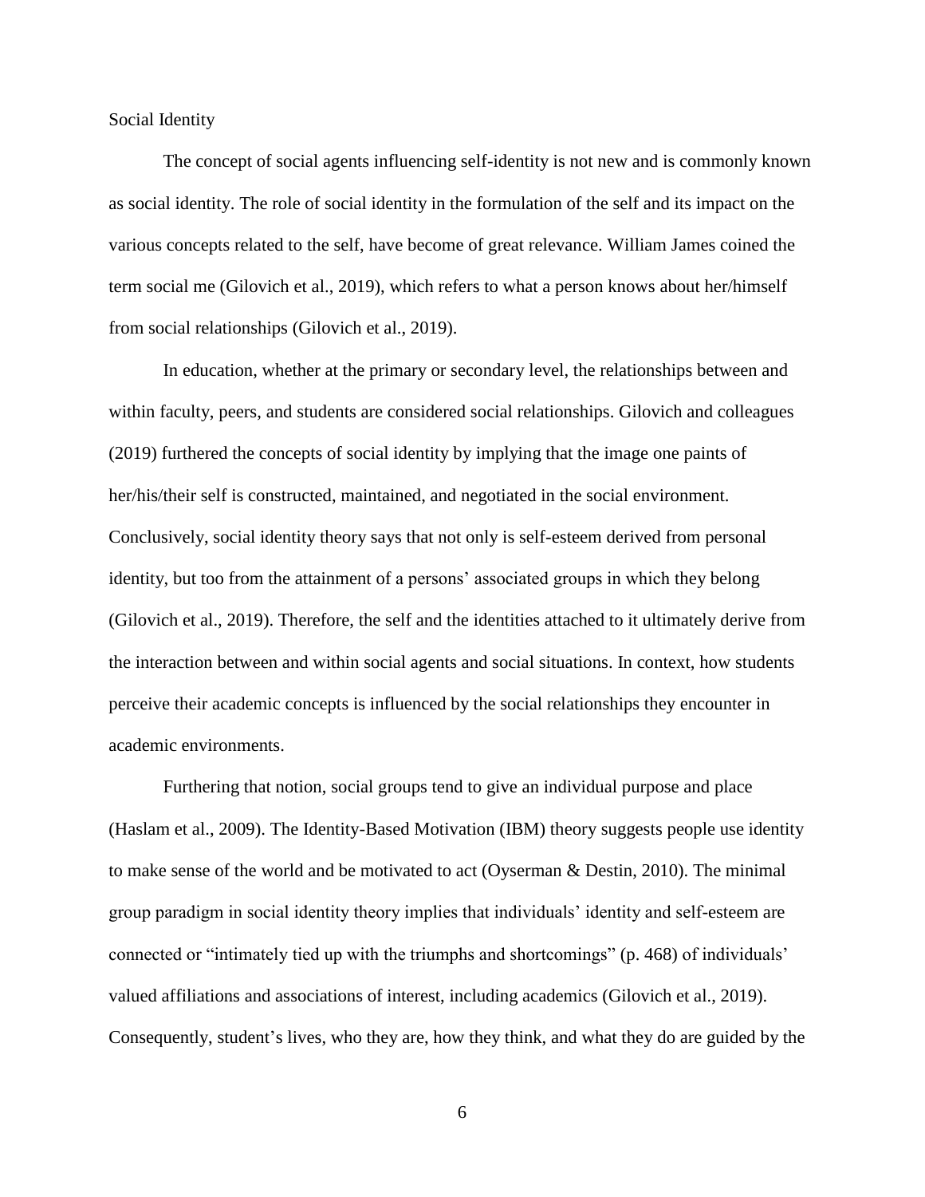## Social Identity

The concept of social agents influencing self-identity is not new and is commonly known as social identity. The role of social identity in the formulation of the self and its impact on the various concepts related to the self, have become of great relevance. William James coined the term social me (Gilovich et al., 2019), which refers to what a person knows about her/himself from social relationships (Gilovich et al., 2019).

In education, whether at the primary or secondary level, the relationships between and within faculty, peers, and students are considered social relationships. Gilovich and colleagues (2019) furthered the concepts of social identity by implying that the image one paints of her/his/their self is constructed, maintained, and negotiated in the social environment. Conclusively, social identity theory says that not only is self-esteem derived from personal identity, but too from the attainment of a persons' associated groups in which they belong (Gilovich et al., 2019). Therefore, the self and the identities attached to it ultimately derive from the interaction between and within social agents and social situations. In context, how students perceive their academic concepts is influenced by the social relationships they encounter in academic environments.

Furthering that notion, social groups tend to give an individual purpose and place (Haslam et al., 2009). The Identity-Based Motivation (IBM) theory suggests people use identity to make sense of the world and be motivated to act (Oyserman & Destin, 2010). The minimal group paradigm in social identity theory implies that individuals' identity and self-esteem are connected or "intimately tied up with the triumphs and shortcomings" (p. 468) of individuals' valued affiliations and associations of interest, including academics (Gilovich et al., 2019). Consequently, student's lives, who they are, how they think, and what they do are guided by the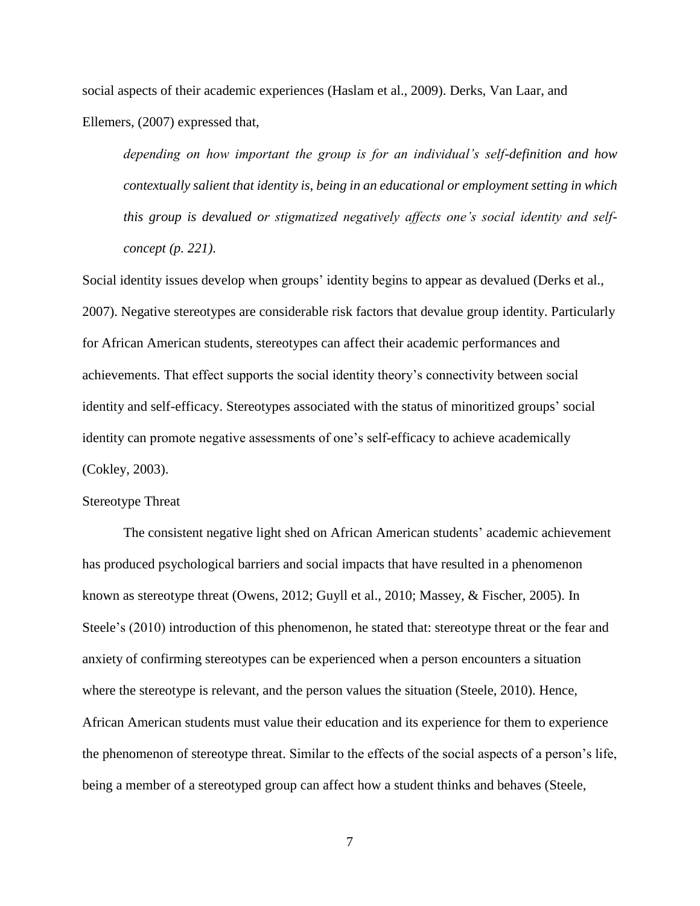social aspects of their academic experiences (Haslam et al., 2009). Derks, Van Laar, and Ellemers, (2007) expressed that,

> *depending on how important the group is for an individual's self-definition and how contextually salient that identity is, being in an educational or employment setting in which this group is devalued or stigmatized negatively affects one's social identity and self-concept (p. 221).*

Social identity issues develop when groups' identity begins to appear as devalued (Derks et al., 2007). Negative stereotypes are considerable risk factors that devalue group identity. Particularly for African American students, stereotypes can affect their academic performances and achievements. That effect supports the social identity theory's connectivity between social identity and self-efficacy. Stereotypes associated with the status of minoritized groups' social identity can promote negative assessments of one's self-efficacy to achieve academically (Cokley, 2003).

Stereotype Threat

The consistent negative light shed on African American students' academic achievement has produced psychological barriers and social impacts that have resulted in a phenomenon known as stereotype threat (Owens, 2012; Guyll et al., 2010; Massey, & Fischer, 2005). In Steele's (2010) introduction of this phenomenon, he stated that: stereotype threat or the fear and anxiety of confirming stereotypes can be experienced when a person encounters a situation where the stereotype is relevant, and the person values the situation (Steele, 2010). Hence, African American students must value their education and its experience for them to experience the phenomenon of stereotype threat. Similar to the effects of the social aspects of a person's life, being a member of a stereotyped group can affect how a student thinks and behaves (Steele,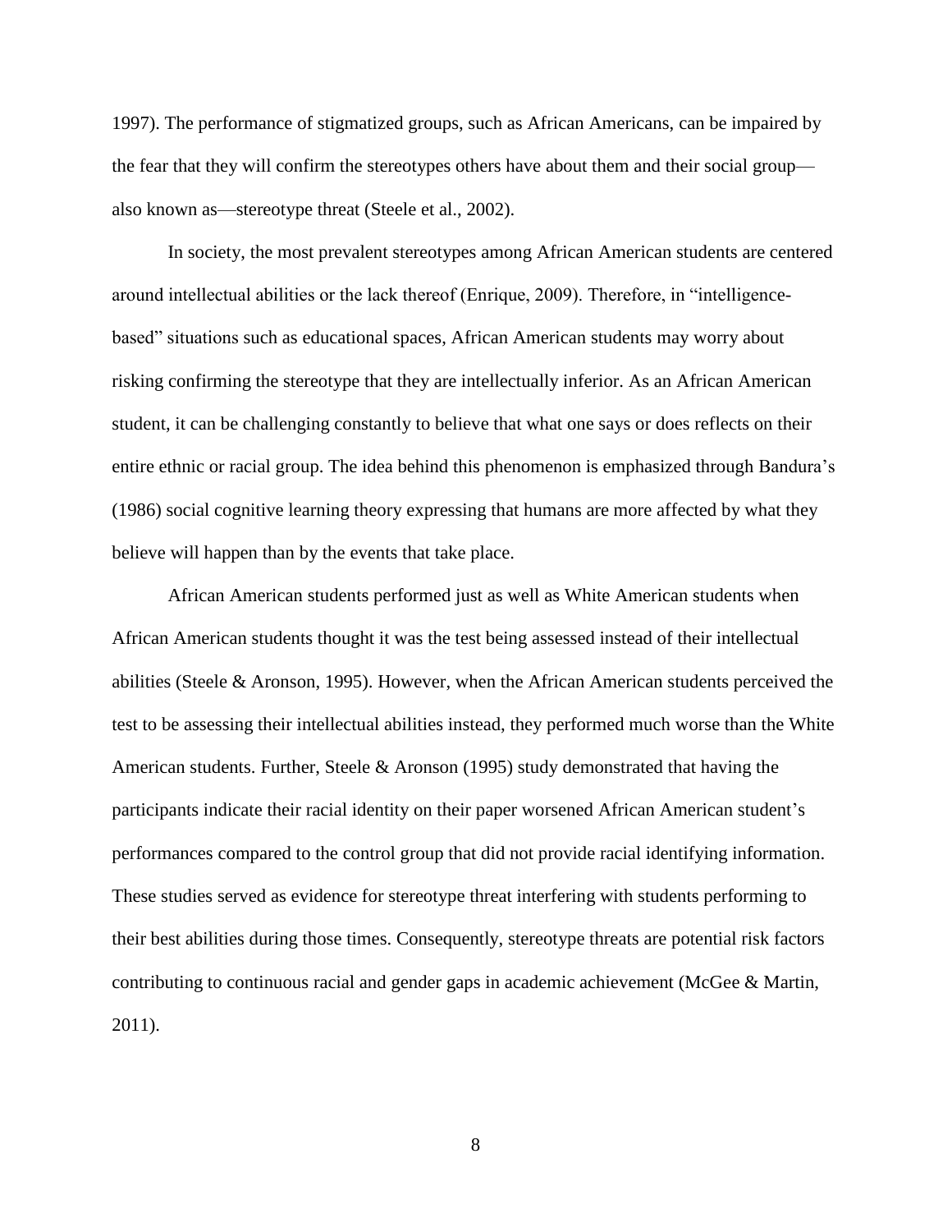1997). The performance of stigmatized groups, such as African Americans, can be impaired by the fear that they will confirm the stereotypes others have about them and their social group—also known as—stereotype threat (Steele et al., 2002).

In society, the most prevalent stereotypes among African American students are centered around intellectual abilities or the lack thereof (Enrique, 2009). Therefore, in "intelligence-based" situations such as educational spaces, African American students may worry about risking confirming the stereotype that they are intellectually inferior. As an African American student, it can be challenging constantly to believe that what one says or does reflects on their entire ethnic or racial group. The idea behind this phenomenon is emphasized through Bandura's (1986) social cognitive learning theory expressing that humans are more affected by what they believe will happen than by the events that take place.

African American students performed just as well as White American students when African American students thought it was the test being assessed instead of their intellectual abilities (Steele & Aronson, 1995). However, when the African American students perceived the test to be assessing their intellectual abilities instead, they performed much worse than the White American students. Further, Steele & Aronson (1995) study demonstrated that having the participants indicate their racial identity on their paper worsened African American student's performances compared to the control group that did not provide racial identifying information. These studies served as evidence for stereotype threat interfering with students performing to their best abilities during those times. Consequently, stereotype threats are potential risk factors contributing to continuous racial and gender gaps in academic achievement (McGee & Martin, 2011).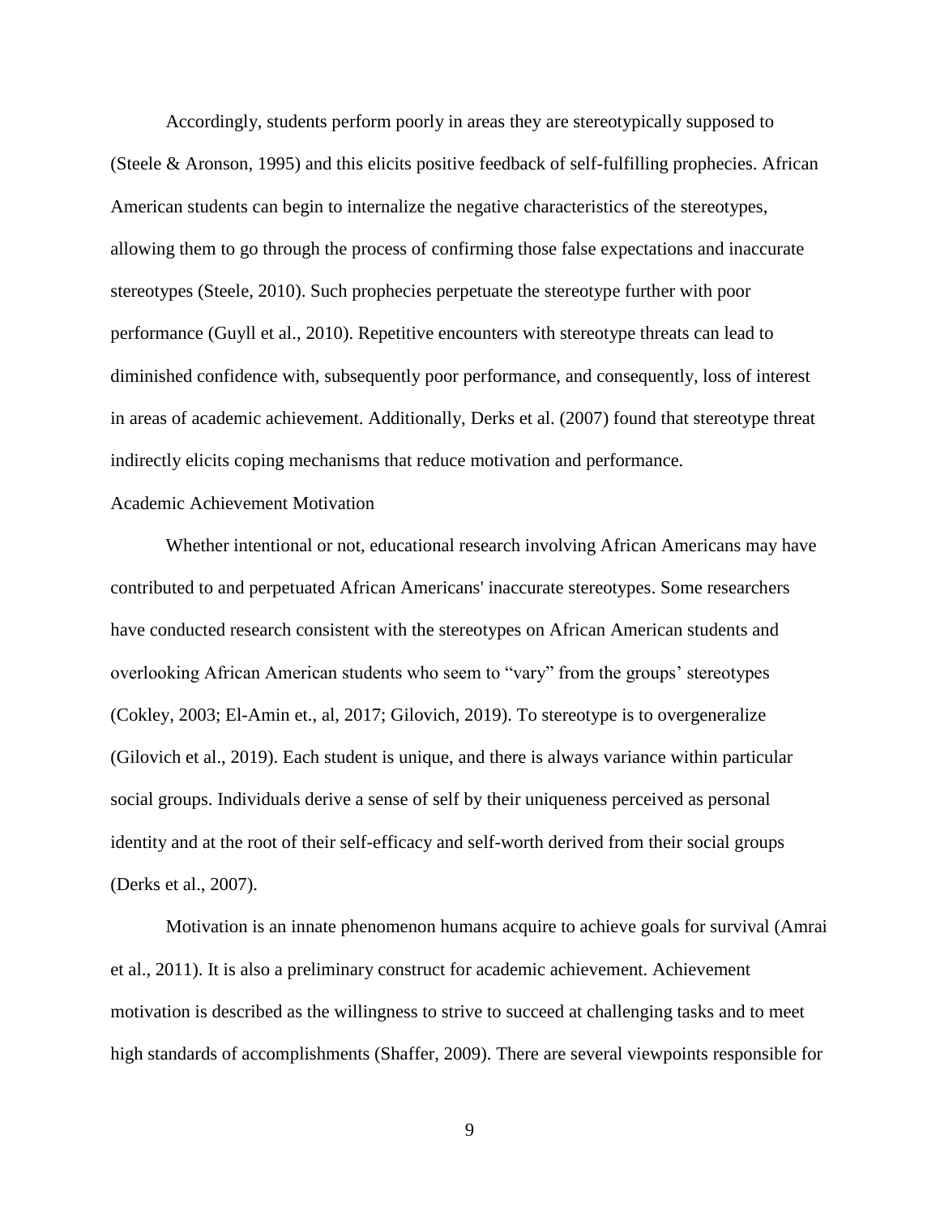Accordingly, students perform poorly in areas they are stereotypically supposed to (Steele & Aronson, 1995) and this elicits positive feedback of self-fulfilling prophecies. African American students can begin to internalize the negative characteristics of the stereotypes, allowing them to go through the process of confirming those false expectations and inaccurate stereotypes (Steele, 2010). Such prophecies perpetuate the stereotype further with poor performance (Guyll et al., 2010). Repetitive encounters with stereotype threats can lead to diminished confidence with, subsequently poor performance, and consequently, loss of interest in areas of academic achievement. Additionally, Derks et al. (2007) found that stereotype threat indirectly elicits coping mechanisms that reduce motivation and performance.

## Academic Achievement Motivation

Whether intentional or not, educational research involving African Americans may have contributed to and perpetuated African Americans' inaccurate stereotypes. Some researchers have conducted research consistent with the stereotypes on African American students and overlooking African American students who seem to "vary" from the groups' stereotypes (Cokley, 2003; El-Amin et., al, 2017; Gilovich, 2019). To stereotype is to overgeneralize (Gilovich et al., 2019). Each student is unique, and there is always variance within particular social groups. Individuals derive a sense of self by their uniqueness perceived as personal identity and at the root of their self-efficacy and self-worth derived from their social groups (Derks et al., 2007).

Motivation is an innate phenomenon humans acquire to achieve goals for survival (Amrai et al., 2011). It is also a preliminary construct for academic achievement. Achievement motivation is described as the willingness to strive to succeed at challenging tasks and to meet high standards of accomplishments (Shaffer, 2009). There are several viewpoints responsible for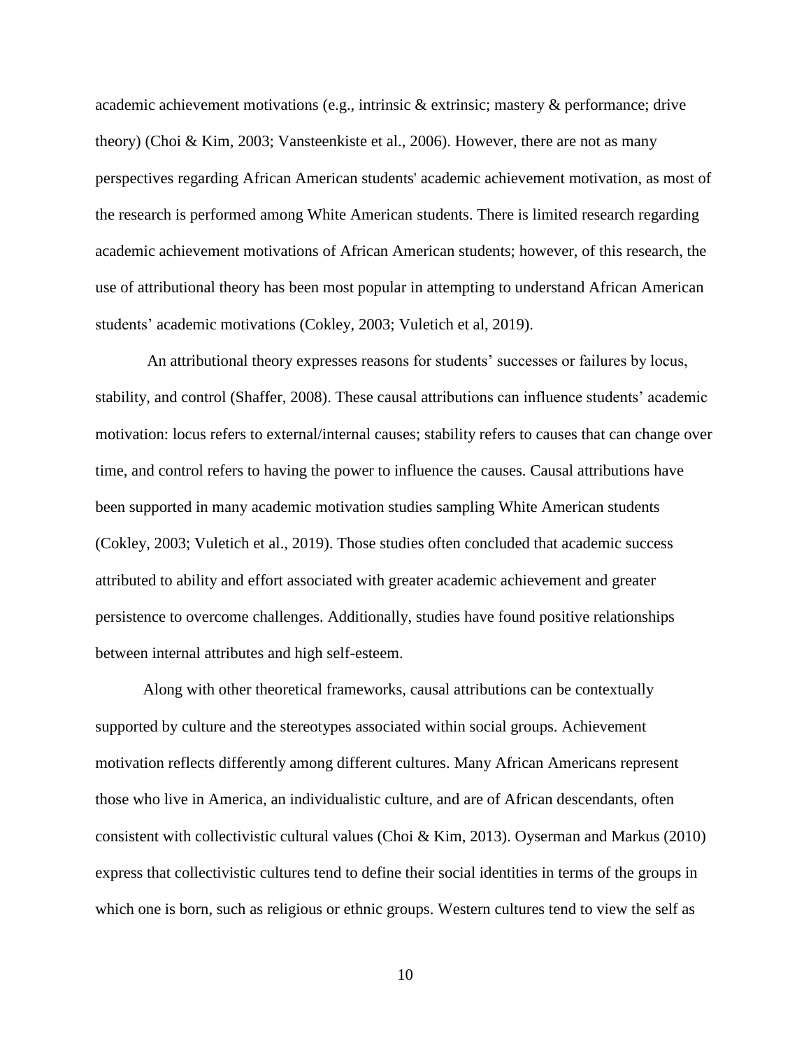academic achievement motivations (e.g., intrinsic & extrinsic; mastery & performance; drive theory) (Choi & Kim, 2003; Vansteenkiste et al., 2006). However, there are not as many perspectives regarding African American students' academic achievement motivation, as most of the research is performed among White American students. There is limited research regarding academic achievement motivations of African American students; however, of this research, the use of attributional theory has been most popular in attempting to understand African American students' academic motivations (Cokley, 2003; Vuletich et al, 2019).

An attributional theory expresses reasons for students' successes or failures by locus, stability, and control (Shaffer, 2008). These causal attributions can influence students' academic motivation: locus refers to external/internal causes; stability refers to causes that can change over time, and control refers to having the power to influence the causes. Causal attributions have been supported in many academic motivation studies sampling White American students (Cokley, 2003; Vuletich et al., 2019). Those studies often concluded that academic success attributed to ability and effort associated with greater academic achievement and greater persistence to overcome challenges. Additionally, studies have found positive relationships between internal attributes and high self-esteem.

Along with other theoretical frameworks, causal attributions can be contextually supported by culture and the stereotypes associated within social groups. Achievement motivation reflects differently among different cultures. Many African Americans represent those who live in America, an individualistic culture, and are of African descendants, often consistent with collectivistic cultural values (Choi & Kim, 2013). Oyserman and Markus (2010) express that collectivistic cultures tend to define their social identities in terms of the groups in which one is born, such as religious or ethnic groups. Western cultures tend to view the self as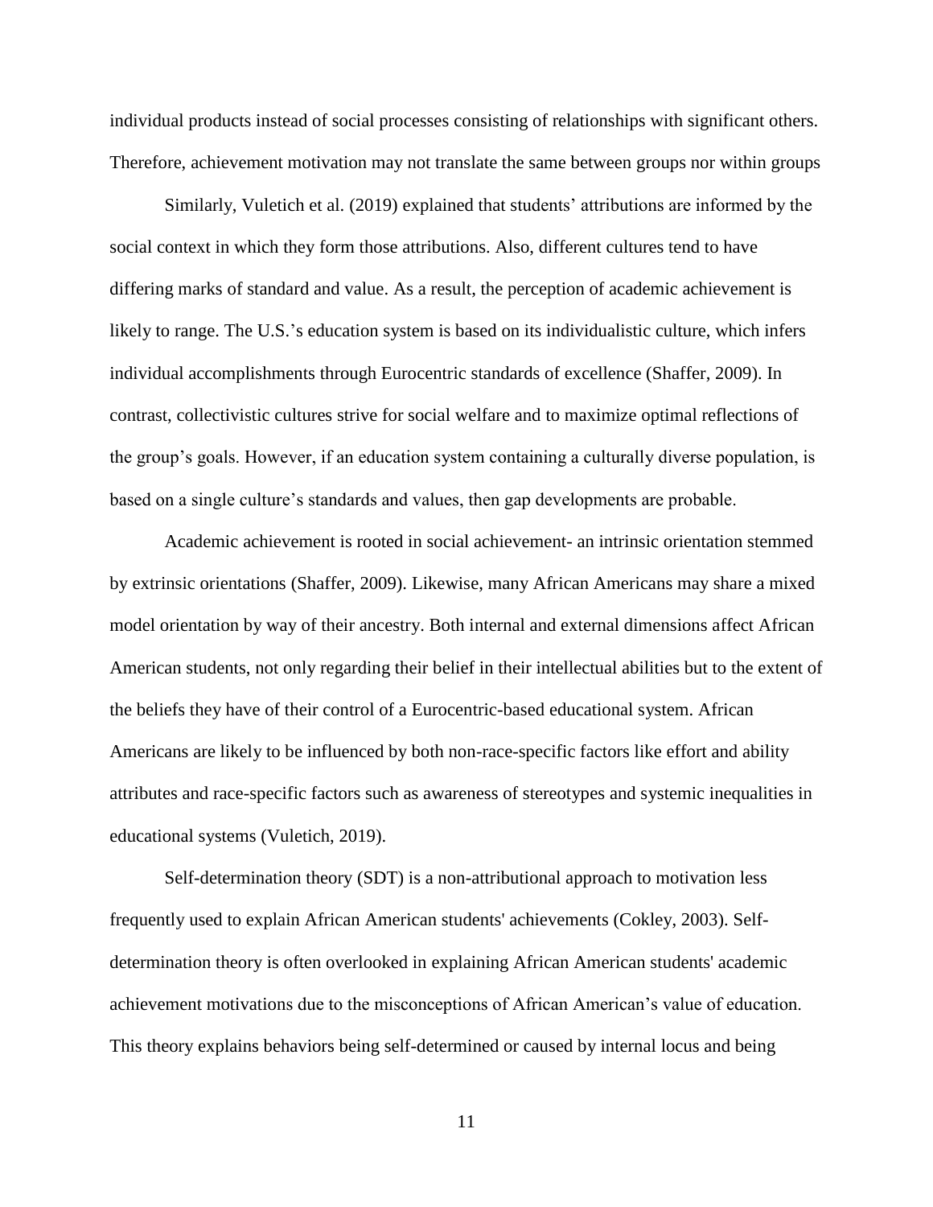individual products instead of social processes consisting of relationships with significant others. Therefore, achievement motivation may not translate the same between groups nor within groups

Similarly, Vuletich et al. (2019) explained that students' attributions are informed by the social context in which they form those attributions. Also, different cultures tend to have differing marks of standard and value. As a result, the perception of academic achievement is likely to range. The U.S.'s education system is based on its individualistic culture, which infers individual accomplishments through Eurocentric standards of excellence (Shaffer, 2009). In contrast, collectivistic cultures strive for social welfare and to maximize optimal reflections of the group's goals. However, if an education system containing a culturally diverse population, is based on a single culture's standards and values, then gap developments are probable.

Academic achievement is rooted in social achievement- an intrinsic orientation stemmed by extrinsic orientations (Shaffer, 2009). Likewise, many African Americans may share a mixed model orientation by way of their ancestry. Both internal and external dimensions affect African American students, not only regarding their belief in their intellectual abilities but to the extent of the beliefs they have of their control of a Eurocentric-based educational system. African Americans are likely to be influenced by both non-race-specific factors like effort and ability attributes and race-specific factors such as awareness of stereotypes and systemic inequalities in educational systems (Vuletich, 2019).

Self-determination theory (SDT) is a non-attributional approach to motivation less frequently used to explain African American students' achievements (Cokley, 2003). Self-determination theory is often overlooked in explaining African American students' academic achievement motivations due to the misconceptions of African American's value of education. This theory explains behaviors being self-determined or caused by internal locus and being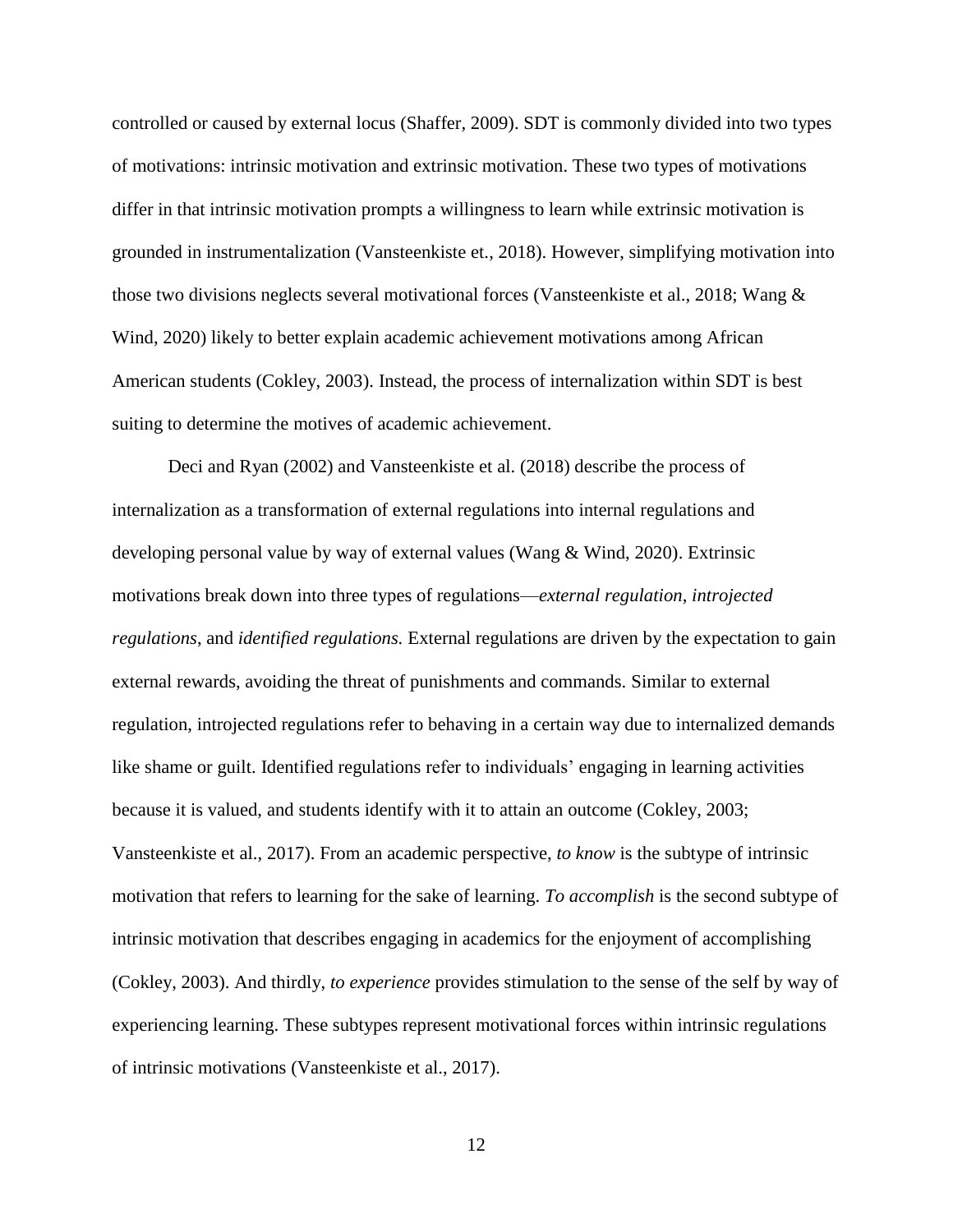controlled or caused by external locus (Shaffer, 2009). SDT is commonly divided into two types of motivations: intrinsic motivation and extrinsic motivation. These two types of motivations differ in that intrinsic motivation prompts a willingness to learn while extrinsic motivation is grounded in instrumentalization (Vansteenkiste et., 2018). However, simplifying motivation into those two divisions neglects several motivational forces (Vansteenkiste et al., 2018; Wang & Wind, 2020) likely to better explain academic achievement motivations among African American students (Cokley, 2003). Instead, the process of internalization within SDT is best suiting to determine the motives of academic achievement.

Deci and Ryan (2002) and Vansteenkiste et al. (2018) describe the process of internalization as a transformation of external regulations into internal regulations and developing personal value by way of external values (Wang & Wind, 2020). Extrinsic motivations break down into three types of regulations—*external regulation*, *introjected regulations*, and *identified regulations*. External regulations are driven by the expectation to gain external rewards, avoiding the threat of punishments and commands. Similar to external regulation, introjected regulations refer to behaving in a certain way due to internalized demands like shame or guilt. Identified regulations refer to individuals' engaging in learning activities because it is valued, and students identify with it to attain an outcome (Cokley, 2003; Vansteenkiste et al., 2017). From an academic perspective, *to know* is the subtype of intrinsic motivation that refers to learning for the sake of learning. *To accomplish* is the second subtype of intrinsic motivation that describes engaging in academics for the enjoyment of accomplishing (Cokley, 2003). And thirdly, *to experience* provides stimulation to the sense of the self by way of experiencing learning. These subtypes represent motivational forces within intrinsic regulations of intrinsic motivations (Vansteenkiste et al., 2017).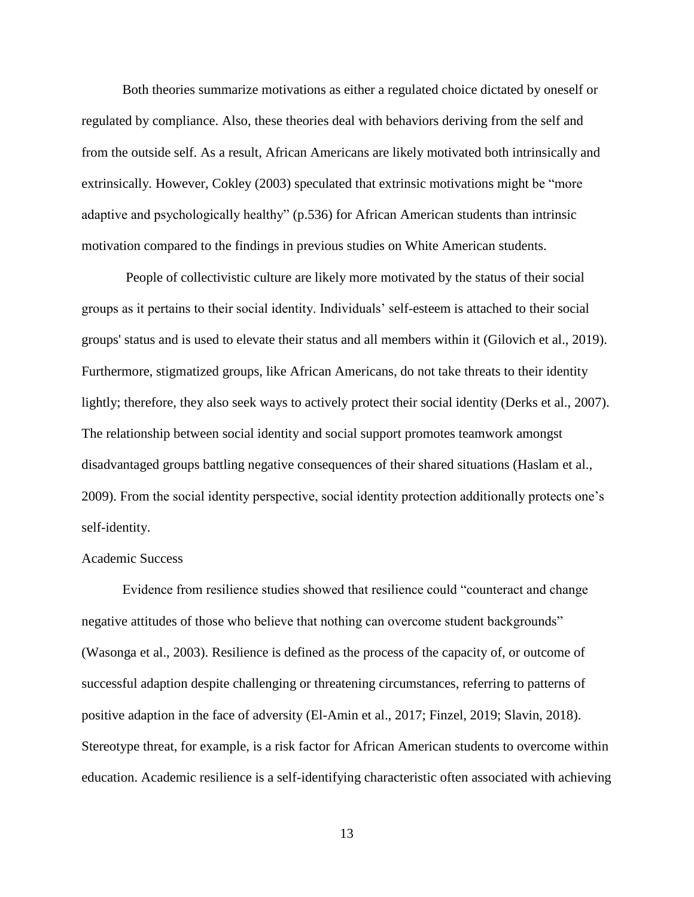Both theories summarize motivations as either a regulated choice dictated by oneself or regulated by compliance. Also, these theories deal with behaviors deriving from the self and from the outside self. As a result, African Americans are likely motivated both intrinsically and extrinsically. However, Cokley (2003) speculated that extrinsic motivations might be "more adaptive and psychologically healthy" (p.536) for African American students than intrinsic motivation compared to the findings in previous studies on White American students.

People of collectivistic culture are likely more motivated by the status of their social groups as it pertains to their social identity. Individuals' self-esteem is attached to their social groups' status and is used to elevate their status and all members within it (Gilovich et al., 2019). Furthermore, stigmatized groups, like African Americans, do not take threats to their identity lightly; therefore, they also seek ways to actively protect their social identity (Derks et al., 2007). The relationship between social identity and social support promotes teamwork amongst disadvantaged groups battling negative consequences of their shared situations (Haslam et al., 2009). From the social identity perspective, social identity protection additionally protects one's self-identity.

### Academic Success

Evidence from resilience studies showed that resilience could "counteract and change negative attitudes of those who believe that nothing can overcome student backgrounds" (Wasonga et al., 2003). Resilience is defined as the process of the capacity of, or outcome of successful adaption despite challenging or threatening circumstances, referring to patterns of positive adaption in the face of adversity (El-Amin et al., 2017; Finzel, 2019; Slavin, 2018). Stereotype threat, for example, is a risk factor for African American students to overcome within education. Academic resilience is a self-identifying characteristic often associated with achieving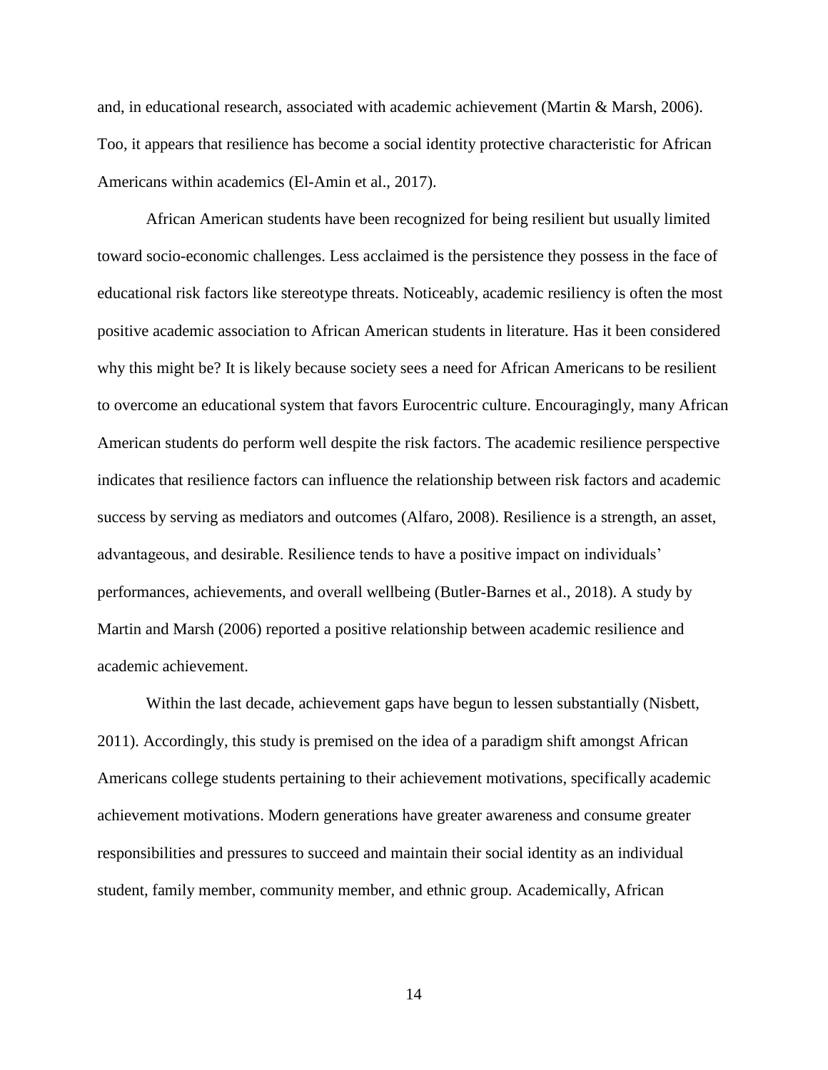and, in educational research, associated with academic achievement (Martin & Marsh, 2006). Too, it appears that resilience has become a social identity protective characteristic for African Americans within academics (El-Amin et al., 2017).

African American students have been recognized for being resilient but usually limited toward socio-economic challenges. Less acclaimed is the persistence they possess in the face of educational risk factors like stereotype threats. Noticeably, academic resiliency is often the most positive academic association to African American students in literature. Has it been considered why this might be? It is likely because society sees a need for African Americans to be resilient to overcome an educational system that favors Eurocentric culture. Encouragingly, many African American students do perform well despite the risk factors. The academic resilience perspective indicates that resilience factors can influence the relationship between risk factors and academic success by serving as mediators and outcomes (Alfaro, 2008). Resilience is a strength, an asset, advantageous, and desirable. Resilience tends to have a positive impact on individuals' performances, achievements, and overall wellbeing (Butler-Barnes et al., 2018). A study by Martin and Marsh (2006) reported a positive relationship between academic resilience and academic achievement.

Within the last decade, achievement gaps have begun to lessen substantially (Nisbett, 2011). Accordingly, this study is premised on the idea of a paradigm shift amongst African Americans college students pertaining to their achievement motivations, specifically academic achievement motivations. Modern generations have greater awareness and consume greater responsibilities and pressures to succeed and maintain their social identity as an individual student, family member, community member, and ethnic group. Academically, African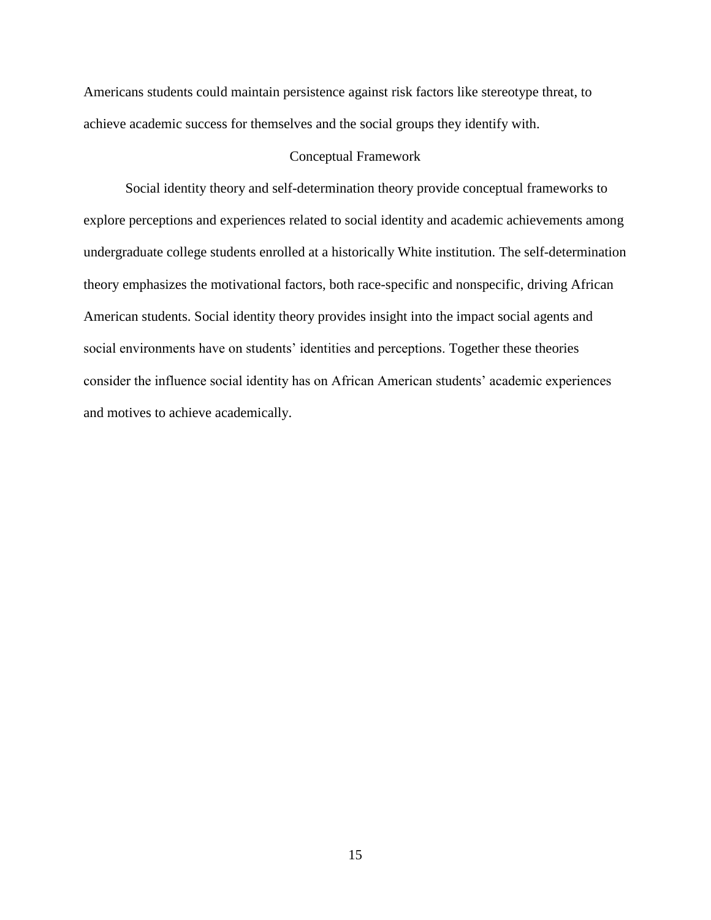Americans students could maintain persistence against risk factors like stereotype threat, to achieve academic success for themselves and the social groups they identify with.

## Conceptual Framework

Social identity theory and self-determination theory provide conceptual frameworks to explore perceptions and experiences related to social identity and academic achievements among undergraduate college students enrolled at a historically White institution. The self-determination theory emphasizes the motivational factors, both race-specific and nonspecific, driving African American students. Social identity theory provides insight into the impact social agents and social environments have on students' identities and perceptions. Together these theories consider the influence social identity has on African American students' academic experiences and motives to achieve academically.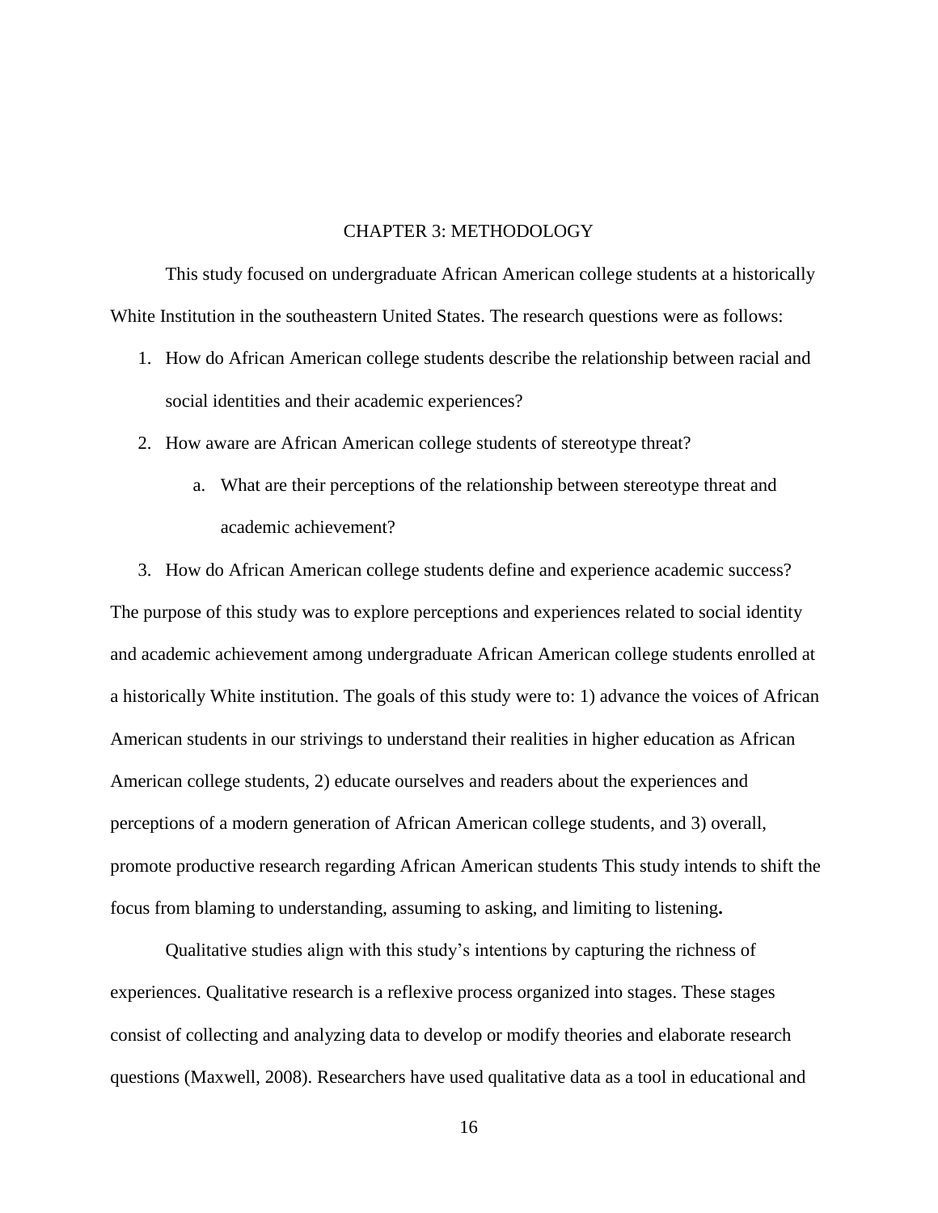# CHAPTER 3: METHODOLOGY

This study focused on undergraduate African American college students at a historically White Institution in the southeastern United States. The research questions were as follows:

1. How do African American college students describe the relationship between racial and social identities and their academic experiences?
2. How aware are African American college students of stereotype threat?
    a. What are their perceptions of the relationship between stereotype threat and academic achievement?
3. How do African American college students define and experience academic success?

The purpose of this study was to explore perceptions and experiences related to social identity and academic achievement among undergraduate African American college students enrolled at a historically White institution. The goals of this study were to: 1) advance the voices of African American students in our strivings to understand their realities in higher education as African American college students, 2) educate ourselves and readers about the experiences and perceptions of a modern generation of African American college students, and 3) overall, promote productive research regarding African American students This study intends to shift the focus from blaming to understanding, assuming to asking, and limiting to listening**.**

Qualitative studies align with this study's intentions by capturing the richness of experiences. Qualitative research is a reflexive process organized into stages. These stages consist of collecting and analyzing data to develop or modify theories and elaborate research questions (Maxwell, 2008). Researchers have used qualitative data as a tool in educational and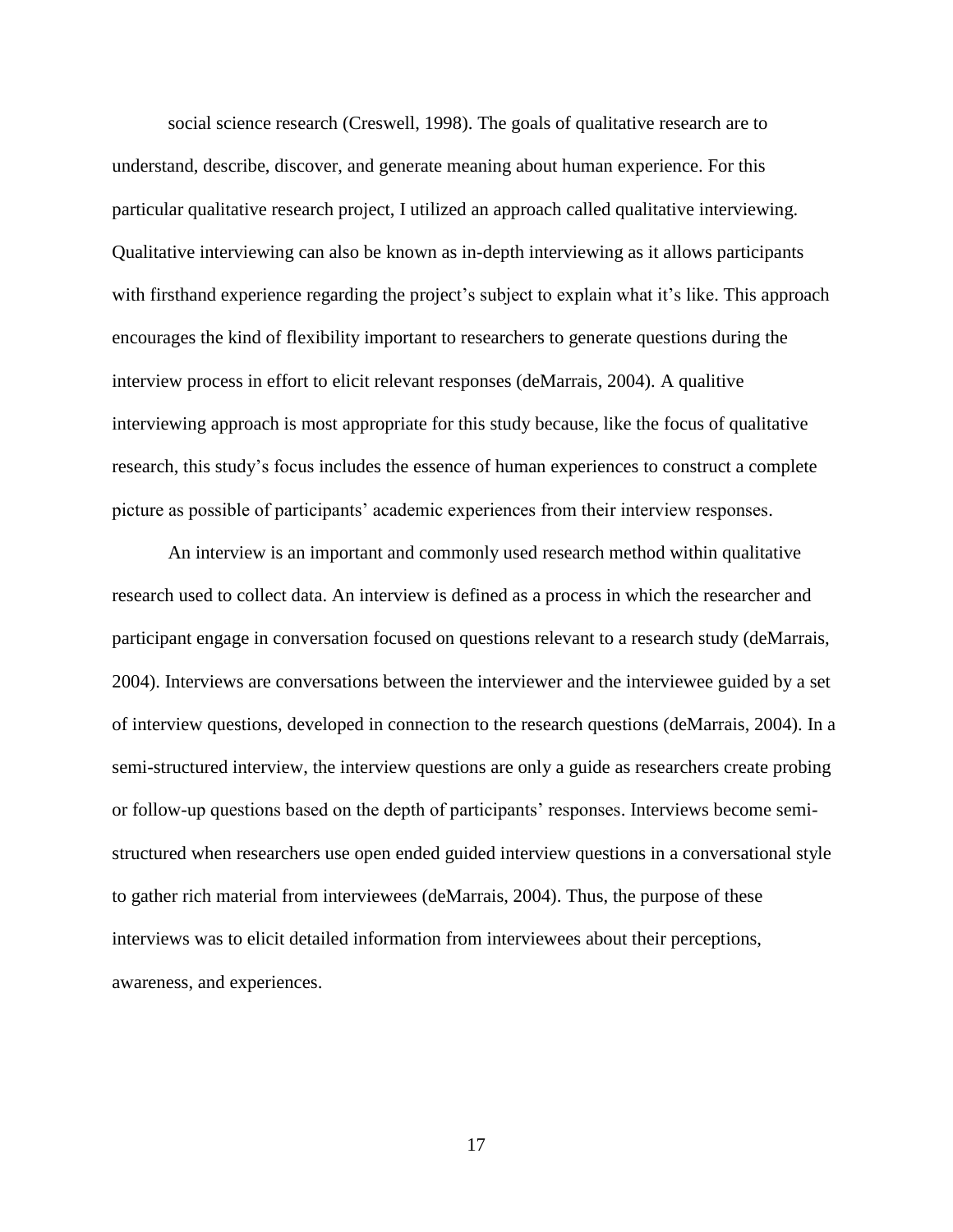social science research (Creswell, 1998). The goals of qualitative research are to understand, describe, discover, and generate meaning about human experience. For this particular qualitative research project, I utilized an approach called qualitative interviewing. Qualitative interviewing can also be known as in-depth interviewing as it allows participants with firsthand experience regarding the project's subject to explain what it's like. This approach encourages the kind of flexibility important to researchers to generate questions during the interview process in effort to elicit relevant responses (deMarrais, 2004). A qualitive interviewing approach is most appropriate for this study because, like the focus of qualitative research, this study's focus includes the essence of human experiences to construct a complete picture as possible of participants' academic experiences from their interview responses.

An interview is an important and commonly used research method within qualitative research used to collect data. An interview is defined as a process in which the researcher and participant engage in conversation focused on questions relevant to a research study (deMarrais, 2004). Interviews are conversations between the interviewer and the interviewee guided by a set of interview questions, developed in connection to the research questions (deMarrais, 2004). In a semi-structured interview, the interview questions are only a guide as researchers create probing or follow-up questions based on the depth of participants' responses. Interviews become semi-structured when researchers use open ended guided interview questions in a conversational style to gather rich material from interviewees (deMarrais, 2004). Thus, the purpose of these interviews was to elicit detailed information from interviewees about their perceptions, awareness, and experiences.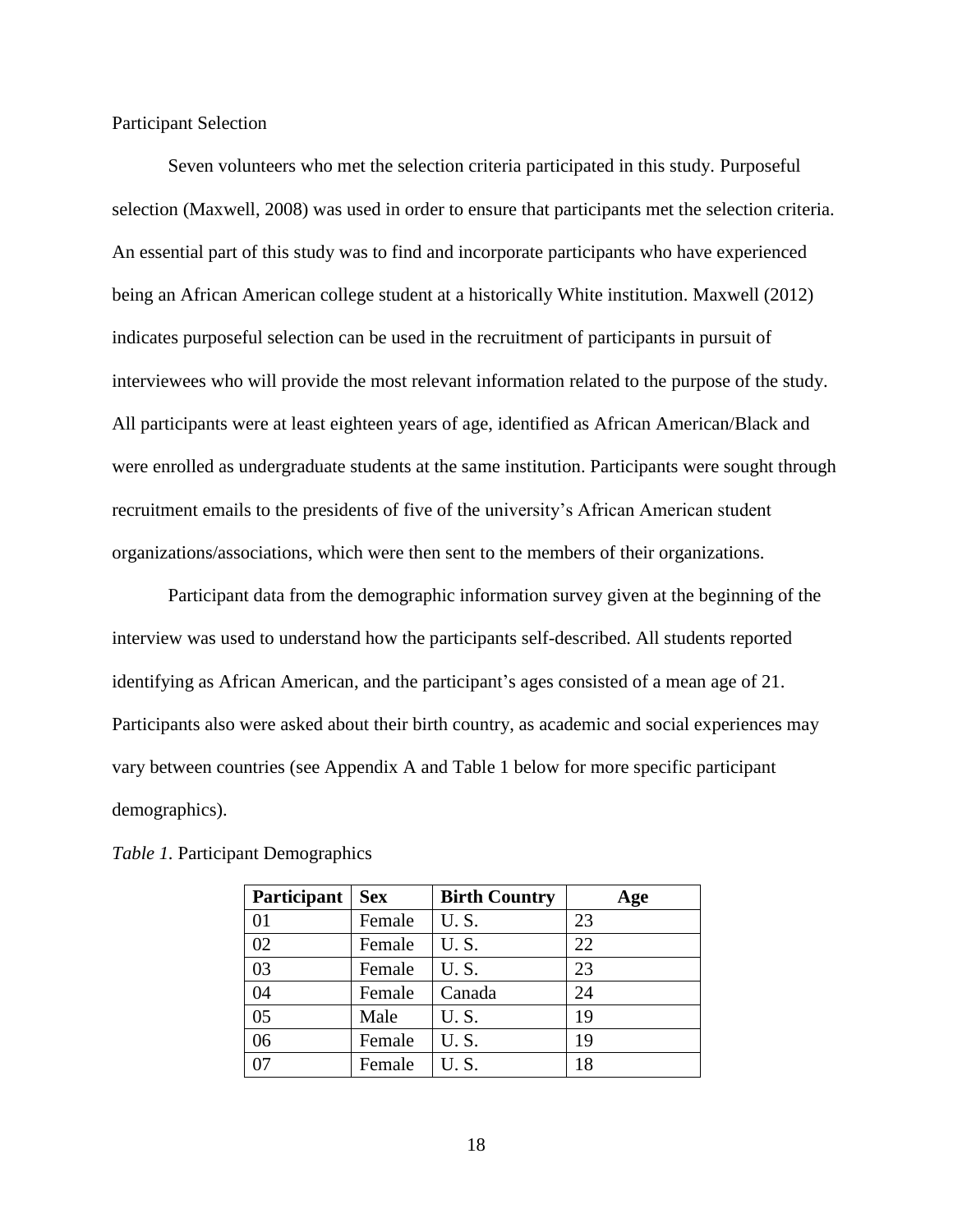Participant Selection

Seven volunteers who met the selection criteria participated in this study. Purposeful selection (Maxwell, 2008) was used in order to ensure that participants met the selection criteria. An essential part of this study was to find and incorporate participants who have experienced being an African American college student at a historically White institution. Maxwell (2012) indicates purposeful selection can be used in the recruitment of participants in pursuit of interviewees who will provide the most relevant information related to the purpose of the study. All participants were at least eighteen years of age, identified as African American/Black and were enrolled as undergraduate students at the same institution. Participants were sought through recruitment emails to the presidents of five of the university's African American student organizations/associations, which were then sent to the members of their organizations.

Participant data from the demographic information survey given at the beginning of the interview was used to understand how the participants self-described. All students reported identifying as African American, and the participant's ages consisted of a mean age of 21. Participants also were asked about their birth country, as academic and social experiences may vary between countries (see Appendix A and Table 1 below for more specific participant demographics).

*Table 1.* Participant Demographics

| Participant | Sex | Birth Country | Age |
|---|---|---|---|
| 01 | Female | U. S. | 23 |
| 02 | Female | U. S. | 22 |
| 03 | Female | U. S. | 23 |
| 04 | Female | Canada | 24 |
| 05 | Male | U. S. | 19 |
| 06 | Female | U. S. | 19 |
| 07 | Female | U. S. | 18 |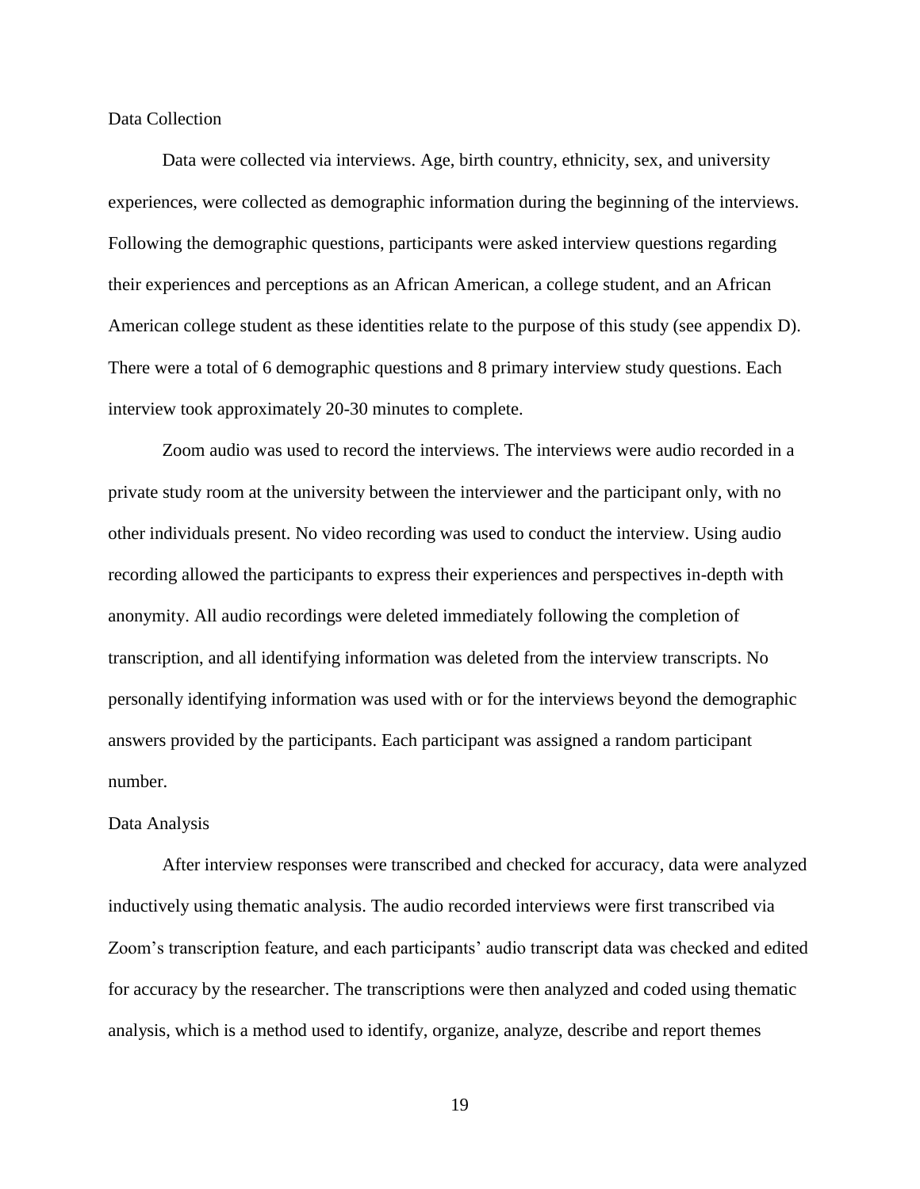### Data Collection

Data were collected via interviews. Age, birth country, ethnicity, sex, and university experiences, were collected as demographic information during the beginning of the interviews. Following the demographic questions, participants were asked interview questions regarding their experiences and perceptions as an African American, a college student, and an African American college student as these identities relate to the purpose of this study (see appendix D). There were a total of 6 demographic questions and 8 primary interview study questions. Each interview took approximately 20-30 minutes to complete.

Zoom audio was used to record the interviews. The interviews were audio recorded in a private study room at the university between the interviewer and the participant only, with no other individuals present. No video recording was used to conduct the interview. Using audio recording allowed the participants to express their experiences and perspectives in-depth with anonymity. All audio recordings were deleted immediately following the completion of transcription, and all identifying information was deleted from the interview transcripts. No personally identifying information was used with or for the interviews beyond the demographic answers provided by the participants. Each participant was assigned a random participant number.

### Data Analysis

After interview responses were transcribed and checked for accuracy, data were analyzed inductively using thematic analysis. The audio recorded interviews were first transcribed via Zoom's transcription feature, and each participants' audio transcript data was checked and edited for accuracy by the researcher. The transcriptions were then analyzed and coded using thematic analysis, which is a method used to identify, organize, analyze, describe and report themes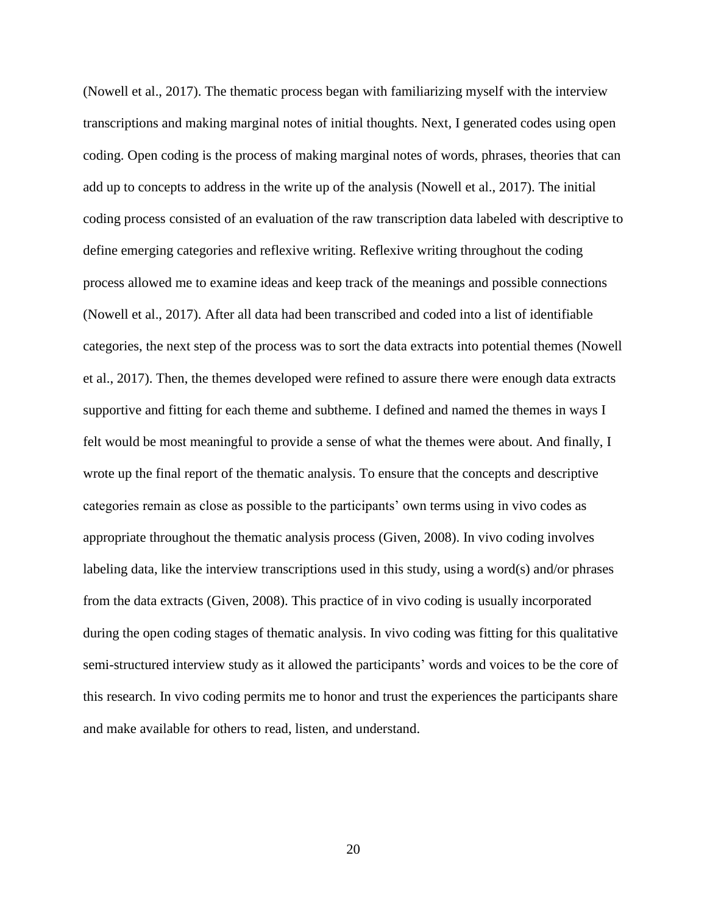(Nowell et al., 2017). The thematic process began with familiarizing myself with the interview transcriptions and making marginal notes of initial thoughts. Next, I generated codes using open coding. Open coding is the process of making marginal notes of words, phrases, theories that can add up to concepts to address in the write up of the analysis (Nowell et al., 2017). The initial coding process consisted of an evaluation of the raw transcription data labeled with descriptive to define emerging categories and reflexive writing. Reflexive writing throughout the coding process allowed me to examine ideas and keep track of the meanings and possible connections (Nowell et al., 2017). After all data had been transcribed and coded into a list of identifiable categories, the next step of the process was to sort the data extracts into potential themes (Nowell et al., 2017). Then, the themes developed were refined to assure there were enough data extracts supportive and fitting for each theme and subtheme. I defined and named the themes in ways I felt would be most meaningful to provide a sense of what the themes were about. And finally, I wrote up the final report of the thematic analysis. To ensure that the concepts and descriptive categories remain as close as possible to the participants' own terms using in vivo codes as appropriate throughout the thematic analysis process (Given, 2008). In vivo coding involves labeling data, like the interview transcriptions used in this study, using a word(s) and/or phrases from the data extracts (Given, 2008). This practice of in vivo coding is usually incorporated during the open coding stages of thematic analysis. In vivo coding was fitting for this qualitative semi-structured interview study as it allowed the participants' words and voices to be the core of this research. In vivo coding permits me to honor and trust the experiences the participants share and make available for others to read, listen, and understand.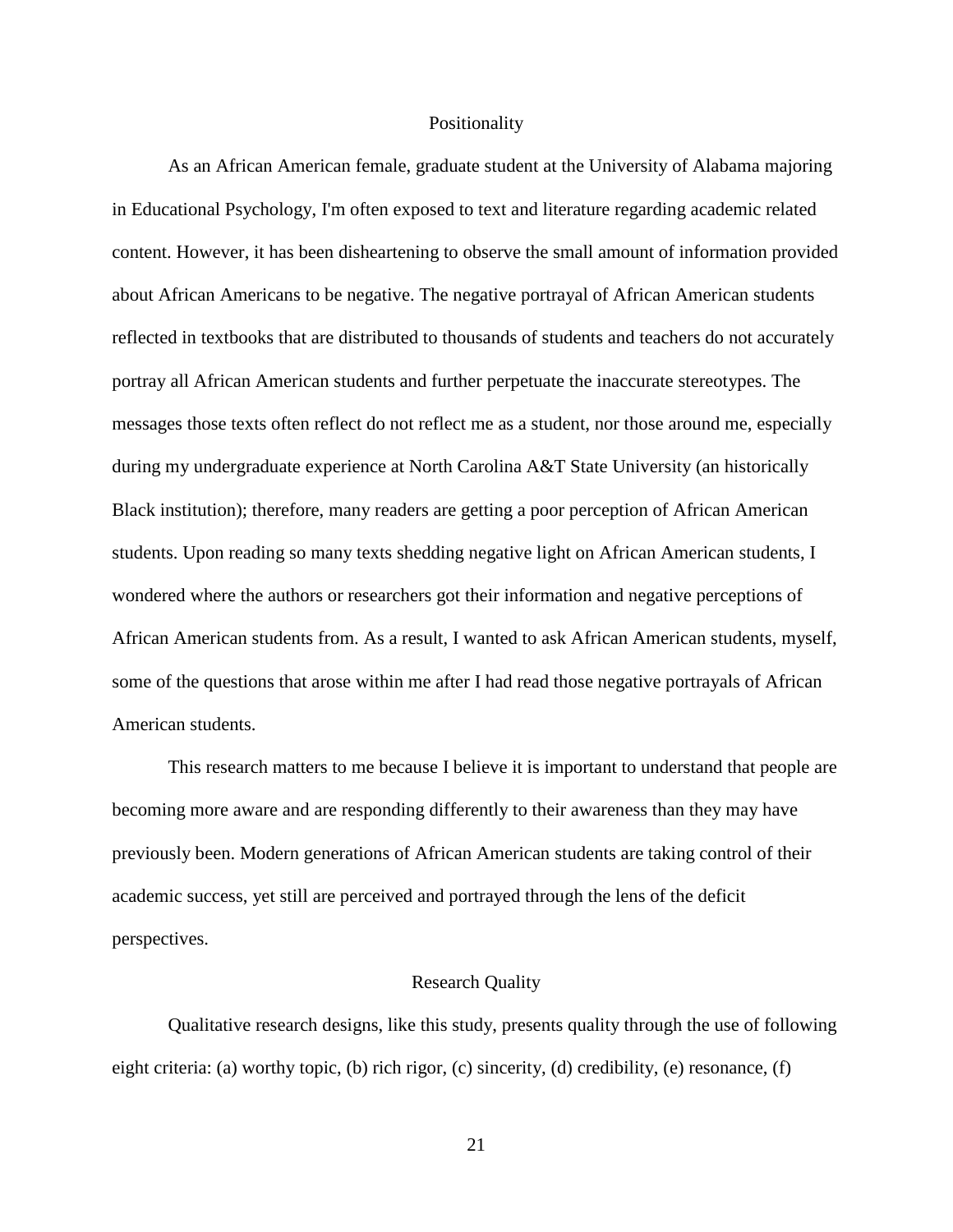## Positionality

As an African American female, graduate student at the University of Alabama majoring in Educational Psychology, I'm often exposed to text and literature regarding academic related content. However, it has been disheartening to observe the small amount of information provided about African Americans to be negative. The negative portrayal of African American students reflected in textbooks that are distributed to thousands of students and teachers do not accurately portray all African American students and further perpetuate the inaccurate stereotypes. The messages those texts often reflect do not reflect me as a student, nor those around me, especially during my undergraduate experience at North Carolina A&T State University (an historically Black institution); therefore, many readers are getting a poor perception of African American students. Upon reading so many texts shedding negative light on African American students, I wondered where the authors or researchers got their information and negative perceptions of African American students from. As a result, I wanted to ask African American students, myself, some of the questions that arose within me after I had read those negative portrayals of African American students.

This research matters to me because I believe it is important to understand that people are becoming more aware and are responding differently to their awareness than they may have previously been. Modern generations of African American students are taking control of their academic success, yet still are perceived and portrayed through the lens of the deficit perspectives.

## Research Quality

Qualitative research designs, like this study, presents quality through the use of following eight criteria: (a) worthy topic, (b) rich rigor, (c) sincerity, (d) credibility, (e) resonance, (f)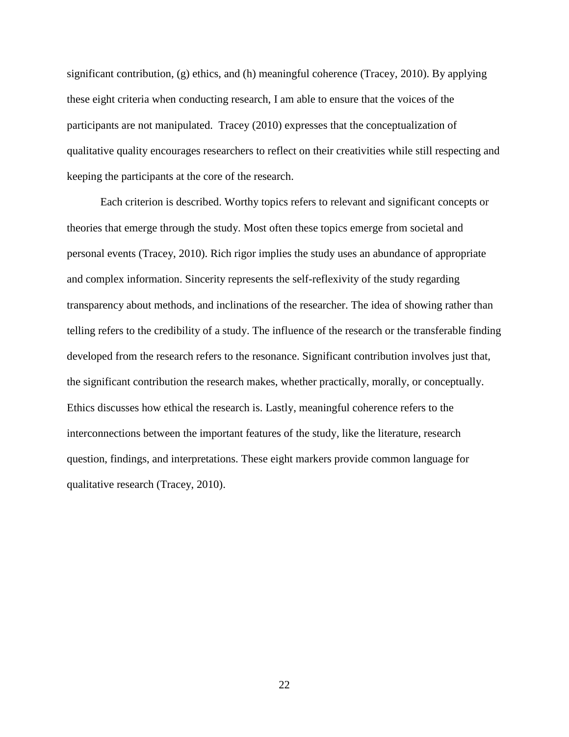significant contribution, (g) ethics, and (h) meaningful coherence (Tracey, 2010). By applying these eight criteria when conducting research, I am able to ensure that the voices of the participants are not manipulated. Tracey (2010) expresses that the conceptualization of qualitative quality encourages researchers to reflect on their creativities while still respecting and keeping the participants at the core of the research.

Each criterion is described. Worthy topics refers to relevant and significant concepts or theories that emerge through the study. Most often these topics emerge from societal and personal events (Tracey, 2010). Rich rigor implies the study uses an abundance of appropriate and complex information. Sincerity represents the self-reflexivity of the study regarding transparency about methods, and inclinations of the researcher. The idea of showing rather than telling refers to the credibility of a study. The influence of the research or the transferable finding developed from the research refers to the resonance. Significant contribution involves just that, the significant contribution the research makes, whether practically, morally, or conceptually. Ethics discusses how ethical the research is. Lastly, meaningful coherence refers to the interconnections between the important features of the study, like the literature, research question, findings, and interpretations. These eight markers provide common language for qualitative research (Tracey, 2010).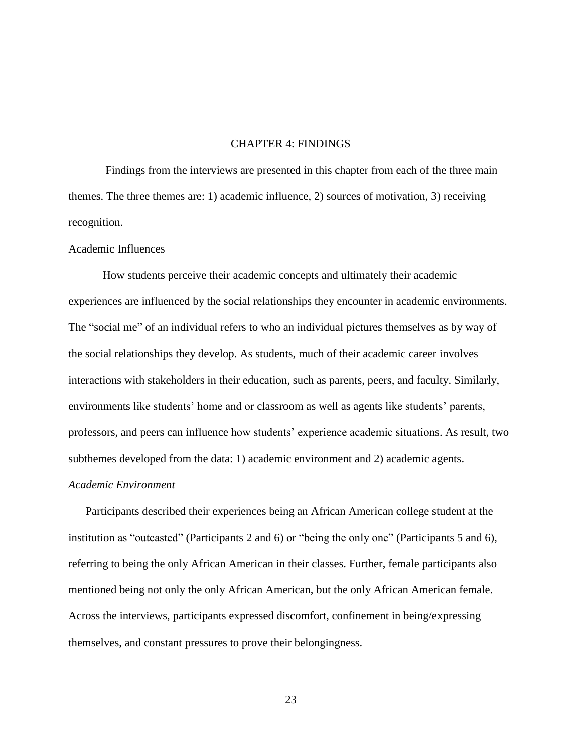# CHAPTER 4: FINDINGS

Findings from the interviews are presented in this chapter from each of the three main themes. The three themes are: 1) academic influence, 2) sources of motivation, 3) receiving recognition.

## Academic Influences

How students perceive their academic concepts and ultimately their academic experiences are influenced by the social relationships they encounter in academic environments. The "social me" of an individual refers to who an individual pictures themselves as by way of the social relationships they develop. As students, much of their academic career involves interactions with stakeholders in their education, such as parents, peers, and faculty. Similarly, environments like students' home and or classroom as well as agents like students' parents, professors, and peers can influence how students' experience academic situations. As result, two subthemes developed from the data: 1) academic environment and 2) academic agents.

### *Academic Environment*

Participants described their experiences being an African American college student at the institution as "outcasted" (Participants 2 and 6) or "being the only one" (Participants 5 and 6), referring to being the only African American in their classes. Further, female participants also mentioned being not only the only African American, but the only African American female. Across the interviews, participants expressed discomfort, confinement in being/expressing themselves, and constant pressures to prove their belongingness.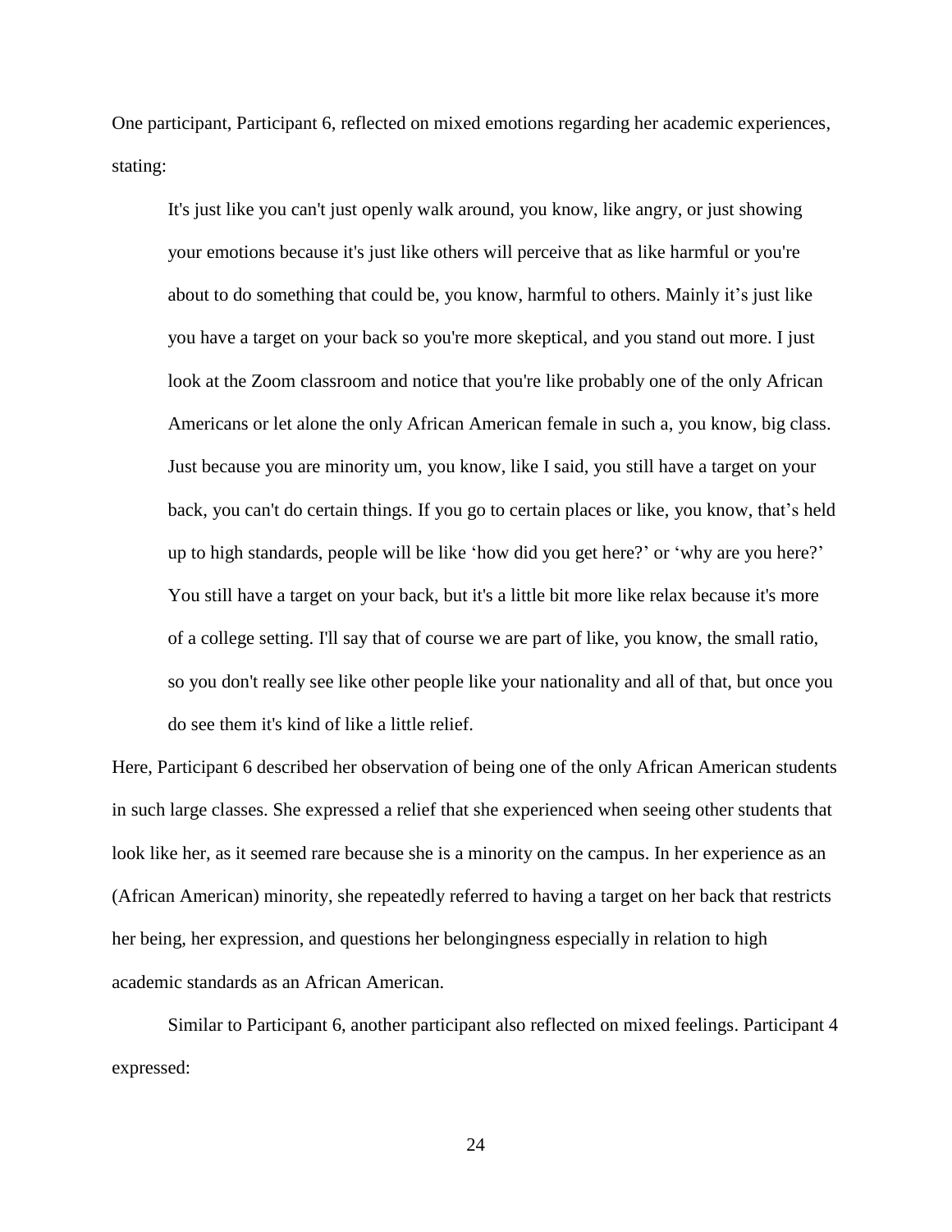One participant, Participant 6, reflected on mixed emotions regarding her academic experiences, stating:

> It's just like you can't just openly walk around, you know, like angry, or just showing your emotions because it's just like others will perceive that as like harmful or you're about to do something that could be, you know, harmful to others. Mainly it's just like you have a target on your back so you're more skeptical, and you stand out more. I just look at the Zoom classroom and notice that you're like probably one of the only African Americans or let alone the only African American female in such a, you know, big class. Just because you are minority um, you know, like I said, you still have a target on your back, you can't do certain things. If you go to certain places or like, you know, that's held up to high standards, people will be like 'how did you get here?' or 'why are you here?' You still have a target on your back, but it's a little bit more like relax because it's more of a college setting. I'll say that of course we are part of like, you know, the small ratio, so you don't really see like other people like your nationality and all of that, but once you do see them it's kind of like a little relief.

Here, Participant 6 described her observation of being one of the only African American students in such large classes. She expressed a relief that she experienced when seeing other students that look like her, as it seemed rare because she is a minority on the campus. In her experience as an (African American) minority, she repeatedly referred to having a target on her back that restricts her being, her expression, and questions her belongingness especially in relation to high academic standards as an African American.

Similar to Participant 6, another participant also reflected on mixed feelings. Participant 4 expressed: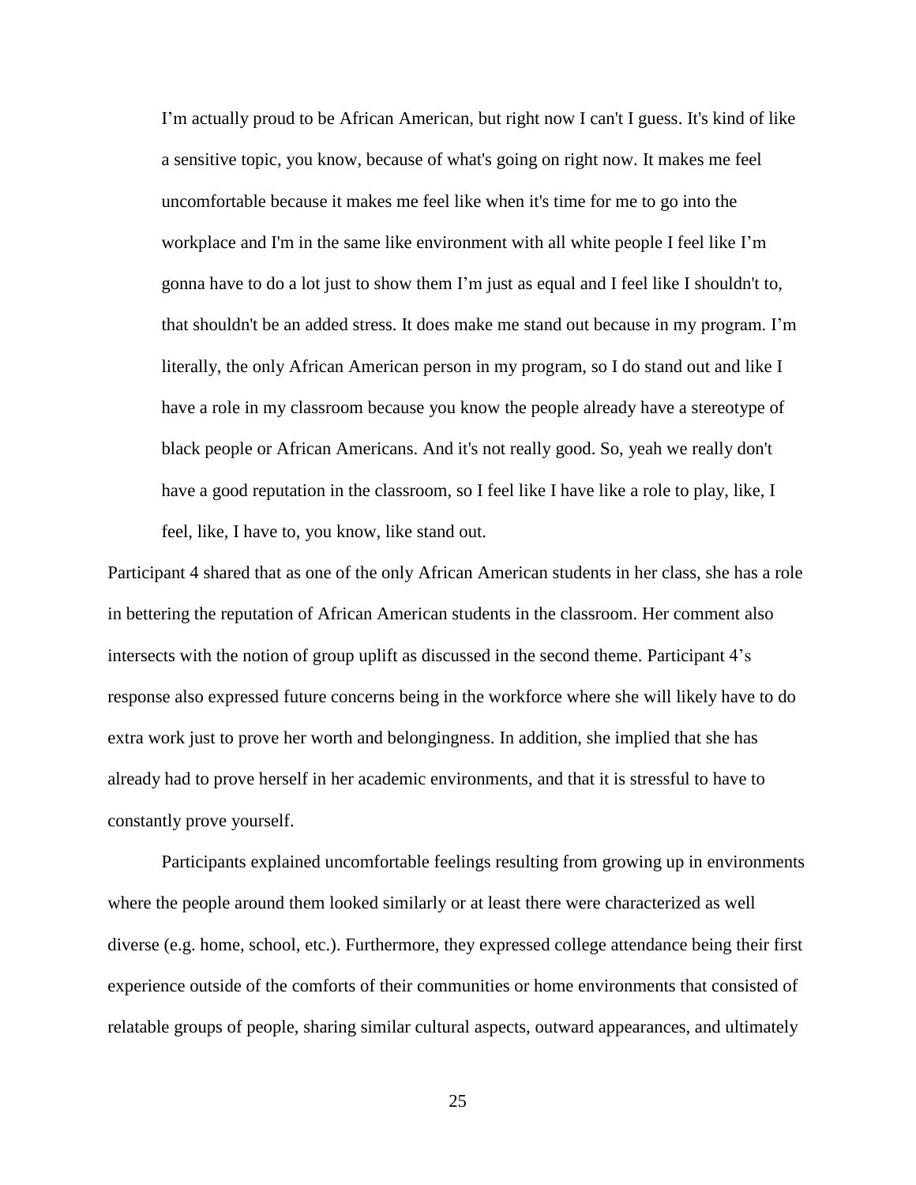> I'm actually proud to be African American, but right now I can't I guess. It's kind of like a sensitive topic, you know, because of what's going on right now. It makes me feel uncomfortable because it makes me feel like when it's time for me to go into the workplace and I'm in the same like environment with all white people I feel like I'm gonna have to do a lot just to show them I'm just as equal and I feel like I shouldn't to, that shouldn't be an added stress. It does make me stand out because in my program. I'm literally, the only African American person in my program, so I do stand out and like I have a role in my classroom because you know the people already have a stereotype of black people or African Americans. And it's not really good. So, yeah we really don't have a good reputation in the classroom, so I feel like I have like a role to play, like, I feel, like, I have to, you know, like stand out.

Participant 4 shared that as one of the only African American students in her class, she has a role in bettering the reputation of African American students in the classroom. Her comment also intersects with the notion of group uplift as discussed in the second theme. Participant 4's response also expressed future concerns being in the workforce where she will likely have to do extra work just to prove her worth and belongingness. In addition, she implied that she has already had to prove herself in her academic environments, and that it is stressful to have to constantly prove yourself.

Participants explained uncomfortable feelings resulting from growing up in environments where the people around them looked similarly or at least there were characterized as well diverse (e.g. home, school, etc.). Furthermore, they expressed college attendance being their first experience outside of the comforts of their communities or home environments that consisted of relatable groups of people, sharing similar cultural aspects, outward appearances, and ultimately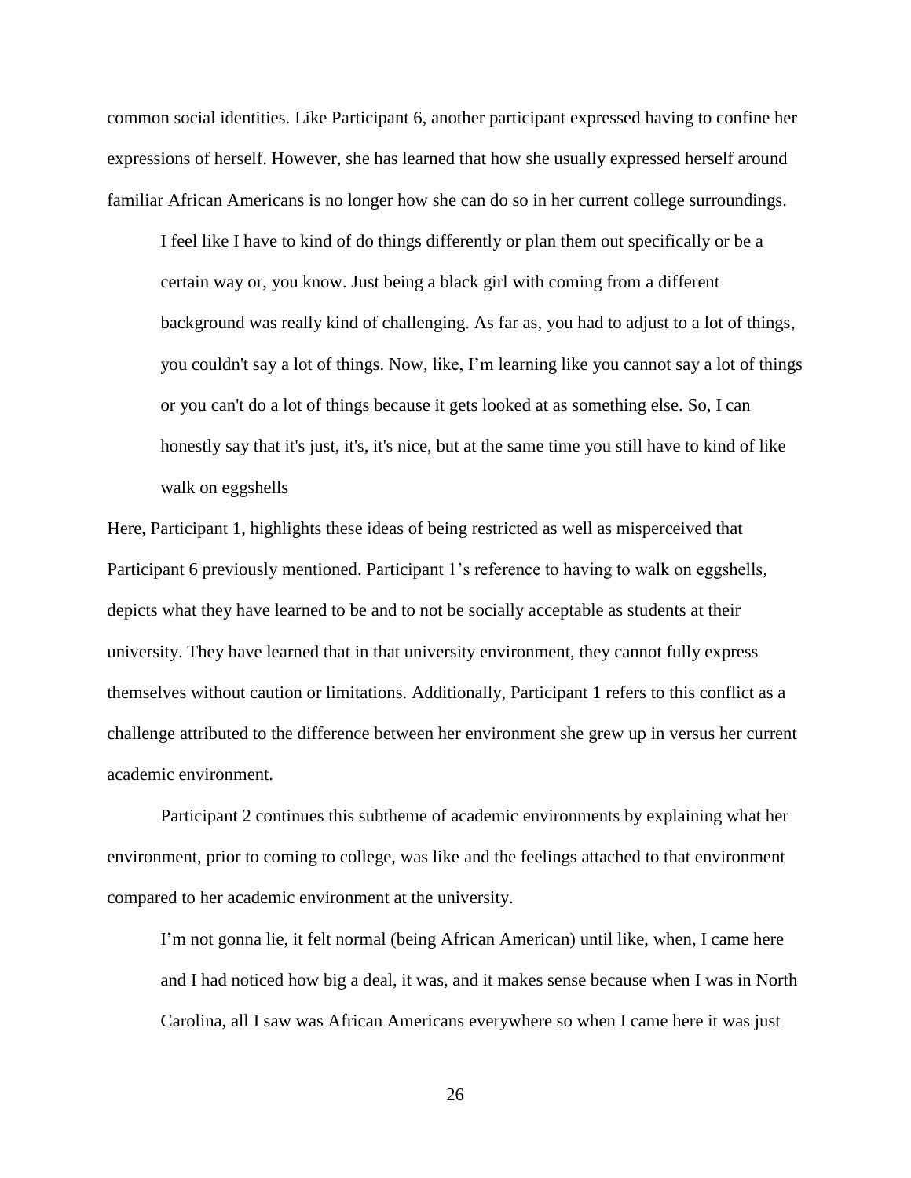common social identities. Like Participant 6, another participant expressed having to confine her expressions of herself. However, she has learned that how she usually expressed herself around familiar African Americans is no longer how she can do so in her current college surroundings.

> I feel like I have to kind of do things differently or plan them out specifically or be a certain way or, you know. Just being a black girl with coming from a different background was really kind of challenging. As far as, you had to adjust to a lot of things, you couldn't say a lot of things. Now, like, I'm learning like you cannot say a lot of things or you can't do a lot of things because it gets looked at as something else. So, I can honestly say that it's just, it's, it's nice, but at the same time you still have to kind of like walk on eggshells

Here, Participant 1, highlights these ideas of being restricted as well as misperceived that Participant 6 previously mentioned. Participant 1's reference to having to walk on eggshells, depicts what they have learned to be and to not be socially acceptable as students at their university. They have learned that in that university environment, they cannot fully express themselves without caution or limitations. Additionally, Participant 1 refers to this conflict as a challenge attributed to the difference between her environment she grew up in versus her current academic environment.

Participant 2 continues this subtheme of academic environments by explaining what her environment, prior to coming to college, was like and the feelings attached to that environment compared to her academic environment at the university.

> I'm not gonna lie, it felt normal (being African American) until like, when, I came here and I had noticed how big a deal, it was, and it makes sense because when I was in North Carolina, all I saw was African Americans everywhere so when I came here it was just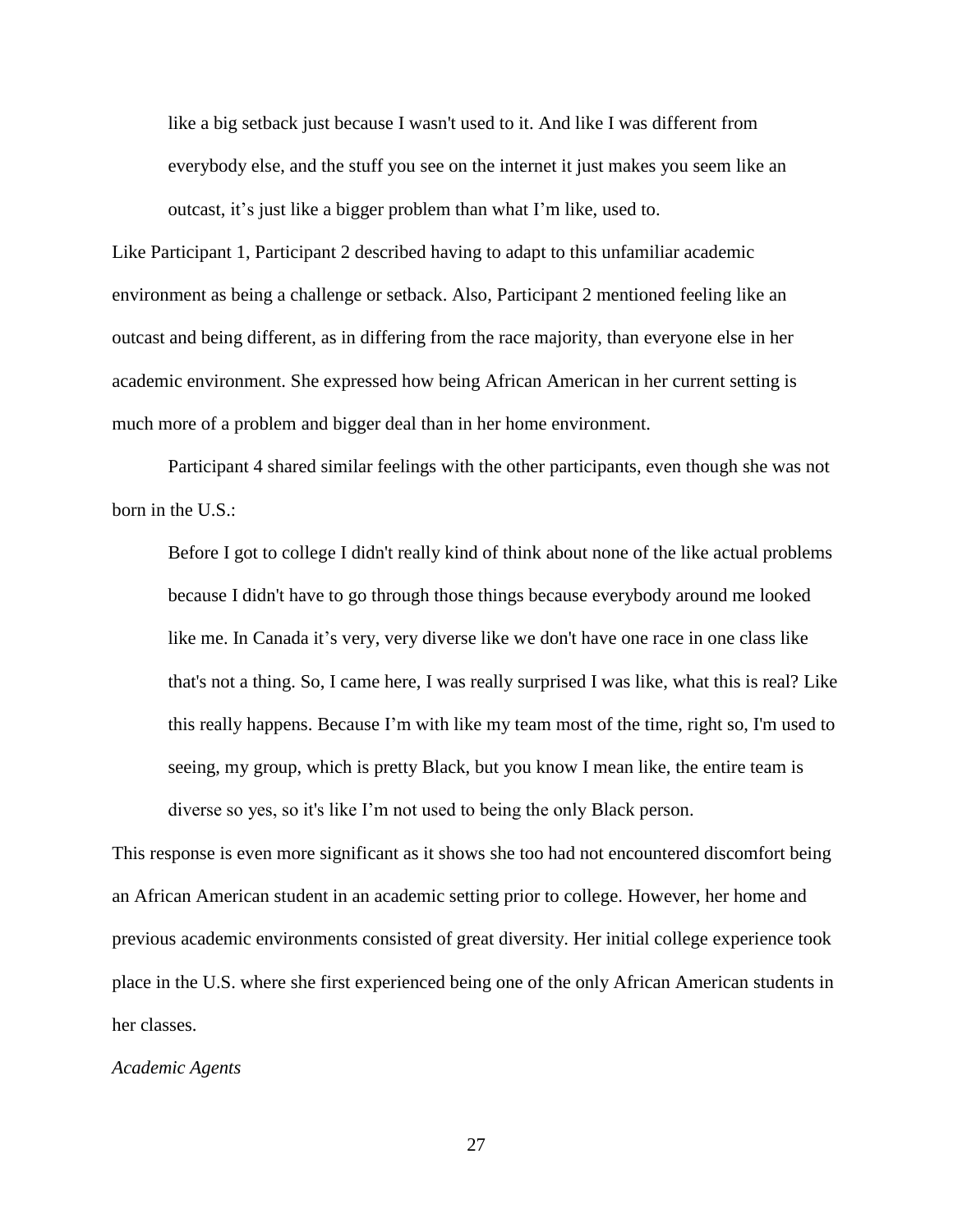> like a big setback just because I wasn't used to it. And like I was different from everybody else, and the stuff you see on the internet it just makes you seem like an outcast, it's just like a bigger problem than what I'm like, used to.

Like Participant 1, Participant 2 described having to adapt to this unfamiliar academic environment as being a challenge or setback. Also, Participant 2 mentioned feeling like an outcast and being different, as in differing from the race majority, than everyone else in her academic environment. She expressed how being African American in her current setting is much more of a problem and bigger deal than in her home environment.

Participant 4 shared similar feelings with the other participants, even though she was not born in the U.S.:

> Before I got to college I didn't really kind of think about none of the like actual problems because I didn't have to go through those things because everybody around me looked like me. In Canada it's very, very diverse like we don't have one race in one class like that's not a thing. So, I came here, I was really surprised I was like, what this is real? Like this really happens. Because I'm with like my team most of the time, right so, I'm used to seeing, my group, which is pretty Black, but you know I mean like, the entire team is diverse so yes, so it's like I'm not used to being the only Black person.

This response is even more significant as it shows she too had not encountered discomfort being an African American student in an academic setting prior to college. However, her home and previous academic environments consisted of great diversity. Her initial college experience took place in the U.S. where she first experienced being one of the only African American students in her classes.

*Academic Agents*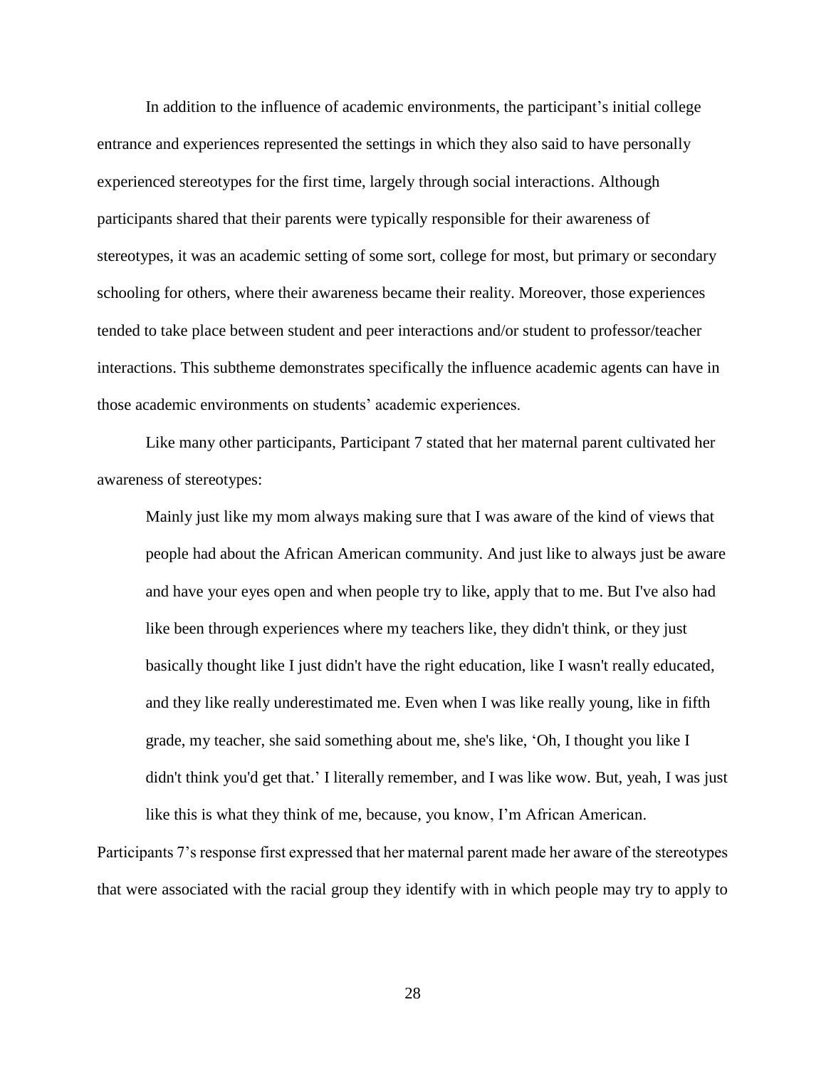In addition to the influence of academic environments, the participant's initial college entrance and experiences represented the settings in which they also said to have personally experienced stereotypes for the first time, largely through social interactions. Although participants shared that their parents were typically responsible for their awareness of stereotypes, it was an academic setting of some sort, college for most, but primary or secondary schooling for others, where their awareness became their reality. Moreover, those experiences tended to take place between student and peer interactions and/or student to professor/teacher interactions. This subtheme demonstrates specifically the influence academic agents can have in those academic environments on students' academic experiences.

Like many other participants, Participant 7 stated that her maternal parent cultivated her awareness of stereotypes:

> Mainly just like my mom always making sure that I was aware of the kind of views that people had about the African American community. And just like to always just be aware and have your eyes open and when people try to like, apply that to me. But I've also had like been through experiences where my teachers like, they didn't think, or they just basically thought like I just didn't have the right education, like I wasn't really educated, and they like really underestimated me. Even when I was like really young, like in fifth grade, my teacher, she said something about me, she's like, 'Oh, I thought you like I didn't think you'd get that.' I literally remember, and I was like wow. But, yeah, I was just like this is what they think of me, because, you know, I'm African American.

Participants 7's response first expressed that her maternal parent made her aware of the stereotypes that were associated with the racial group they identify with in which people may try to apply to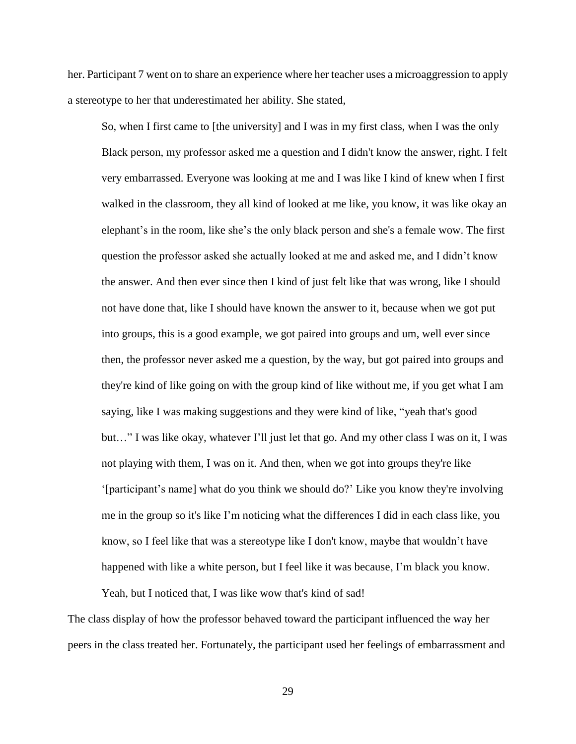her. Participant 7 went on to share an experience where her teacher uses a microaggression to apply a stereotype to her that underestimated her ability. She stated,

> So, when I first came to [the university] and I was in my first class, when I was the only Black person, my professor asked me a question and I didn't know the answer, right. I felt very embarrassed. Everyone was looking at me and I was like I kind of knew when I first walked in the classroom, they all kind of looked at me like, you know, it was like okay an elephant's in the room, like she's the only black person and she's a female wow. The first question the professor asked she actually looked at me and asked me, and I didn't know the answer. And then ever since then I kind of just felt like that was wrong, like I should not have done that, like I should have known the answer to it, because when we got put into groups, this is a good example, we got paired into groups and um, well ever since then, the professor never asked me a question, by the way, but got paired into groups and they're kind of like going on with the group kind of like without me, if you get what I am saying, like I was making suggestions and they were kind of like, "yeah that's good but…" I was like okay, whatever I'll just let that go. And my other class I was on it, I was not playing with them, I was on it. And then, when we got into groups they're like '[participant's name] what do you think we should do?' Like you know they're involving me in the group so it's like I'm noticing what the differences I did in each class like, you know, so I feel like that was a stereotype like I don't know, maybe that wouldn't have happened with like a white person, but I feel like it was because, I'm black you know. Yeah, but I noticed that, I was like wow that's kind of sad!

The class display of how the professor behaved toward the participant influenced the way her peers in the class treated her. Fortunately, the participant used her feelings of embarrassment and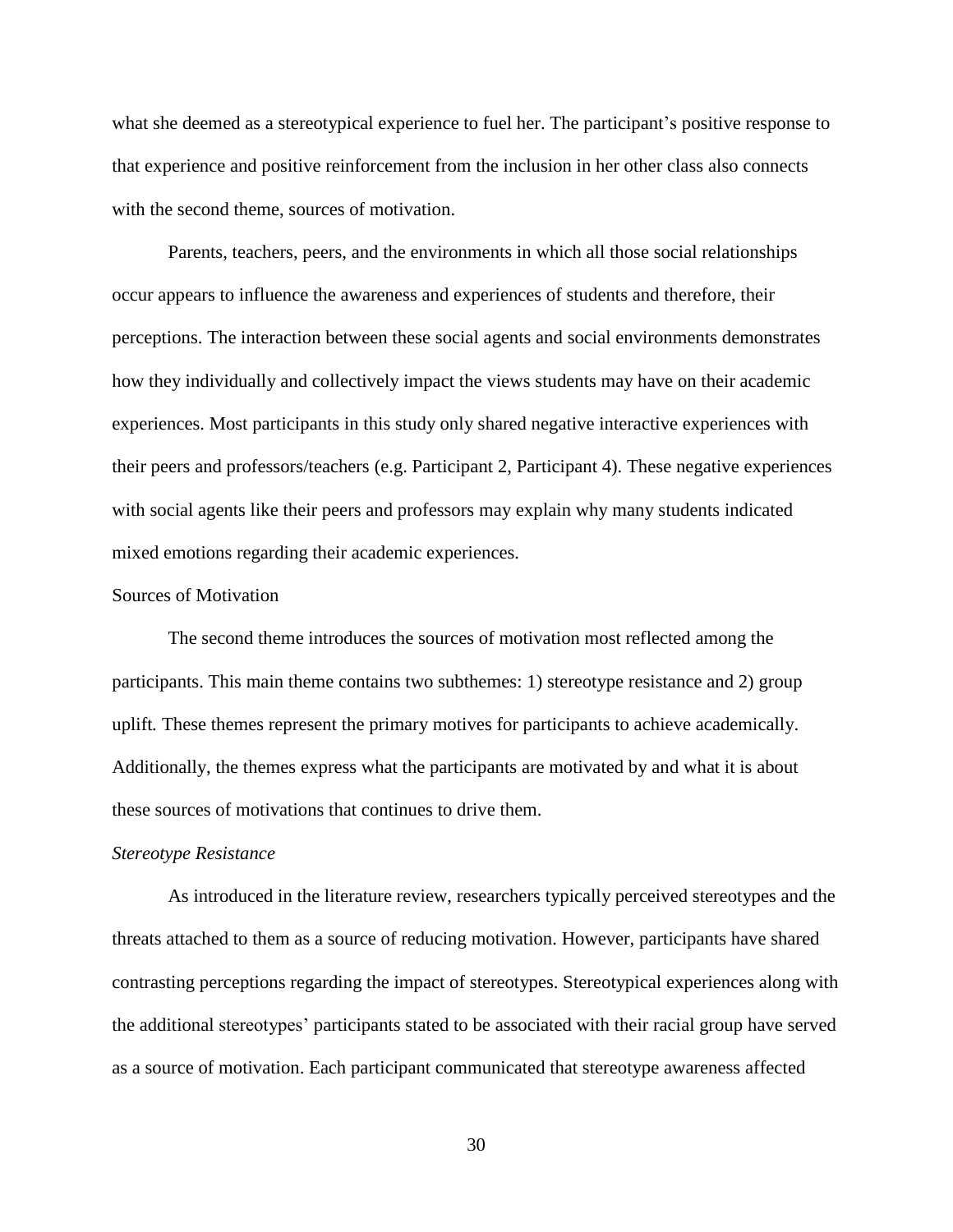what she deemed as a stereotypical experience to fuel her. The participant's positive response to that experience and positive reinforcement from the inclusion in her other class also connects with the second theme, sources of motivation.

Parents, teachers, peers, and the environments in which all those social relationships occur appears to influence the awareness and experiences of students and therefore, their perceptions. The interaction between these social agents and social environments demonstrates how they individually and collectively impact the views students may have on their academic experiences. Most participants in this study only shared negative interactive experiences with their peers and professors/teachers (e.g. Participant 2, Participant 4). These negative experiences with social agents like their peers and professors may explain why many students indicated mixed emotions regarding their academic experiences.

## Sources of Motivation

The second theme introduces the sources of motivation most reflected among the participants. This main theme contains two subthemes: 1) stereotype resistance and 2) group uplift*.* These themes represent the primary motives for participants to achieve academically. Additionally, the themes express what the participants are motivated by and what it is about these sources of motivations that continues to drive them.

### *Stereotype Resistance*

As introduced in the literature review, researchers typically perceived stereotypes and the threats attached to them as a source of reducing motivation. However, participants have shared contrasting perceptions regarding the impact of stereotypes. Stereotypical experiences along with the additional stereotypes' participants stated to be associated with their racial group have served as a source of motivation. Each participant communicated that stereotype awareness affected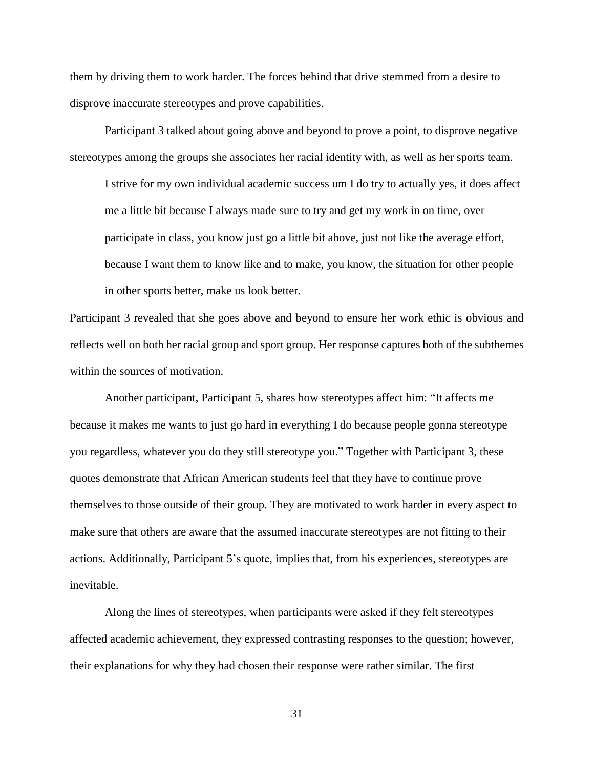them by driving them to work harder. The forces behind that drive stemmed from a desire to disprove inaccurate stereotypes and prove capabilities.

Participant 3 talked about going above and beyond to prove a point, to disprove negative stereotypes among the groups she associates her racial identity with, as well as her sports team.

> I strive for my own individual academic success um I do try to actually yes, it does affect me a little bit because I always made sure to try and get my work in on time, over participate in class, you know just go a little bit above, just not like the average effort, because I want them to know like and to make, you know, the situation for other people in other sports better, make us look better.

Participant 3 revealed that she goes above and beyond to ensure her work ethic is obvious and reflects well on both her racial group and sport group. Her response captures both of the subthemes within the sources of motivation.

Another participant, Participant 5, shares how stereotypes affect him: "It affects me because it makes me wants to just go hard in everything I do because people gonna stereotype you regardless, whatever you do they still stereotype you." Together with Participant 3, these quotes demonstrate that African American students feel that they have to continue prove themselves to those outside of their group. They are motivated to work harder in every aspect to make sure that others are aware that the assumed inaccurate stereotypes are not fitting to their actions. Additionally, Participant 5's quote, implies that, from his experiences, stereotypes are inevitable.

Along the lines of stereotypes, when participants were asked if they felt stereotypes affected academic achievement, they expressed contrasting responses to the question; however, their explanations for why they had chosen their response were rather similar. The first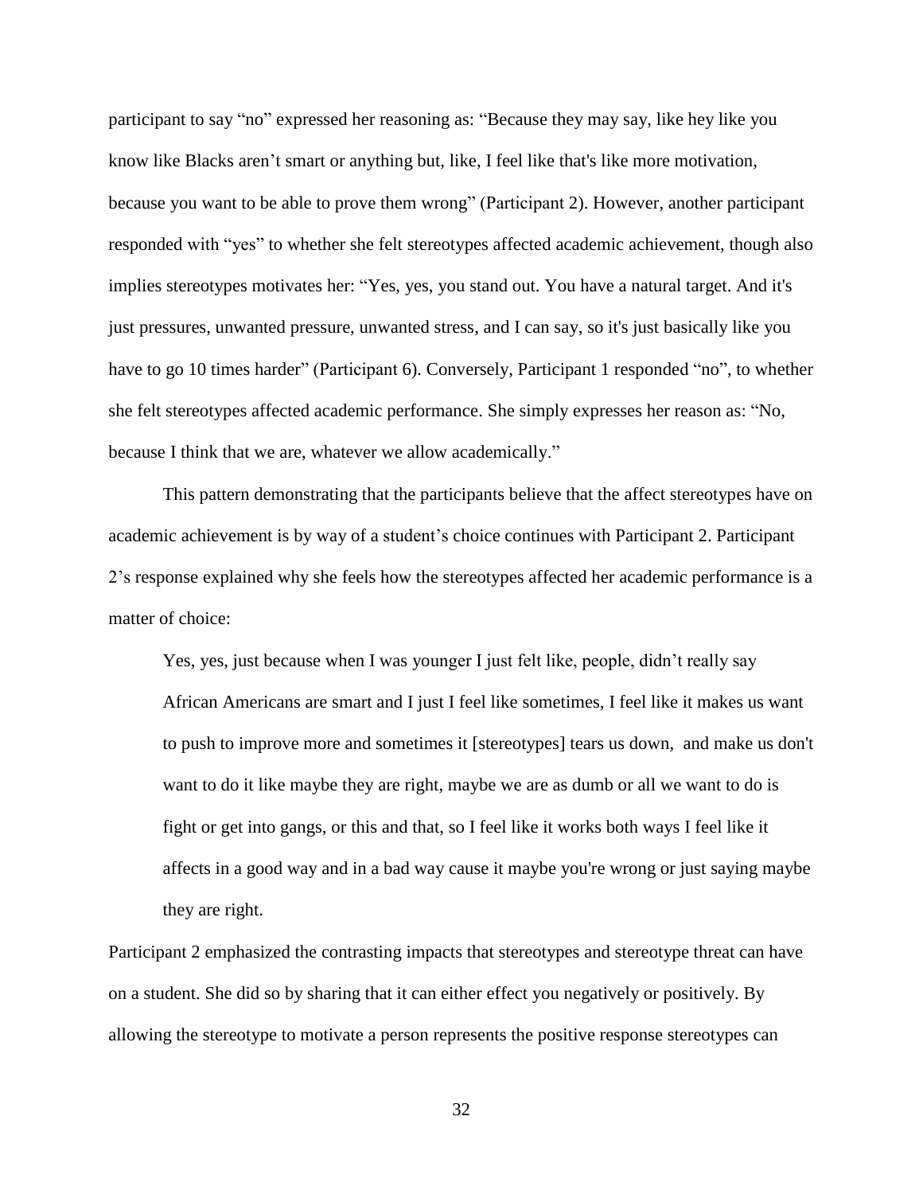participant to say "no" expressed her reasoning as: "Because they may say, like hey like you know like Blacks aren't smart or anything but, like, I feel like that's like more motivation, because you want to be able to prove them wrong" (Participant 2). However, another participant responded with "yes" to whether she felt stereotypes affected academic achievement, though also implies stereotypes motivates her: "Yes, yes, you stand out. You have a natural target. And it's just pressures, unwanted pressure, unwanted stress, and I can say, so it's just basically like you have to go 10 times harder" (Participant 6). Conversely, Participant 1 responded "no", to whether she felt stereotypes affected academic performance. She simply expresses her reason as: "No, because I think that we are, whatever we allow academically."

This pattern demonstrating that the participants believe that the affect stereotypes have on academic achievement is by way of a student's choice continues with Participant 2. Participant 2's response explained why she feels how the stereotypes affected her academic performance is a matter of choice:

> Yes, yes, just because when I was younger I just felt like, people, didn't really say African Americans are smart and I just I feel like sometimes, I feel like it makes us want to push to improve more and sometimes it [stereotypes] tears us down, and make us don't want to do it like maybe they are right, maybe we are as dumb or all we want to do is fight or get into gangs, or this and that, so I feel like it works both ways I feel like it affects in a good way and in a bad way cause it maybe you're wrong or just saying maybe they are right.

Participant 2 emphasized the contrasting impacts that stereotypes and stereotype threat can have on a student. She did so by sharing that it can either effect you negatively or positively. By allowing the stereotype to motivate a person represents the positive response stereotypes can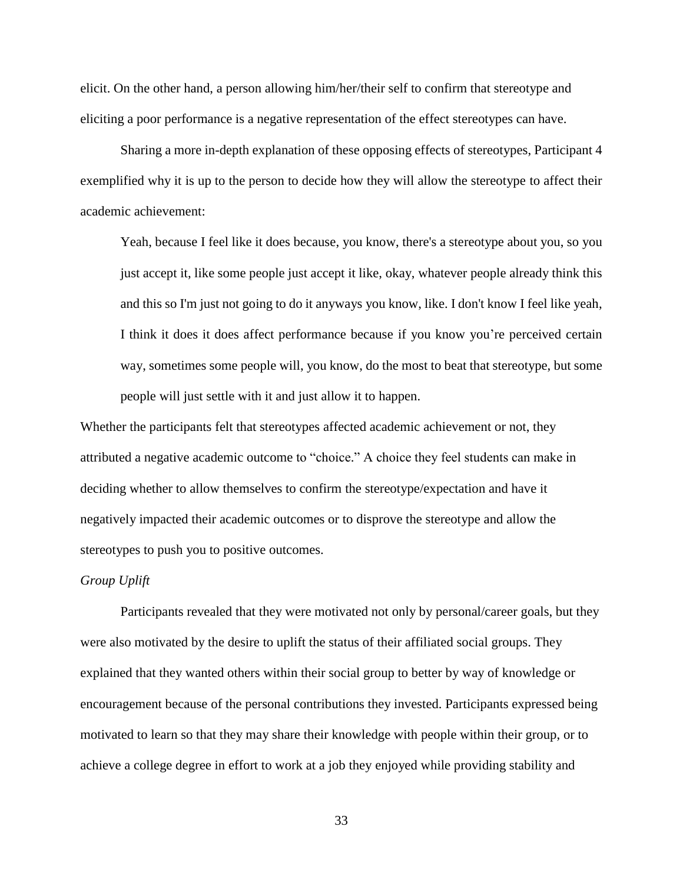elicit. On the other hand, a person allowing him/her/their self to confirm that stereotype and eliciting a poor performance is a negative representation of the effect stereotypes can have.

Sharing a more in-depth explanation of these opposing effects of stereotypes, Participant 4 exemplified why it is up to the person to decide how they will allow the stereotype to affect their academic achievement:

> Yeah, because I feel like it does because, you know, there's a stereotype about you, so you just accept it, like some people just accept it like, okay, whatever people already think this and this so I'm just not going to do it anyways you know, like. I don't know I feel like yeah, I think it does it does affect performance because if you know you're perceived certain way, sometimes some people will, you know, do the most to beat that stereotype, but some people will just settle with it and just allow it to happen.

Whether the participants felt that stereotypes affected academic achievement or not, they attributed a negative academic outcome to "choice." A choice they feel students can make in deciding whether to allow themselves to confirm the stereotype/expectation and have it negatively impacted their academic outcomes or to disprove the stereotype and allow the stereotypes to push you to positive outcomes.

*Group Uplift*

Participants revealed that they were motivated not only by personal/career goals, but they were also motivated by the desire to uplift the status of their affiliated social groups. They explained that they wanted others within their social group to better by way of knowledge or encouragement because of the personal contributions they invested. Participants expressed being motivated to learn so that they may share their knowledge with people within their group, or to achieve a college degree in effort to work at a job they enjoyed while providing stability and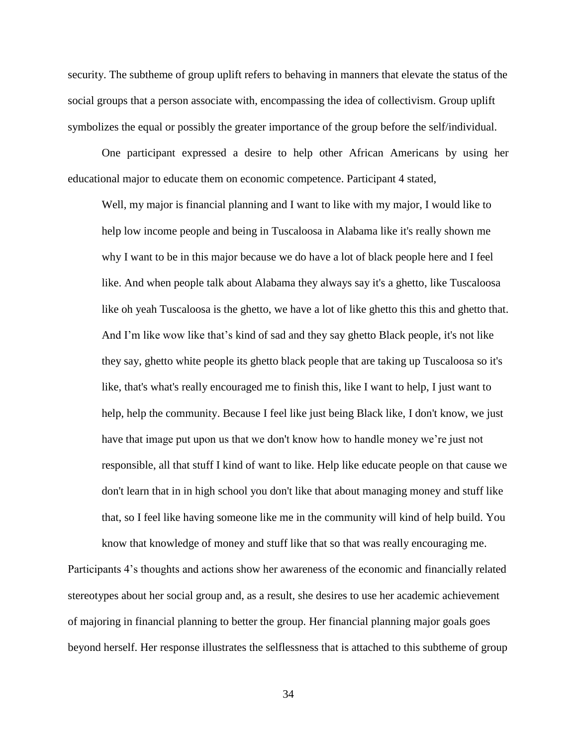security. The subtheme of group uplift refers to behaving in manners that elevate the status of the social groups that a person associate with, encompassing the idea of collectivism. Group uplift symbolizes the equal or possibly the greater importance of the group before the self/individual.

One participant expressed a desire to help other African Americans by using her educational major to educate them on economic competence. Participant 4 stated,

> Well, my major is financial planning and I want to like with my major, I would like to help low income people and being in Tuscaloosa in Alabama like it's really shown me why I want to be in this major because we do have a lot of black people here and I feel like. And when people talk about Alabama they always say it's a ghetto, like Tuscaloosa like oh yeah Tuscaloosa is the ghetto, we have a lot of like ghetto this this and ghetto that. And I'm like wow like that's kind of sad and they say ghetto Black people, it's not like they say, ghetto white people its ghetto black people that are taking up Tuscaloosa so it's like, that's what's really encouraged me to finish this, like I want to help, I just want to help, help the community. Because I feel like just being Black like, I don't know, we just have that image put upon us that we don't know how to handle money we're just not responsible, all that stuff I kind of want to like. Help like educate people on that cause we don't learn that in in high school you don't like that about managing money and stuff like that, so I feel like having someone like me in the community will kind of help build. You know that knowledge of money and stuff like that so that was really encouraging me.

Participants 4's thoughts and actions show her awareness of the economic and financially related stereotypes about her social group and, as a result, she desires to use her academic achievement of majoring in financial planning to better the group. Her financial planning major goals goes beyond herself. Her response illustrates the selflessness that is attached to this subtheme of group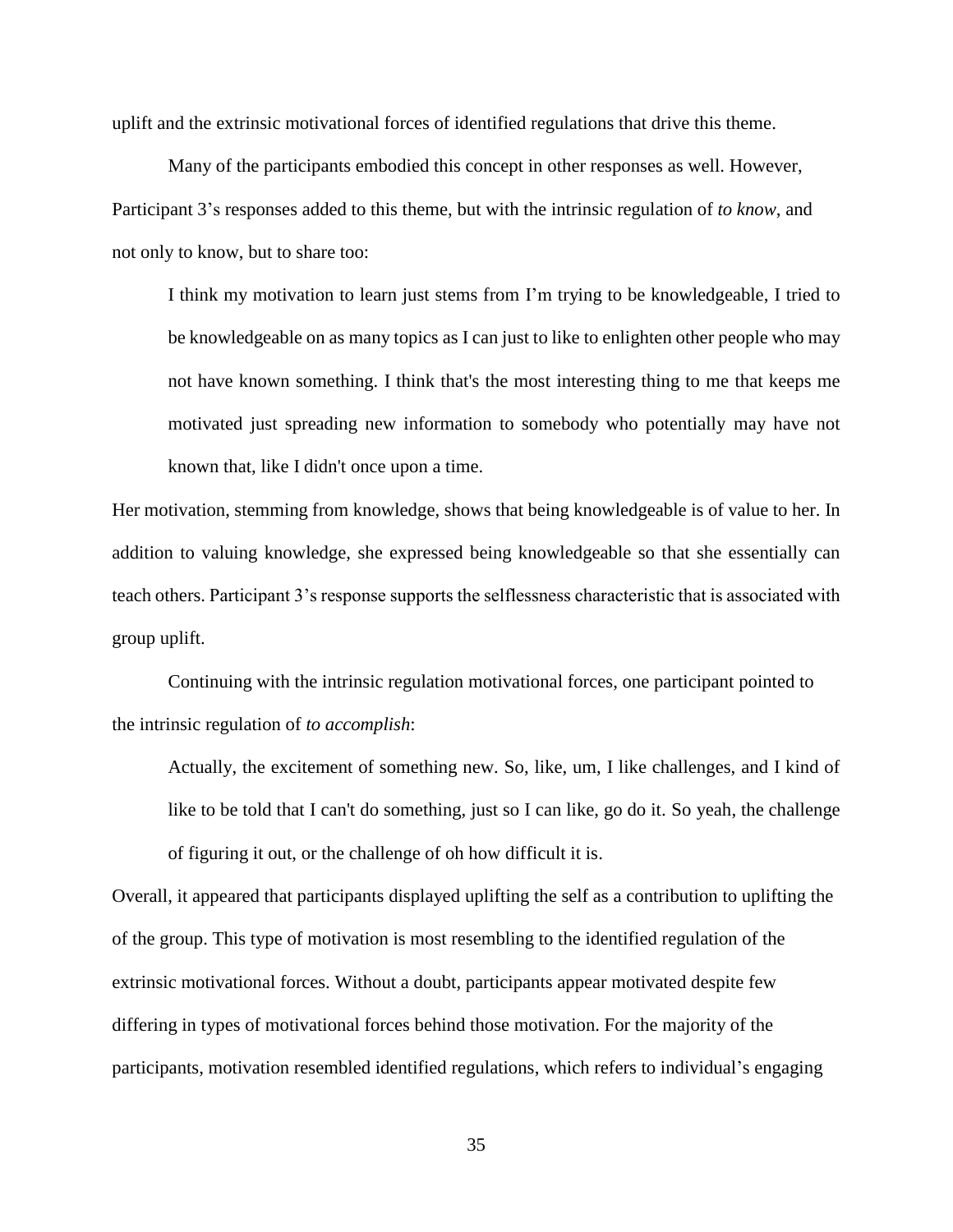uplift and the extrinsic motivational forces of identified regulations that drive this theme.

Many of the participants embodied this concept in other responses as well. However, Participant 3's responses added to this theme, but with the intrinsic regulation of *to know*, and not only to know, but to share too:

> I think my motivation to learn just stems from I'm trying to be knowledgeable, I tried to be knowledgeable on as many topics as I can just to like to enlighten other people who may not have known something. I think that's the most interesting thing to me that keeps me motivated just spreading new information to somebody who potentially may have not known that, like I didn't once upon a time.

Her motivation, stemming from knowledge, shows that being knowledgeable is of value to her. In addition to valuing knowledge, she expressed being knowledgeable so that she essentially can teach others. Participant 3's response supports the selflessness characteristic that is associated with group uplift.

Continuing with the intrinsic regulation motivational forces, one participant pointed to the intrinsic regulation of *to accomplish*:

> Actually, the excitement of something new. So, like, um, I like challenges, and I kind of like to be told that I can't do something, just so I can like, go do it. So yeah, the challenge of figuring it out, or the challenge of oh how difficult it is.

Overall, it appeared that participants displayed uplifting the self as a contribution to uplifting the of the group. This type of motivation is most resembling to the identified regulation of the extrinsic motivational forces. Without a doubt, participants appear motivated despite few differing in types of motivational forces behind those motivation. For the majority of the participants, motivation resembled identified regulations, which refers to individual's engaging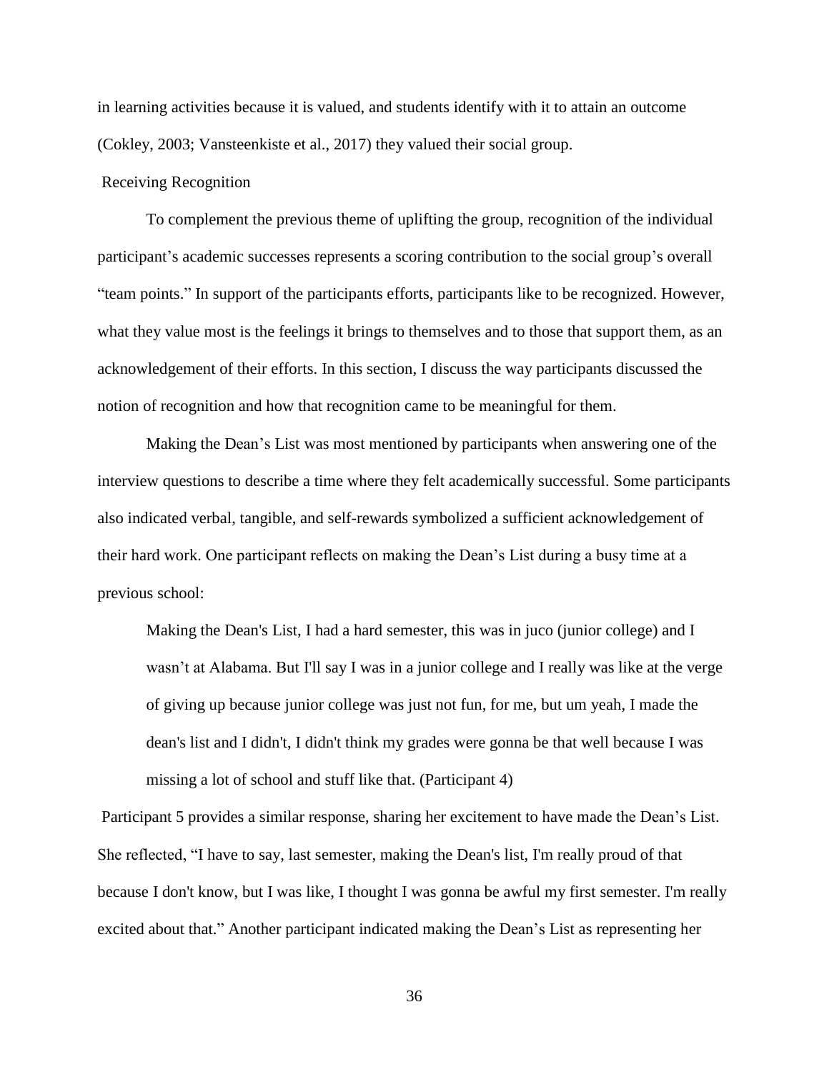in learning activities because it is valued, and students identify with it to attain an outcome (Cokley, 2003; Vansteenkiste et al., 2017) they valued their social group.

### Receiving Recognition

To complement the previous theme of uplifting the group, recognition of the individual participant's academic successes represents a scoring contribution to the social group's overall "team points." In support of the participants efforts, participants like to be recognized. However, what they value most is the feelings it brings to themselves and to those that support them, as an acknowledgement of their efforts. In this section, I discuss the way participants discussed the notion of recognition and how that recognition came to be meaningful for them.

Making the Dean's List was most mentioned by participants when answering one of the interview questions to describe a time where they felt academically successful. Some participants also indicated verbal, tangible, and self-rewards symbolized a sufficient acknowledgement of their hard work. One participant reflects on making the Dean's List during a busy time at a previous school:

> Making the Dean's List, I had a hard semester, this was in juco (junior college) and I wasn't at Alabama. But I'll say I was in a junior college and I really was like at the verge of giving up because junior college was just not fun, for me, but um yeah, I made the dean's list and I didn't, I didn't think my grades were gonna be that well because I was missing a lot of school and stuff like that. (Participant 4)

Participant 5 provides a similar response, sharing her excitement to have made the Dean's List. She reflected, "I have to say, last semester, making the Dean's list, I'm really proud of that because I don't know, but I was like, I thought I was gonna be awful my first semester. I'm really excited about that." Another participant indicated making the Dean's List as representing her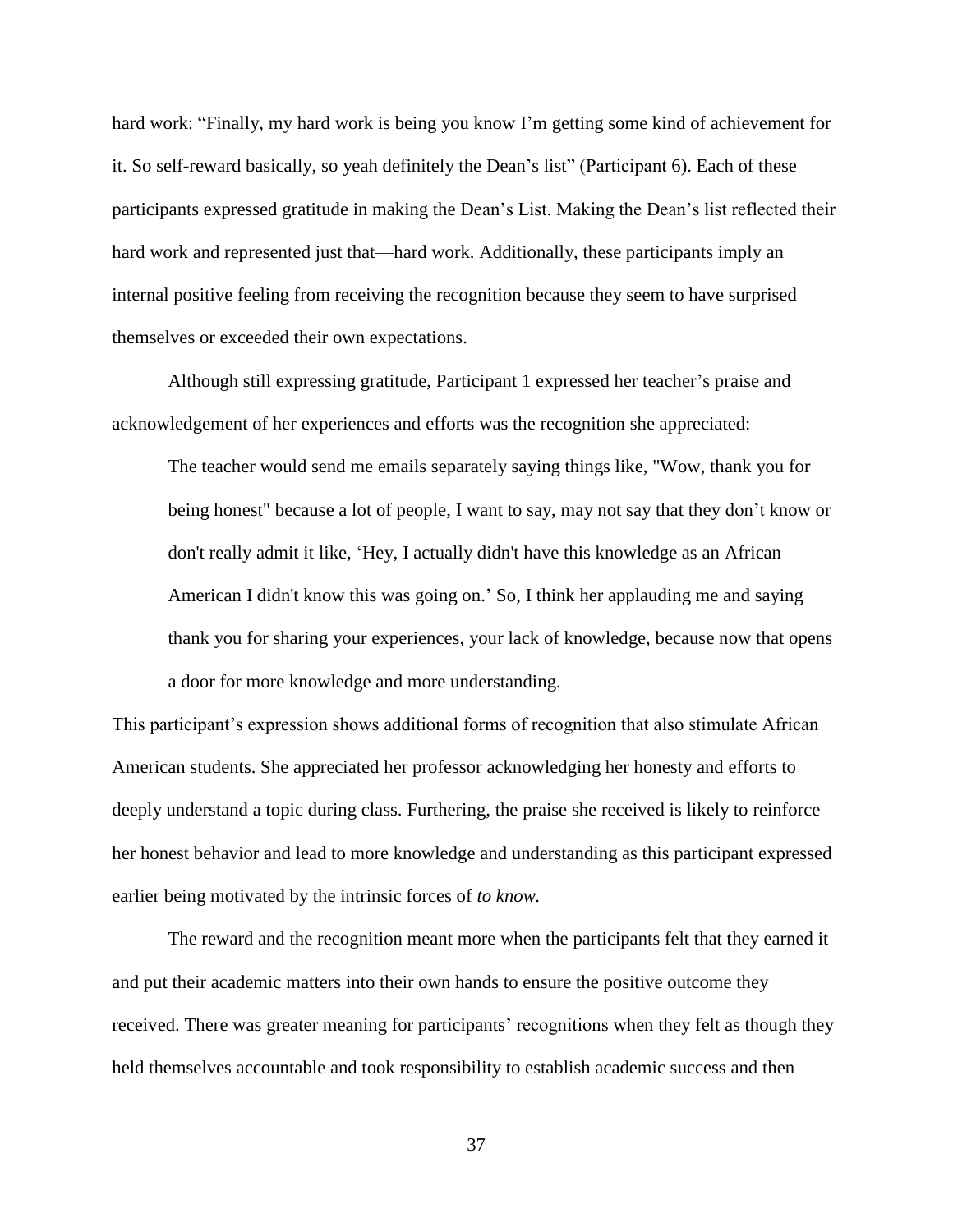hard work: “Finally, my hard work is being you know I’m getting some kind of achievement for it. So self-reward basically, so yeah definitely the Dean’s list” (Participant 6). Each of these participants expressed gratitude in making the Dean’s List. Making the Dean’s list reflected their hard work and represented just that—hard work. Additionally, these participants imply an internal positive feeling from receiving the recognition because they seem to have surprised themselves or exceeded their own expectations.

Although still expressing gratitude, Participant 1 expressed her teacher’s praise and acknowledgement of her experiences and efforts was the recognition she appreciated:

> The teacher would send me emails separately saying things like, "Wow, thank you for being honest" because a lot of people, I want to say, may not say that they don’t know or don't really admit it like, ‘Hey, I actually didn't have this knowledge as an African American I didn't know this was going on.’ So, I think her applauding me and saying thank you for sharing your experiences, your lack of knowledge, because now that opens a door for more knowledge and more understanding.

This participant’s expression shows additional forms of recognition that also stimulate African American students. She appreciated her professor acknowledging her honesty and efforts to deeply understand a topic during class. Furthering, the praise she received is likely to reinforce her honest behavior and lead to more knowledge and understanding as this participant expressed earlier being motivated by the intrinsic forces of *to know.*

The reward and the recognition meant more when the participants felt that they earned it and put their academic matters into their own hands to ensure the positive outcome they received. There was greater meaning for participants’ recognitions when they felt as though they held themselves accountable and took responsibility to establish academic success and then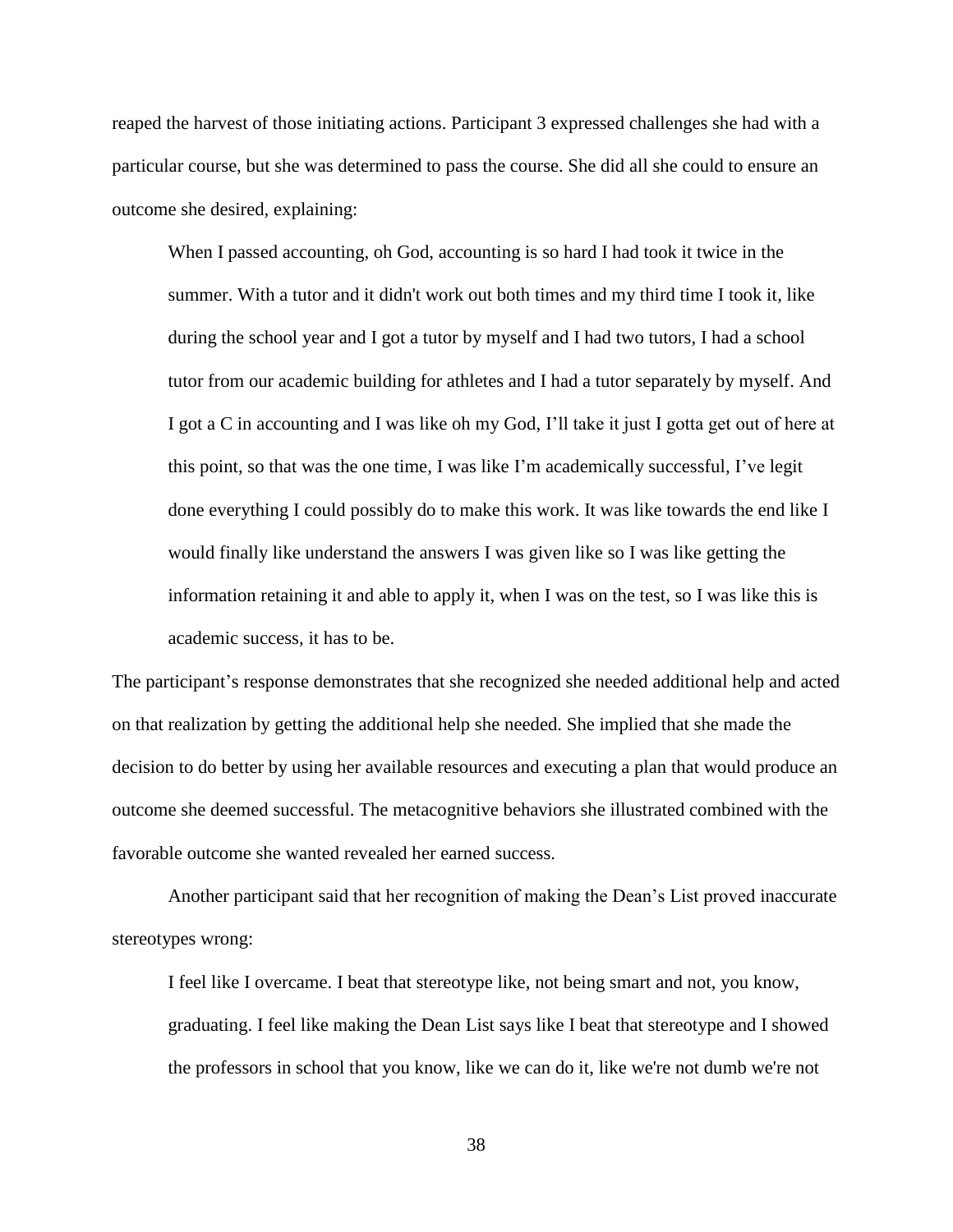reaped the harvest of those initiating actions. Participant 3 expressed challenges she had with a particular course, but she was determined to pass the course. She did all she could to ensure an outcome she desired, explaining:

> When I passed accounting, oh God, accounting is so hard I had took it twice in the summer. With a tutor and it didn't work out both times and my third time I took it, like during the school year and I got a tutor by myself and I had two tutors, I had a school tutor from our academic building for athletes and I had a tutor separately by myself. And I got a C in accounting and I was like oh my God, I'll take it just I gotta get out of here at this point, so that was the one time, I was like I'm academically successful, I've legit done everything I could possibly do to make this work. It was like towards the end like I would finally like understand the answers I was given like so I was like getting the information retaining it and able to apply it, when I was on the test, so I was like this is academic success, it has to be.

The participant's response demonstrates that she recognized she needed additional help and acted on that realization by getting the additional help she needed. She implied that she made the decision to do better by using her available resources and executing a plan that would produce an outcome she deemed successful. The metacognitive behaviors she illustrated combined with the favorable outcome she wanted revealed her earned success.

Another participant said that her recognition of making the Dean's List proved inaccurate stereotypes wrong:

> I feel like I overcame. I beat that stereotype like, not being smart and not, you know, graduating. I feel like making the Dean List says like I beat that stereotype and I showed the professors in school that you know, like we can do it, like we're not dumb we're not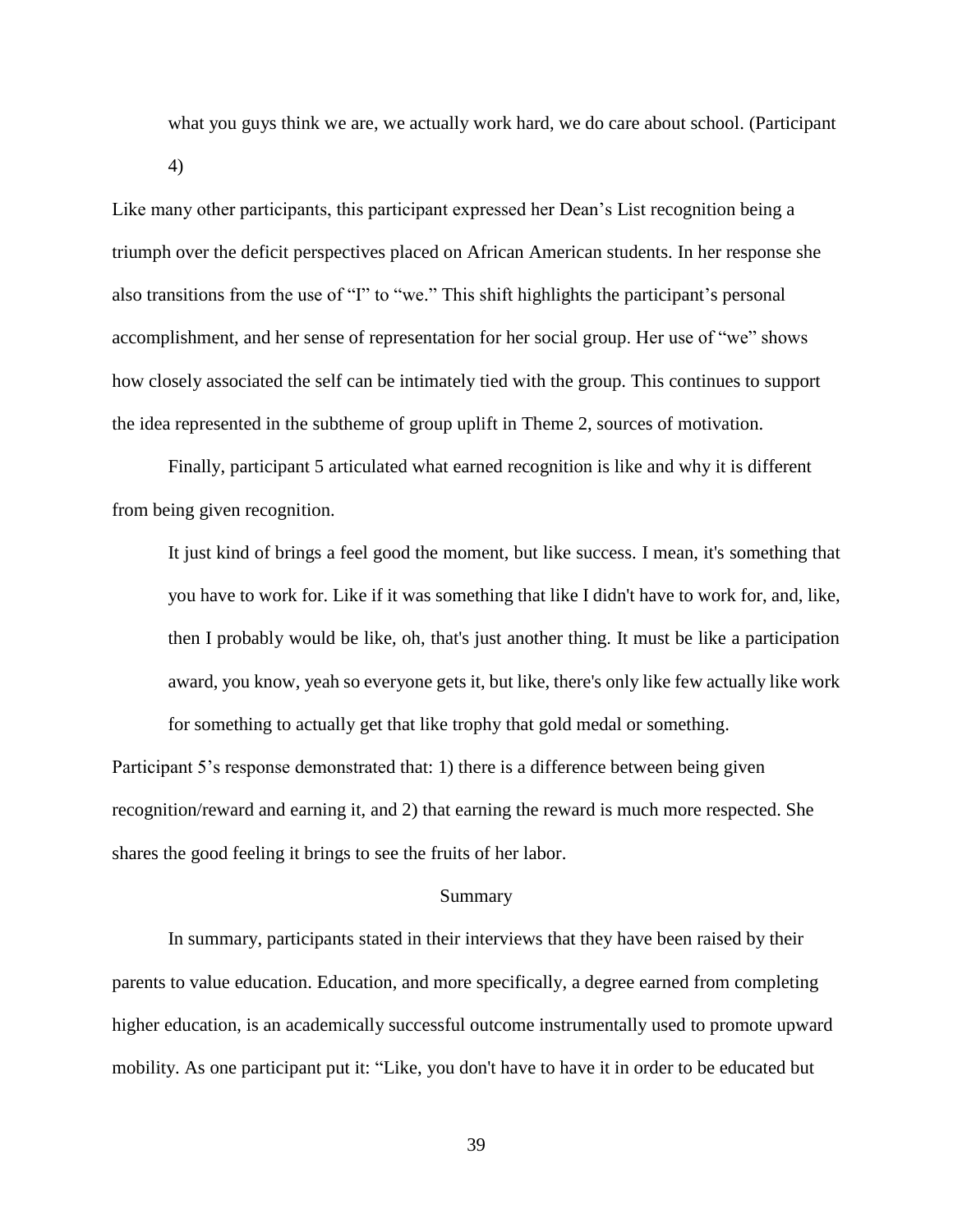> what you guys think we are, we actually work hard, we do care about school. (Participant 4)

Like many other participants, this participant expressed her Dean's List recognition being a triumph over the deficit perspectives placed on African American students. In her response she also transitions from the use of "I" to "we." This shift highlights the participant's personal accomplishment, and her sense of representation for her social group. Her use of "we" shows how closely associated the self can be intimately tied with the group. This continues to support the idea represented in the subtheme of group uplift in Theme 2, sources of motivation.

Finally, participant 5 articulated what earned recognition is like and why it is different from being given recognition.

> It just kind of brings a feel good the moment, but like success. I mean, it's something that you have to work for. Like if it was something that like I didn't have to work for, and, like, then I probably would be like, oh, that's just another thing. It must be like a participation award, you know, yeah so everyone gets it, but like, there's only like few actually like work for something to actually get that like trophy that gold medal or something.

Participant 5's response demonstrated that: 1) there is a difference between being given recognition/reward and earning it, and 2) that earning the reward is much more respected. She shares the good feeling it brings to see the fruits of her labor.

## Summary

In summary, participants stated in their interviews that they have been raised by their parents to value education. Education, and more specifically, a degree earned from completing higher education, is an academically successful outcome instrumentally used to promote upward mobility. As one participant put it: "Like, you don't have to have it in order to be educated but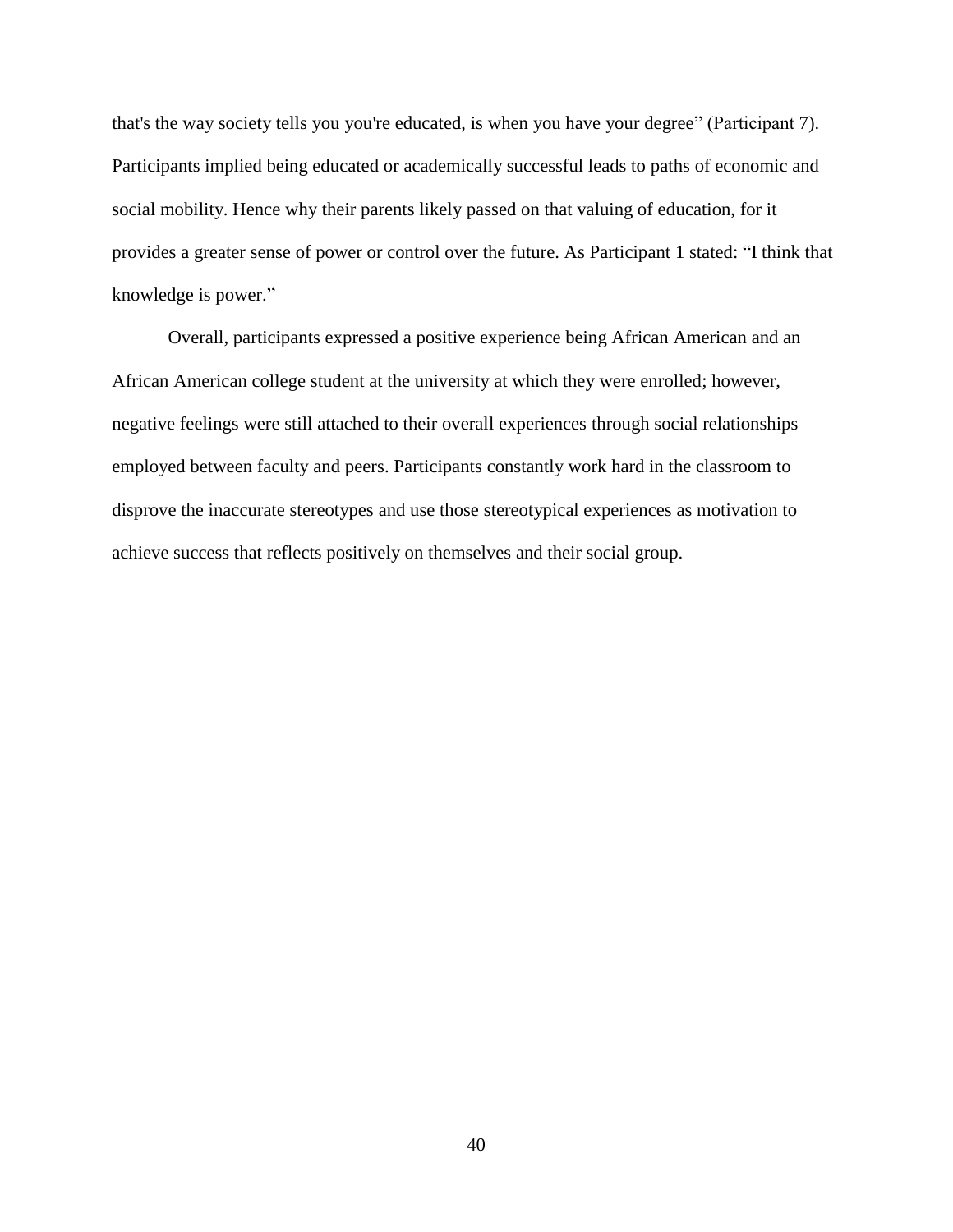that's the way society tells you you're educated, is when you have your degree" (Participant 7). Participants implied being educated or academically successful leads to paths of economic and social mobility. Hence why their parents likely passed on that valuing of education, for it provides a greater sense of power or control over the future. As Participant 1 stated: "I think that knowledge is power."

Overall, participants expressed a positive experience being African American and an African American college student at the university at which they were enrolled; however, negative feelings were still attached to their overall experiences through social relationships employed between faculty and peers. Participants constantly work hard in the classroom to disprove the inaccurate stereotypes and use those stereotypical experiences as motivation to achieve success that reflects positively on themselves and their social group.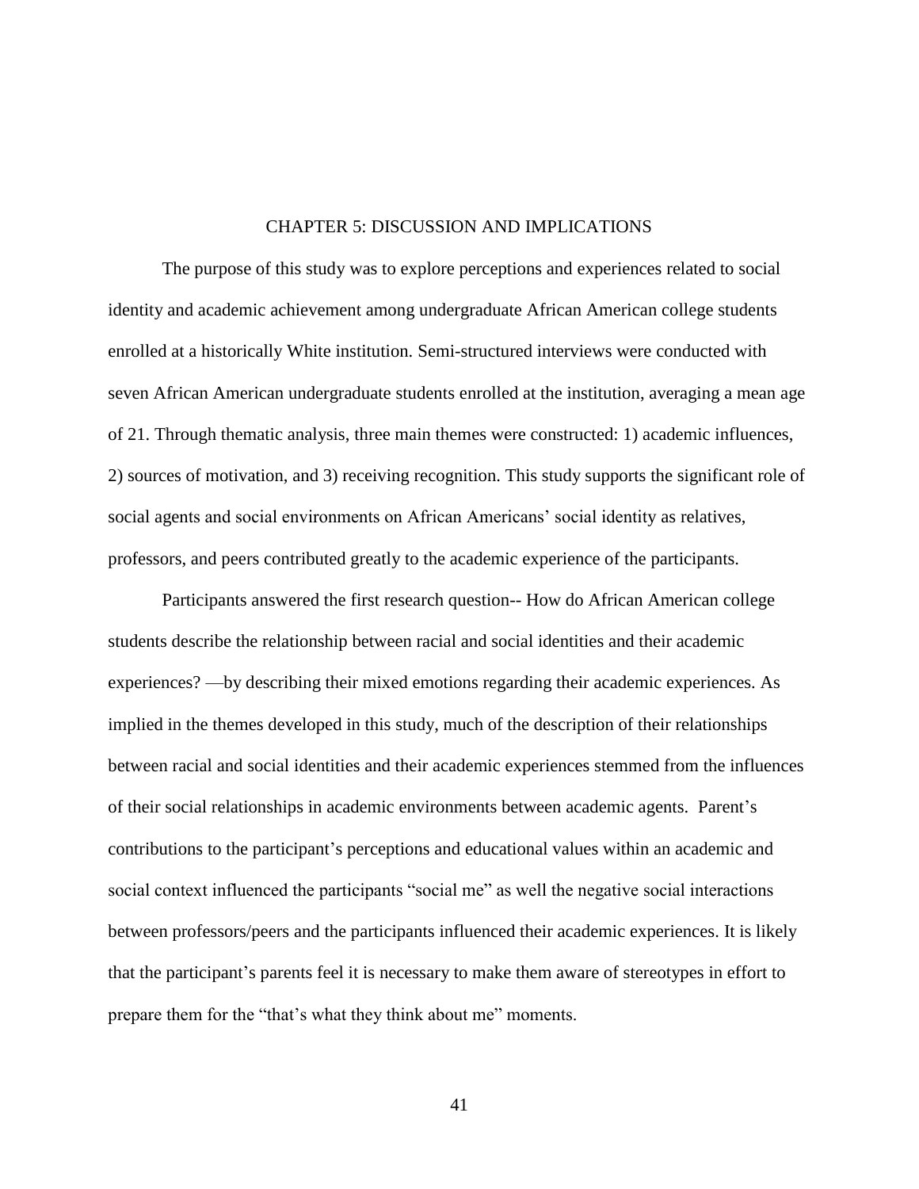# CHAPTER 5: DISCUSSION AND IMPLICATIONS

The purpose of this study was to explore perceptions and experiences related to social identity and academic achievement among undergraduate African American college students enrolled at a historically White institution. Semi-structured interviews were conducted with seven African American undergraduate students enrolled at the institution, averaging a mean age of 21. Through thematic analysis, three main themes were constructed: 1) academic influences, 2) sources of motivation, and 3) receiving recognition. This study supports the significant role of social agents and social environments on African Americans' social identity as relatives, professors, and peers contributed greatly to the academic experience of the participants.

Participants answered the first research question-- How do African American college students describe the relationship between racial and social identities and their academic experiences? —by describing their mixed emotions regarding their academic experiences. As implied in the themes developed in this study, much of the description of their relationships between racial and social identities and their academic experiences stemmed from the influences of their social relationships in academic environments between academic agents. Parent's contributions to the participant's perceptions and educational values within an academic and social context influenced the participants "social me" as well the negative social interactions between professors/peers and the participants influenced their academic experiences. It is likely that the participant's parents feel it is necessary to make them aware of stereotypes in effort to prepare them for the "that's what they think about me" moments.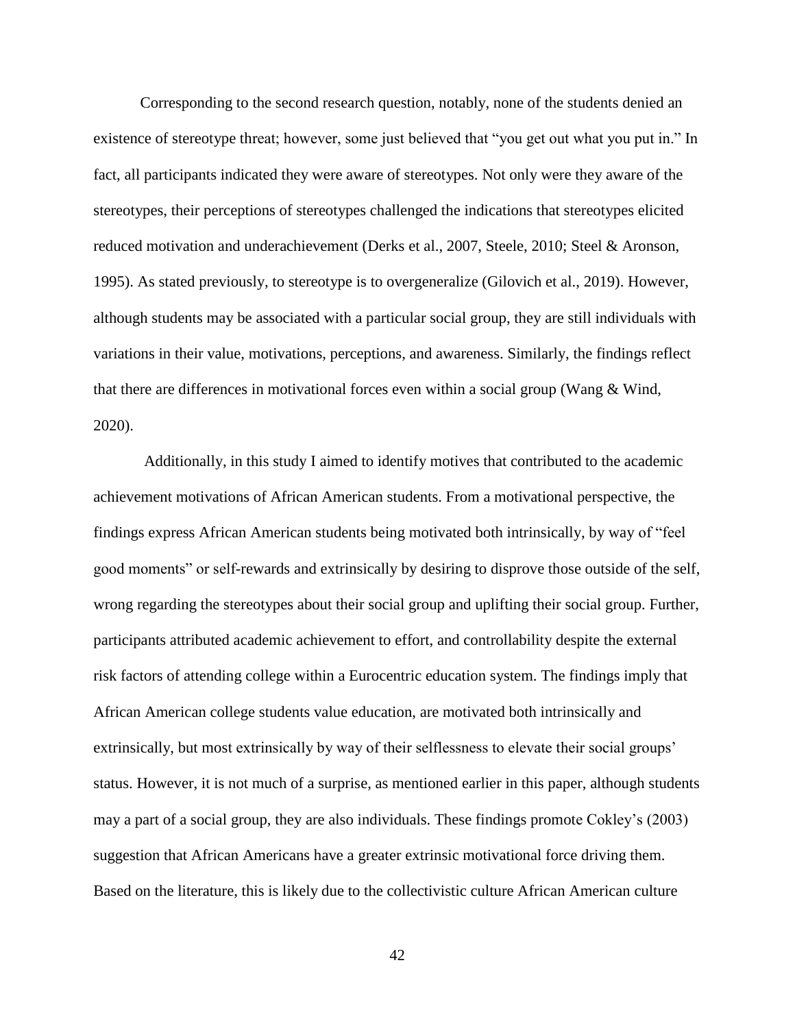Corresponding to the second research question, notably, none of the students denied an existence of stereotype threat; however, some just believed that "you get out what you put in." In fact, all participants indicated they were aware of stereotypes. Not only were they aware of the stereotypes, their perceptions of stereotypes challenged the indications that stereotypes elicited reduced motivation and underachievement (Derks et al., 2007, Steele, 2010; Steel & Aronson, 1995). As stated previously, to stereotype is to overgeneralize (Gilovich et al., 2019). However, although students may be associated with a particular social group, they are still individuals with variations in their value, motivations, perceptions, and awareness. Similarly, the findings reflect that there are differences in motivational forces even within a social group (Wang & Wind, 2020).

Additionally, in this study I aimed to identify motives that contributed to the academic achievement motivations of African American students. From a motivational perspective, the findings express African American students being motivated both intrinsically, by way of "feel good moments" or self-rewards and extrinsically by desiring to disprove those outside of the self, wrong regarding the stereotypes about their social group and uplifting their social group. Further, participants attributed academic achievement to effort, and controllability despite the external risk factors of attending college within a Eurocentric education system. The findings imply that African American college students value education, are motivated both intrinsically and extrinsically, but most extrinsically by way of their selflessness to elevate their social groups' status. However, it is not much of a surprise, as mentioned earlier in this paper, although students may a part of a social group, they are also individuals. These findings promote Cokley's (2003) suggestion that African Americans have a greater extrinsic motivational force driving them. Based on the literature, this is likely due to the collectivistic culture African American culture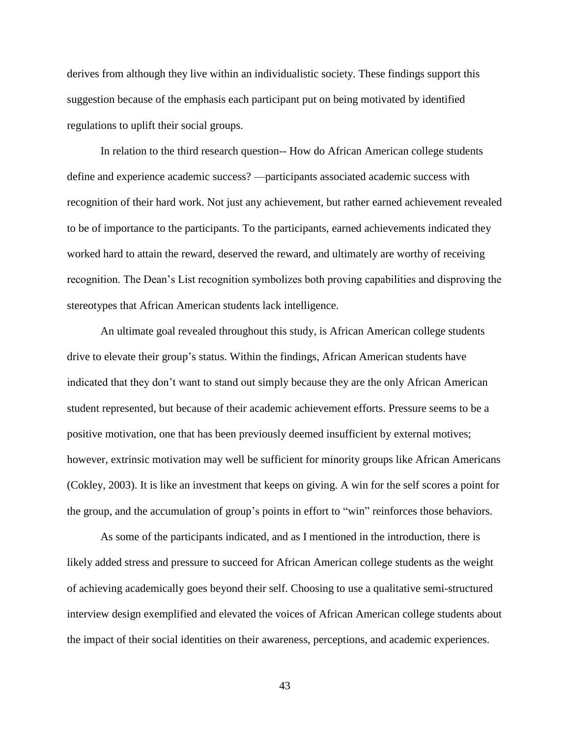derives from although they live within an individualistic society. These findings support this suggestion because of the emphasis each participant put on being motivated by identified regulations to uplift their social groups.

In relation to the third research question-- How do African American college students define and experience academic success? —participants associated academic success with recognition of their hard work. Not just any achievement, but rather earned achievement revealed to be of importance to the participants. To the participants, earned achievements indicated they worked hard to attain the reward, deserved the reward, and ultimately are worthy of receiving recognition. The Dean's List recognition symbolizes both proving capabilities and disproving the stereotypes that African American students lack intelligence.

An ultimate goal revealed throughout this study, is African American college students drive to elevate their group's status. Within the findings, African American students have indicated that they don't want to stand out simply because they are the only African American student represented, but because of their academic achievement efforts. Pressure seems to be a positive motivation, one that has been previously deemed insufficient by external motives; however, extrinsic motivation may well be sufficient for minority groups like African Americans (Cokley, 2003). It is like an investment that keeps on giving. A win for the self scores a point for the group, and the accumulation of group's points in effort to "win" reinforces those behaviors.

As some of the participants indicated, and as I mentioned in the introduction, there is likely added stress and pressure to succeed for African American college students as the weight of achieving academically goes beyond their self. Choosing to use a qualitative semi-structured interview design exemplified and elevated the voices of African American college students about the impact of their social identities on their awareness, perceptions, and academic experiences.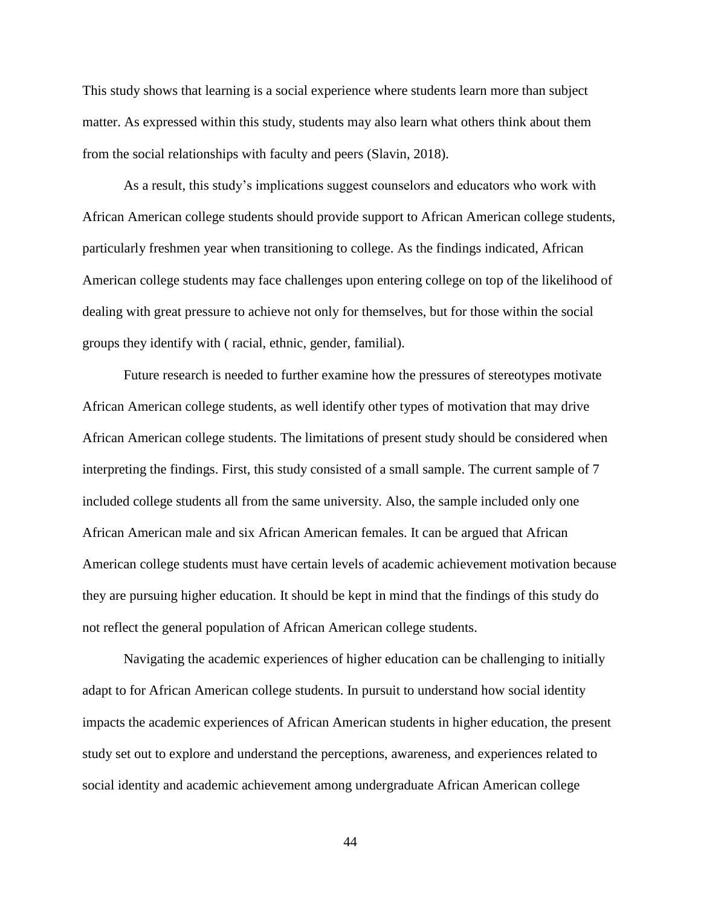This study shows that learning is a social experience where students learn more than subject matter. As expressed within this study, students may also learn what others think about them from the social relationships with faculty and peers (Slavin, 2018).

As a result, this study's implications suggest counselors and educators who work with African American college students should provide support to African American college students, particularly freshmen year when transitioning to college. As the findings indicated, African American college students may face challenges upon entering college on top of the likelihood of dealing with great pressure to achieve not only for themselves, but for those within the social groups they identify with ( racial, ethnic, gender, familial).

Future research is needed to further examine how the pressures of stereotypes motivate African American college students, as well identify other types of motivation that may drive African American college students. The limitations of present study should be considered when interpreting the findings. First, this study consisted of a small sample. The current sample of 7 included college students all from the same university. Also, the sample included only one African American male and six African American females. It can be argued that African American college students must have certain levels of academic achievement motivation because they are pursuing higher education. It should be kept in mind that the findings of this study do not reflect the general population of African American college students.

Navigating the academic experiences of higher education can be challenging to initially adapt to for African American college students. In pursuit to understand how social identity impacts the academic experiences of African American students in higher education, the present study set out to explore and understand the perceptions, awareness, and experiences related to social identity and academic achievement among undergraduate African American college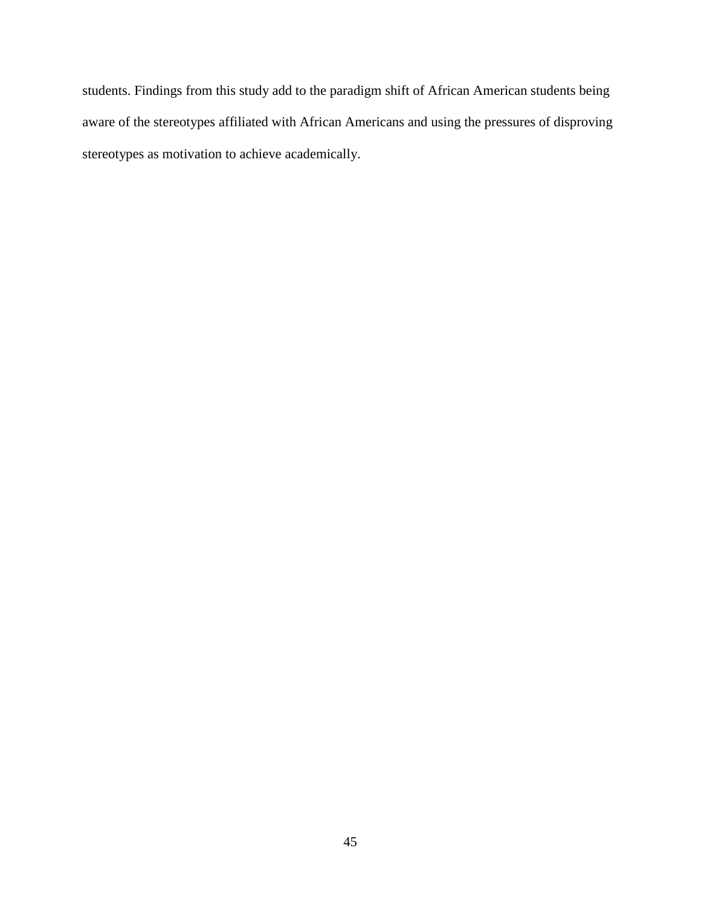students. Findings from this study add to the paradigm shift of African American students being aware of the stereotypes affiliated with African Americans and using the pressures of disproving stereotypes as motivation to achieve academically.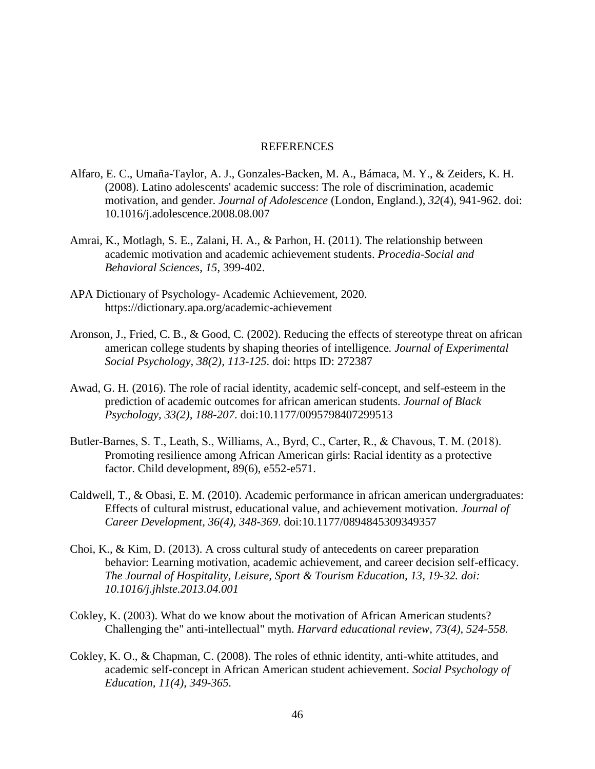# REFERENCES

Alfaro, E. C., Umaña-Taylor, A. J., Gonzales-Backen, M. A., Bámaca, M. Y., & Zeiders, K. H. (2008). Latino adolescents' academic success: The role of discrimination, academic motivation, and gender. *Journal of Adolescence* (London, England.), *32*(4), 941-962. doi: 10.1016/j.adolescence.2008.08.007

Amrai, K., Motlagh, S. E., Zalani, H. A., & Parhon, H. (2011). The relationship between academic motivation and academic achievement students. *Procedia-Social and Behavioral Sciences*, *15*, 399-402.

APA Dictionary of Psychology- Academic Achievement, 2020. https://dictionary.apa.org/academic-achievement

Aronson, J., Fried, C. B., & Good, C. (2002). Reducing the effects of stereotype threat on african american college students by shaping theories of intelligence. *Journal of Experimental Social Psychology, 38(2), 113-125*. doi: https ID: 272387

Awad, G. H. (2016). The role of racial identity, academic self-concept, and self-esteem in the prediction of academic outcomes for african american students. *Journal of Black Psychology, 33(2), 188-207*. doi:10.1177/0095798407299513

Butler-Barnes, S. T., Leath, S., Williams, A., Byrd, C., Carter, R., & Chavous, T. M. (2018). Promoting resilience among African American girls: Racial identity as a protective factor. Child development, 89(6), e552-e571.

Caldwell, T., & Obasi, E. M. (2010). Academic performance in african american undergraduates: Effects of cultural mistrust, educational value, and achievement motivation. *Journal of Career Development, 36(4), 348-369*. doi:10.1177/0894845309349357

Choi, K., & Kim, D. (2013). A cross cultural study of antecedents on career preparation behavior: Learning motivation, academic achievement, and career decision self-efficacy. *The Journal of Hospitality, Leisure, Sport & Tourism Education, 13, 19-32. doi: 10.1016/j.jhlste.2013.04.001*

Cokley, K. (2003). What do we know about the motivation of African American students? Challenging the" anti-intellectual" myth. *Harvard educational review, 73(4), 524-558.*

Cokley, K. O., & Chapman, C. (2008). The roles of ethnic identity, anti-white attitudes, and academic self-concept in African American student achievement. *Social Psychology of Education, 11(4), 349-365.*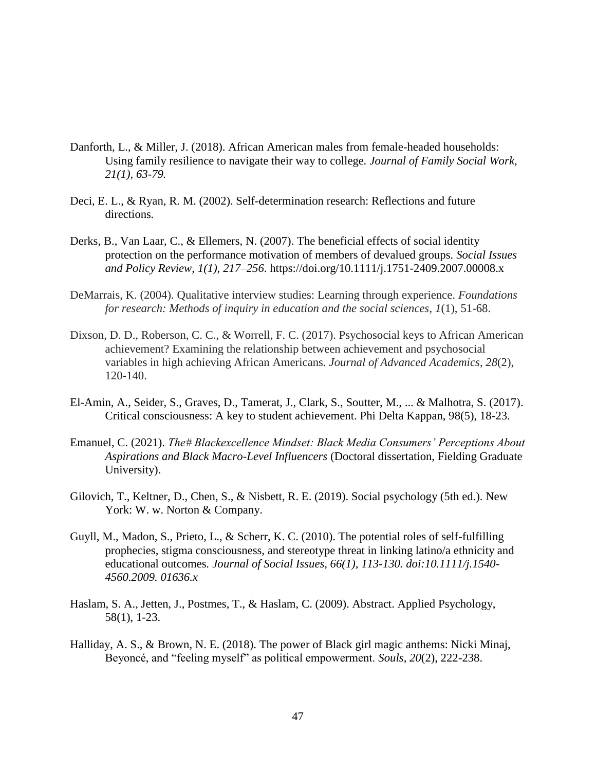Danforth, L., & Miller, J. (2018). African American males from female-headed households: Using family resilience to navigate their way to college. *Journal of Family Social Work, 21(1), 63-79.*

Deci, E. L., & Ryan, R. M. (2002). Self-determination research: Reflections and future directions.

Derks, B., Van Laar, C., & Ellemers, N. (2007). The beneficial effects of social identity protection on the performance motivation of members of devalued groups. *Social Issues and Policy Review, 1(1), 217–256*. https://doi.org/10.1111/j.1751-2409.2007.00008.x

DeMarrais, K. (2004). Qualitative interview studies: Learning through experience. *Foundations for research: Methods of inquiry in education and the social sciences*, *1*(1), 51-68.

Dixson, D. D., Roberson, C. C., & Worrell, F. C. (2017). Psychosocial keys to African American achievement? Examining the relationship between achievement and psychosocial variables in high achieving African Americans. *Journal of Advanced Academics*, *28*(2), 120-140.

El-Amin, A., Seider, S., Graves, D., Tamerat, J., Clark, S., Soutter, M., ... & Malhotra, S. (2017). Critical consciousness: A key to student achievement. Phi Delta Kappan, 98(5), 18-23.

Emanuel, C. (2021). *The# Blackexcellence Mindset: Black Media Consumers' Perceptions About Aspirations and Black Macro-Level Influencers* (Doctoral dissertation, Fielding Graduate University).

Gilovich, T., Keltner, D., Chen, S., & Nisbett, R. E. (2019). Social psychology (5th ed.). New York: W. w. Norton & Company.

Guyll, M., Madon, S., Prieto, L., & Scherr, K. C. (2010). The potential roles of self-fulfilling prophecies, stigma consciousness, and stereotype threat in linking latino/a ethnicity and educational outcomes*. Journal of Social Issues*, *66(1), 113-130. doi:10.1111/j.1540-4560.2009. 01636.x*

Haslam, S. A., Jetten, J., Postmes, T., & Haslam, C. (2009). Abstract. Applied Psychology, 58(1), 1-23.

Halliday, A. S., & Brown, N. E. (2018). The power of Black girl magic anthems: Nicki Minaj, Beyoncé, and "feeling myself" as political empowerment. *Souls*, *20*(2), 222-238.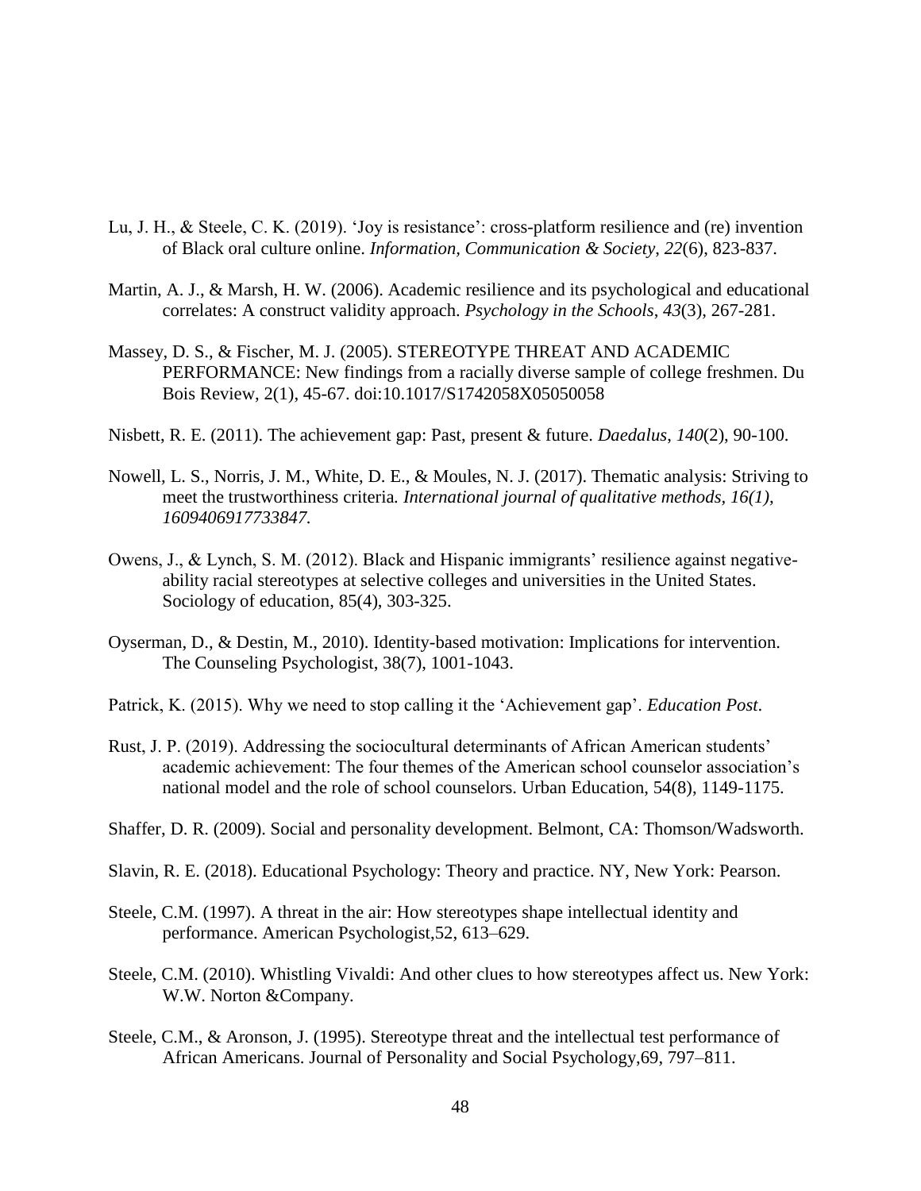Lu, J. H., & Steele, C. K. (2019). 'Joy is resistance': cross-platform resilience and (re) invention of Black oral culture online. *Information, Communication & Society*, *22*(6), 823-837.

Martin, A. J., & Marsh, H. W. (2006). Academic resilience and its psychological and educational correlates: A construct validity approach. *Psychology in the Schools*, *43*(3), 267-281.

Massey, D. S., & Fischer, M. J. (2005). STEREOTYPE THREAT AND ACADEMIC PERFORMANCE: New findings from a racially diverse sample of college freshmen. Du Bois Review, 2(1), 45-67. doi:10.1017/S1742058X05050058

Nisbett, R. E. (2011). The achievement gap: Past, present & future. *Daedalus*, *140*(2), 90-100.

Nowell, L. S., Norris, J. M., White, D. E., & Moules, N. J. (2017). Thematic analysis: Striving to meet the trustworthiness criteria. *International journal of qualitative methods, 16(1), 1609406917733847.*

Owens, J., & Lynch, S. M. (2012). Black and Hispanic immigrants' resilience against negative-ability racial stereotypes at selective colleges and universities in the United States. Sociology of education, 85(4), 303-325.

Oyserman, D., & Destin, M., 2010). Identity-based motivation: Implications for intervention. The Counseling Psychologist, 38(7), 1001-1043.

Patrick, K. (2015). Why we need to stop calling it the 'Achievement gap'. *Education Post*.

Rust, J. P. (2019). Addressing the sociocultural determinants of African American students' academic achievement: The four themes of the American school counselor association's national model and the role of school counselors. Urban Education, 54(8), 1149-1175.

Shaffer, D. R. (2009). Social and personality development. Belmont, CA: Thomson/Wadsworth.

Slavin, R. E. (2018). Educational Psychology: Theory and practice. NY, New York: Pearson.

Steele, C.M. (1997). A threat in the air: How stereotypes shape intellectual identity and performance. American Psychologist,52, 613–629.

Steele, C.M. (2010). Whistling Vivaldi: And other clues to how stereotypes affect us. New York: W.W. Norton &Company.

Steele, C.M., & Aronson, J. (1995). Stereotype threat and the intellectual test performance of African Americans. Journal of Personality and Social Psychology,69, 797–811.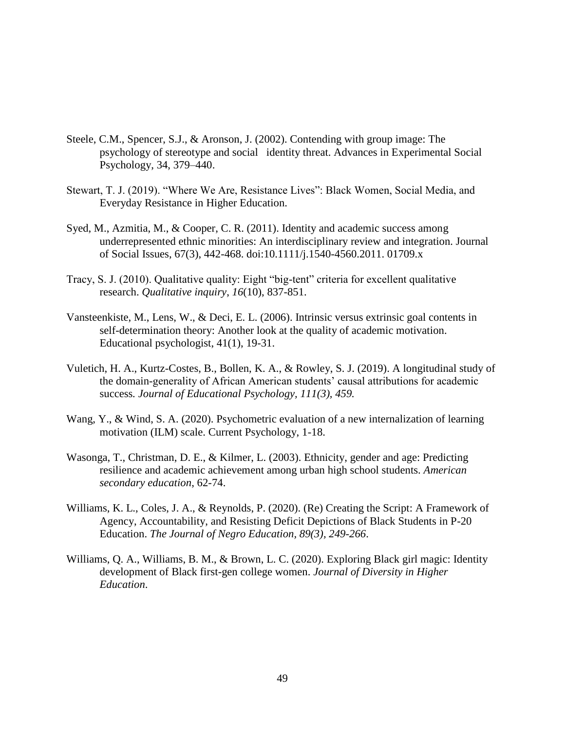Steele, C.M., Spencer, S.J., & Aronson, J. (2002). Contending with group image: The psychology of stereotype and social identity threat. Advances in Experimental Social Psychology, 34, 379–440.

Stewart, T. J. (2019). "Where We Are, Resistance Lives": Black Women, Social Media, and Everyday Resistance in Higher Education.

Syed, M., Azmitia, M., & Cooper, C. R. (2011). Identity and academic success among underrepresented ethnic minorities: An interdisciplinary review and integration. Journal of Social Issues, 67(3), 442-468. doi:10.1111/j.1540-4560.2011. 01709.x

Tracy, S. J. (2010). Qualitative quality: Eight "big-tent" criteria for excellent qualitative research. *Qualitative inquiry*, *16*(10), 837-851.

Vansteenkiste, M., Lens, W., & Deci, E. L. (2006). Intrinsic versus extrinsic goal contents in self-determination theory: Another look at the quality of academic motivation. Educational psychologist, 41(1), 19-31.

Vuletich, H. A., Kurtz-Costes, B., Bollen, K. A., & Rowley, S. J. (2019). A longitudinal study of the domain-generality of African American students' causal attributions for academic success. *Journal of Educational Psychology, 111(3), 459.*

Wang, Y., & Wind, S. A. (2020). Psychometric evaluation of a new internalization of learning motivation (ILM) scale. Current Psychology, 1-18.

Wasonga, T., Christman, D. E., & Kilmer, L. (2003). Ethnicity, gender and age: Predicting resilience and academic achievement among urban high school students. *American secondary education*, 62-74.

Williams, K. L., Coles, J. A., & Reynolds, P. (2020). (Re) Creating the Script: A Framework of Agency, Accountability, and Resisting Deficit Depictions of Black Students in P-20 Education. *The Journal of Negro Education, 89(3), 249-266*.

Williams, Q. A., Williams, B. M., & Brown, L. C. (2020). Exploring Black girl magic: Identity development of Black first-gen college women. *Journal of Diversity in Higher Education*.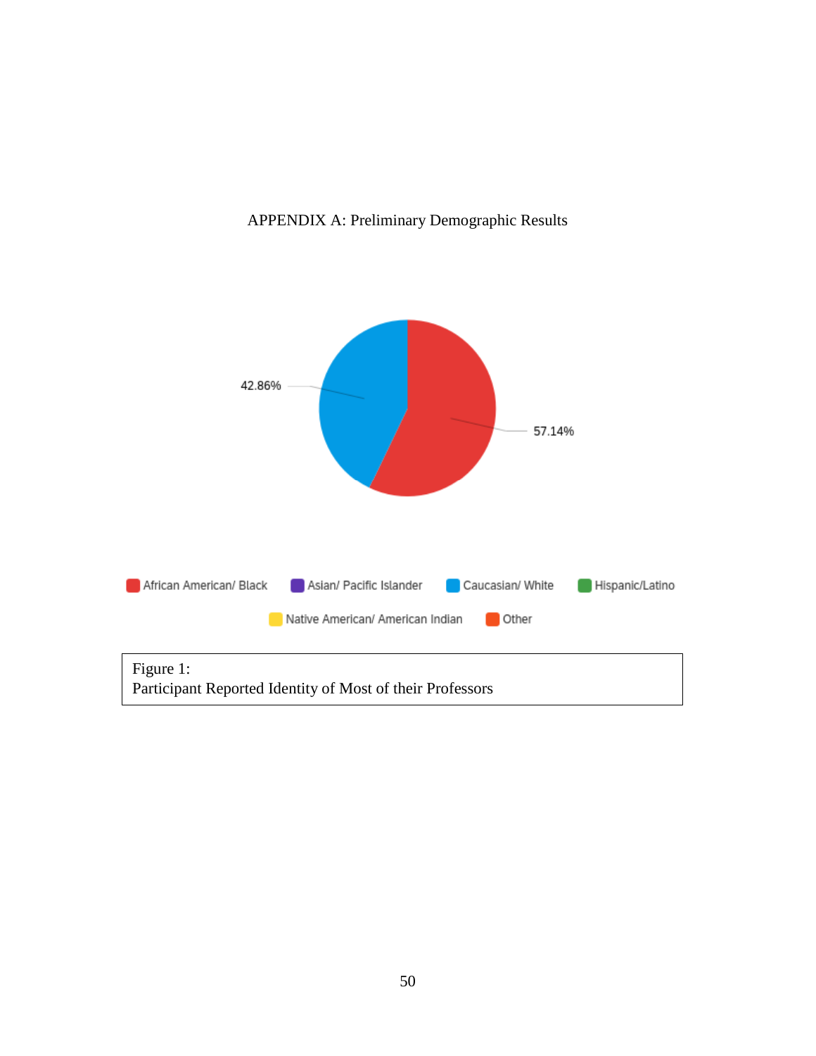APPENDIX A: Preliminary Demographic Results

42.86%

57.14%

African American/ Black
Asian/ Pacific Islander
Caucasian/ White
Hispanic/Latino
Native American/ American Indian
Other

Figure 1:
Participant Reported Identity of Most of their Professors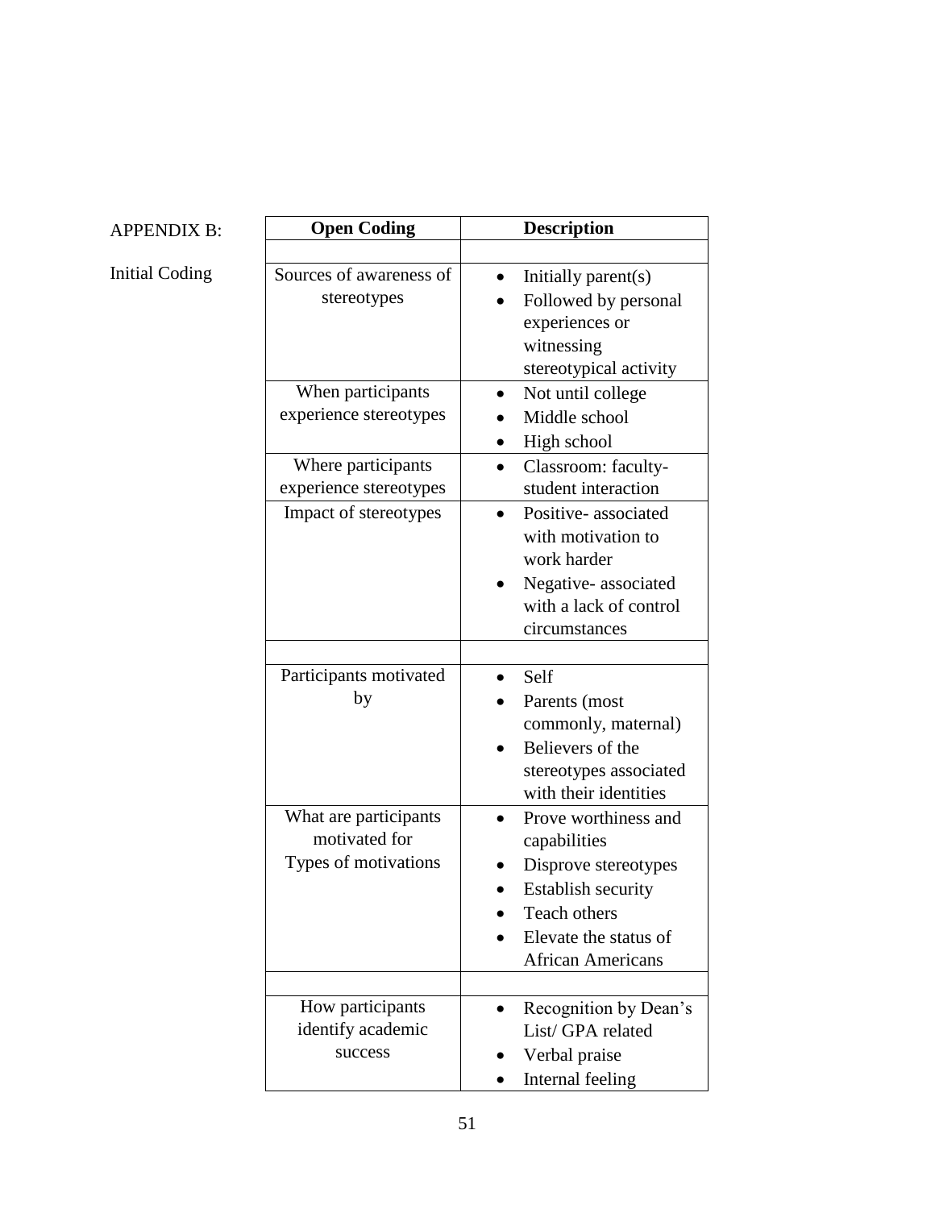APPENDIX B:

Initial Coding

| Open Coding | Description |
|---|---|
| | |
| Sources of awareness of stereotypes | • Initially parent(s)<br>• Followed by personal experiences or witnessing stereotypical activity |
| When participants experience stereotypes | • Not until college<br>• Middle school<br>• High school |
| Where participants experience stereotypes | • Classroom: faculty-student interaction |
| Impact of stereotypes | • Positive- associated with motivation to work harder<br>• Negative- associated with a lack of control circumstances |
| | |
| Participants motivated by | • Self<br>• Parents (most commonly, maternal)<br>• Believers of the stereotypes associated with their identities |
| What are participants motivated for<br>Types of motivations | • Prove worthiness and capabilities<br>• Disprove stereotypes<br>• Establish security<br>• Teach others<br>• Elevate the status of African Americans |
| | |
| How participants identify academic success | • Recognition by Dean's List/ GPA related<br>• Verbal praise<br>• Internal feeling |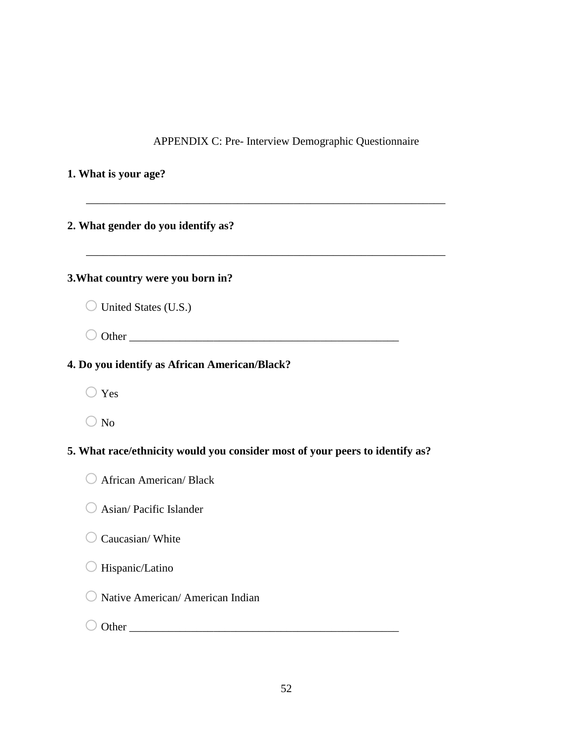APPENDIX C: Pre- Interview Demographic Questionnaire

**1. What is your age?**

\_\_\_\_\_\_\_\_\_\_\_\_\_\_\_\_\_\_\_\_\_\_\_\_\_\_\_\_\_\_\_\_\_\_\_\_\_\_\_\_\_\_\_\_\_\_\_\_\_\_\_\_\_\_\_\_\_\_\_\_\_\_\_\_

**2. What gender do you identify as?**

\_\_\_\_\_\_\_\_\_\_\_\_\_\_\_\_\_\_\_\_\_\_\_\_\_\_\_\_\_\_\_\_\_\_\_\_\_\_\_\_\_\_\_\_\_\_\_\_\_\_\_\_\_\_\_\_\_\_\_\_\_\_\_\_

**3.What country were you born in?**

○ United States (U.S.)

○ Other \_\_\_\_\_\_\_\_\_\_\_\_\_\_\_\_\_\_\_\_\_\_\_\_\_\_\_\_\_\_\_\_\_\_\_\_\_\_\_\_\_\_\_\_\_\_\_\_

**4. Do you identify as African American/Black?**

○ Yes

○ No

**5. What race/ethnicity would you consider most of your peers to identify as?**

○ African American/ Black

○ Asian/ Pacific Islander

○ Caucasian/ White

○ Hispanic/Latino

○ Native American/ American Indian

○ Other \_\_\_\_\_\_\_\_\_\_\_\_\_\_\_\_\_\_\_\_\_\_\_\_\_\_\_\_\_\_\_\_\_\_\_\_\_\_\_\_\_\_\_\_\_\_\_\_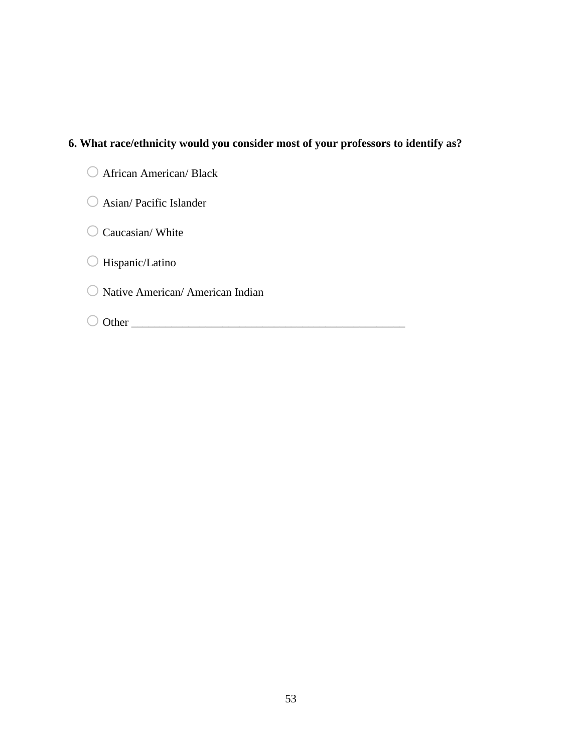**6. What race/ethnicity would you consider most of your professors to identify as?**

○ African American/ Black

○ Asian/ Pacific Islander

○ Caucasian/ White

○ Hispanic/Latino

○ Native American/ American Indian

○ Other ________________________________________________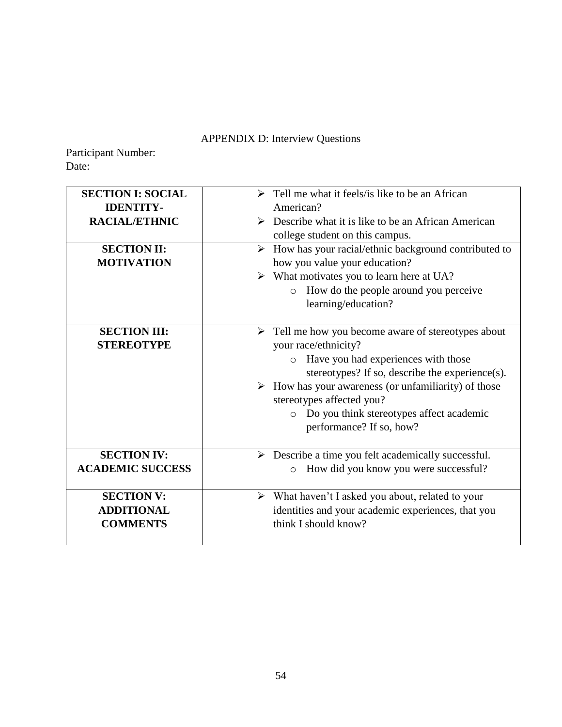APPENDIX D: Interview Questions

Participant Number:
Date:

| | |
|---|---|
| **SECTION I: SOCIAL IDENTITY-RACIAL/ETHNIC** | ➢ Tell me what it feels/is like to be an African American?<br>➢ Describe what it is like to be an African American college student on this campus. |
| **SECTION II: MOTIVATION** | ➢ How has your racial/ethnic background contributed to how you value your education?<br>➢ What motivates you to learn here at UA?<br>o How do the people around you perceive learning/education? |
| **SECTION III: STEREOTYPE** | ➢ Tell me how you become aware of stereotypes about your race/ethnicity?<br>o Have you had experiences with those stereotypes? If so, describe the experience(s).<br>➢ How has your awareness (or unfamiliarity) of those stereotypes affected you?<br>o Do you think stereotypes affect academic performance? If so, how? |
| **SECTION IV: ACADEMIC SUCCESS** | ➢ Describe a time you felt academically successful.<br>o How did you know you were successful? |
| **SECTION V: ADDITIONAL COMMENTS** | ➢ What haven't I asked you about, related to your identities and your academic experiences, that you think I should know? |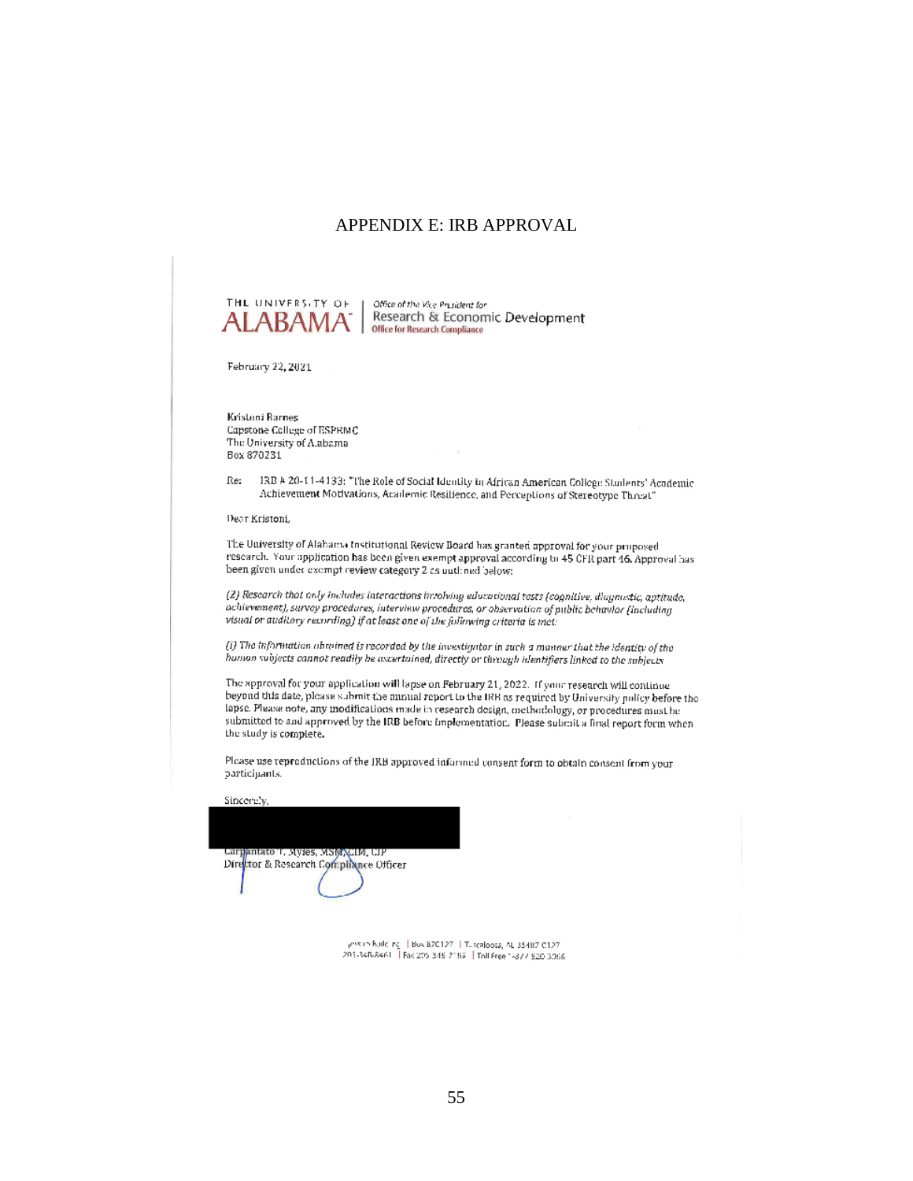## APPENDIX E: IRB APPROVAL

THE UNIVERSITY OF ALABAMA | Office of the Vice President for Research & Economic Development
Office for Research Compliance

February 22, 2021

Kristoni Barnes
Capstone College of ESPRMC
The University of Alabama
Box 870231

Re: IRB # 20-11-4133: "The Role of Social Identity in African American College Students' Academic Achievement Motivations, Academic Resilience, and Perceptions of Stereotype Threat"

Dear Kristoni,

The University of Alabama Institutional Review Board has granted approval for your proposed research. Your application has been given exempt approval according to 45 CFR part 46. Approval has been given under exempt review category 2 as outlined below:

*(2) Research that only includes interactions involving educational tests (cognitive, diagnostic, aptitude, achievement), survey procedures, interview procedures, or observation of public behavior (including visual or auditory recording) if at least one of the following criteria is met:*

*(i) The information obtained is recorded by the investigator in such a manner that the identity of the human subjects cannot readily be ascertained, directly or through identifiers linked to the subjects*

The approval for your application will lapse on February 21, 2022. If your research will continue beyond this date, please submit the annual report to the IRB as required by University policy before the lapse. Please note, any modifications made in research design, methodology, or procedures must be submitted to and approved by the IRB before implementation. Please submit a final report form when the study is complete.

Please use reproductions of the IRB approved informed consent form to obtain consent from your participants.

Sincerely,

Carpantato T. Myles, MSM, CIM, CIP
Director & Research Compliance Officer

358 Rose Administration Building | Box 870127 | Tuscaloosa, AL 35487-0127
205-348-8461 | Fax 205-348-7189 | Toll Free 1-877-820-3066